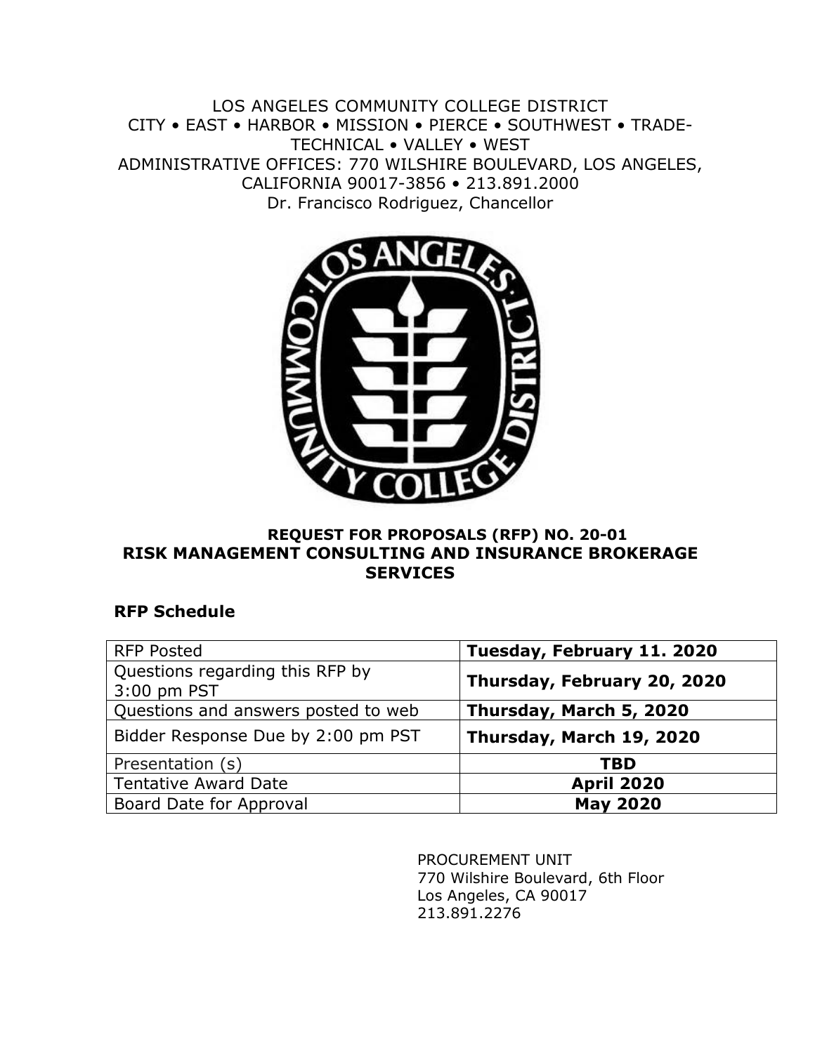LOS ANGELES COMMUNITY COLLEGE DISTRICT
CITY • EAST • HARBOR • MISSION • PIERCE • SOUTHWEST • TRADE-TECHNICAL • VALLEY • WEST
ADMINISTRATIVE OFFICES: 770 WILSHIRE BOULEVARD, LOS ANGELES, CALIFORNIA 90017-3856 • 213.891.2000
Dr. Francisco Rodriguez, Chancellor

# REQUEST FOR PROPOSALS (RFP) NO. 20-01
# RISK MANAGEMENT CONSULTING AND INSURANCE BROKERAGE SERVICES

## RFP Schedule

| | |
|---|---|
| RFP Posted | **Tuesday, February 11. 2020** |
| Questions regarding this RFP by 3:00 pm PST | **Thursday, February 20, 2020** |
| Questions and answers posted to web | **Thursday, March 5, 2020** |
| Bidder Response Due by 2:00 pm PST | **Thursday, March 19, 2020** |
| Presentation (s) | **TBD** |
| Tentative Award Date | **April 2020** |
| Board Date for Approval | **May 2020** |

PROCUREMENT UNIT
770 Wilshire Boulevard, 6th Floor
Los Angeles, CA 90017
213.891.2276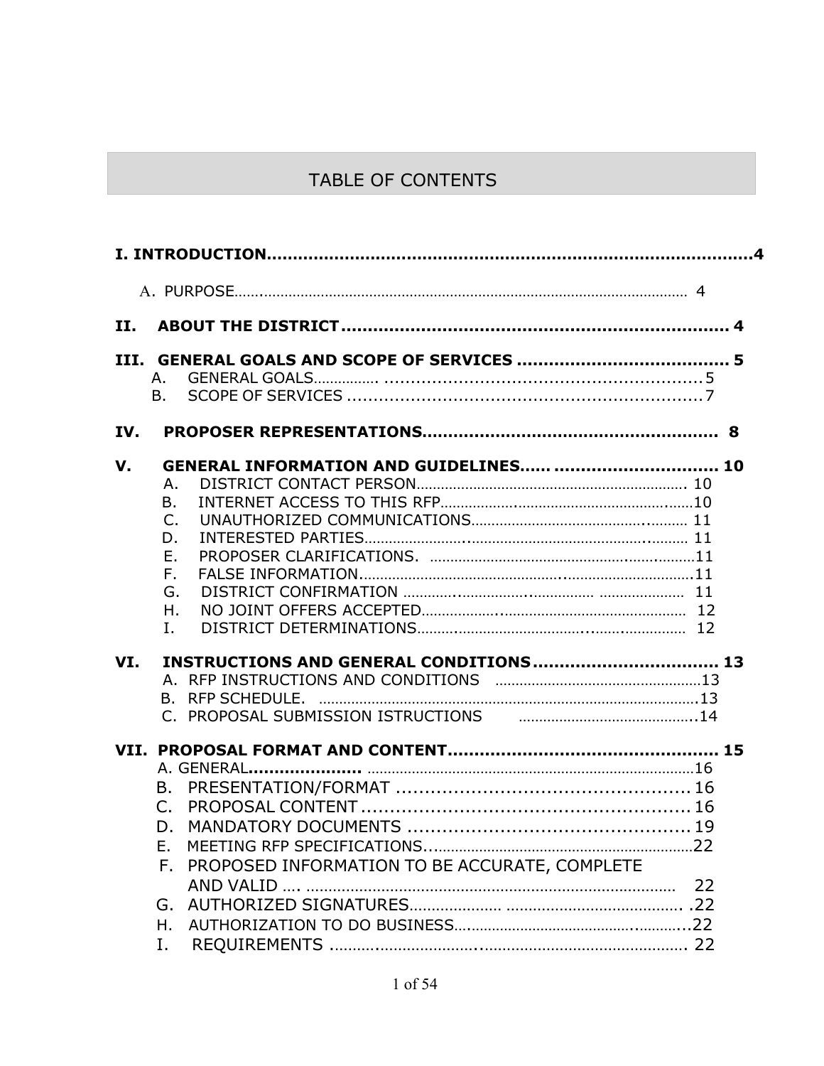# TABLE OF CONTENTS

**I. INTRODUCTION**..........................................................................................**4**

- A. PURPOSE........................................................................................................ 4

**II. ABOUT THE DISTRICT**.......................................................................... **4**

**III. GENERAL GOALS AND SCOPE OF SERVICES** ........................................ **5**

- A. GENERAL GOALS................ ............................................................5
- B. SCOPE OF SERVICES ...................................................................7

**IV. PROPOSER REPRESENTATIONS**........................................................ **8**

**V. GENERAL INFORMATION AND GUIDELINES**...... ............................... **10**

- A. DISTRICT CONTACT PERSON.................................................................. 10
- B. INTERNET ACCESS TO THIS RFP..........................................................10
- C. UNAUTHORIZED COMMUNICATIONS..................................................... 11
- D. INTERESTED PARTIES.............................................................................. 11
- E. PROPOSER CLARIFICATIONS. ...............................................................11
- F. FALSE INFORMATION...............................................................................11
- G. DISTRICT CONFIRMATION ..................................................................... 11
- H. NO JOINT OFFERS ACCEPTED................................................................ 12
- I. DISTRICT DETERMINATIONS..................................................................... 12

**VI. INSTRUCTIONS AND GENERAL CONDITIONS**.................................. **13**

- A. RFP INSTRUCTIONS AND CONDITIONS ..................................................13
- B. RFP SCHEDULE. ..........................................................................................13
- C. PROPOSAL SUBMISSION ISTRUCTIONS ..........................................14

**VII. PROPOSAL FORMAT AND CONTENT**.................................................. **15**

- A. GENERAL...................... ..........................................................................16
- B. PRESENTATION/FORMAT ................................................... 16
- C. PROPOSAL CONTENT ........................................................ 16
- D. MANDATORY DOCUMENTS ................................................ 19
- E. MEETING RFP SPECIFICATIONS...............................................................22
- F. PROPOSED INFORMATION TO BE ACCURATE, COMPLETE AND VALID .... ....................................................................................... 22
- G. AUTHORIZED SIGNATURES.................... ........................................ .22
- H. AUTHORIZATION TO DO BUSINESS.....................................................22
- I. REQUIREMENTS .......................................................................... 22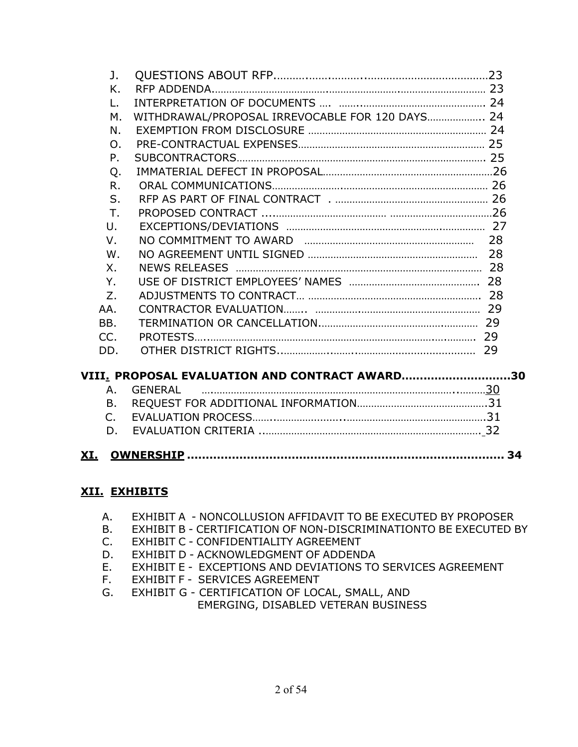J. QUESTIONS ABOUT RFP........................................................23
K. RFP ADDENDA........................................................................ 23
L. INTERPRETATION OF DOCUMENTS .... ............................................ 24
M. WITHDRAWAL/PROPOSAL IRREVOCABLE FOR 120 DAYS.................... 24
N. EXEMPTION FROM DISCLOSURE .................................................. 24
O. PRE-CONTRACTUAL EXPENSES..................................................... 25
P. SUBCONTRACTORS.................................................................... 25
Q. IMMATERIAL DEFECT IN PROPOSAL...............................................26
R. ORAL COMMUNICATIONS............................................................ 26
S. RFP AS PART OF FINAL CONTRACT . ............................................ 26
T. PROPOSED CONTRACT ...............................................................26
U. EXCEPTIONS/DEVIATIONS .......................................................... 27
V. NO COMMITMENT TO AWARD ...................................................... 28
W. NO AGREEMENT UNTIL SIGNED .................................................. 28
X. NEWS RELEASES ..................................................................... 28
Y. USE OF DISTRICT EMPLOYEES' NAMES ........................................ 28
Z. ADJUSTMENTS TO CONTRACT... ................................................. 28
AA. CONTRACTOR EVALUATION....... ................................................ 29
BB. TERMINATION OR CANCELLATION.............................................. 29
CC. PROTESTS............................................................................. 29
DD. OTHER DISTRICT RIGHTS.......................................................... 29

**VIII. PROPOSAL EVALUATION AND CONTRACT AWARD.............................30**

A. GENERAL ...................................................................................30
B. REQUEST FOR ADDITIONAL INFORMATION.......................................31
C. EVALUATION PROCESS..................................................................31
D. EVALUATION CRITERIA ................................................................. 32

**XI. OWNERSHIP ........................................................................... 34**

**XII. EXHIBITS**

A. EXHIBIT A - NONCOLLUSION AFFIDAVIT TO BE EXECUTED BY PROPOSER
B. EXHIBIT B - CERTIFICATION OF NON-DISCRIMINATIONTO BE EXECUTED BY
C. EXHIBIT C - CONFIDENTIALITY AGREEMENT
D. EXHIBIT D - ACKNOWLEDGMENT OF ADDENDA
E. EXHIBIT E - EXCEPTIONS AND DEVIATIONS TO SERVICES AGREEMENT
F. EXHIBIT F - SERVICES AGREEMENT
G. EXHIBIT G - CERTIFICATION OF LOCAL, SMALL, AND EMERGING, DISABLED VETERAN BUSINESS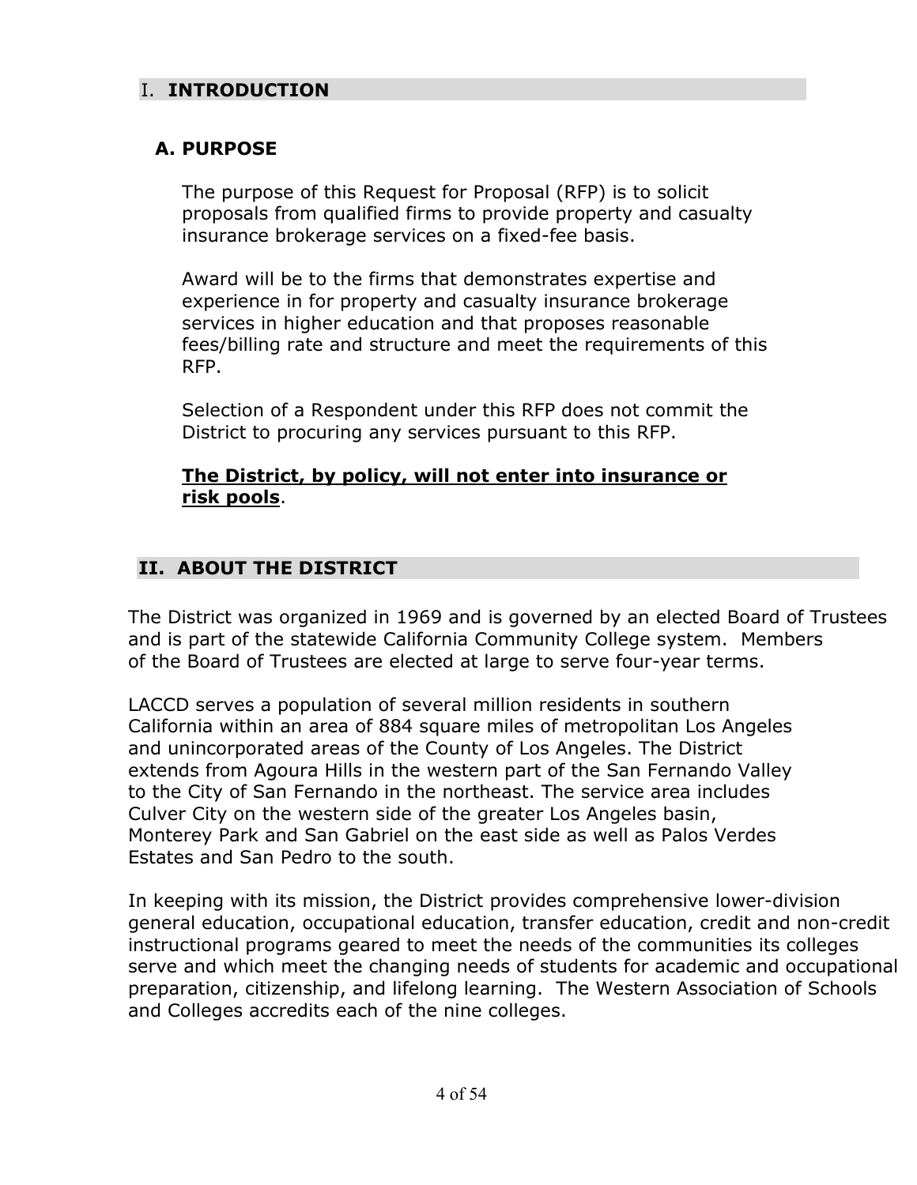# I. INTRODUCTION

## A. PURPOSE

The purpose of this Request for Proposal (RFP) is to solicit proposals from qualified firms to provide property and casualty insurance brokerage services on a fixed-fee basis.

Award will be to the firms that demonstrates expertise and experience in for property and casualty insurance brokerage services in higher education and that proposes reasonable fees/billing rate and structure and meet the requirements of this RFP.

Selection of a Respondent under this RFP does not commit the District to procuring any services pursuant to this RFP.

<u>**The District, by policy, will not enter into insurance or risk pools**</u>.

# II. ABOUT THE DISTRICT

The District was organized in 1969 and is governed by an elected Board of Trustees and is part of the statewide California Community College system. Members of the Board of Trustees are elected at large to serve four-year terms.

LACCD serves a population of several million residents in southern California within an area of 884 square miles of metropolitan Los Angeles and unincorporated areas of the County of Los Angeles. The District extends from Agoura Hills in the western part of the San Fernando Valley to the City of San Fernando in the northeast. The service area includes Culver City on the western side of the greater Los Angeles basin, Monterey Park and San Gabriel on the east side as well as Palos Verdes Estates and San Pedro to the south.

In keeping with its mission, the District provides comprehensive lower-division general education, occupational education, transfer education, credit and non-credit instructional programs geared to meet the needs of the communities its colleges serve and which meet the changing needs of students for academic and occupational preparation, citizenship, and lifelong learning. The Western Association of Schools and Colleges accredits each of the nine colleges.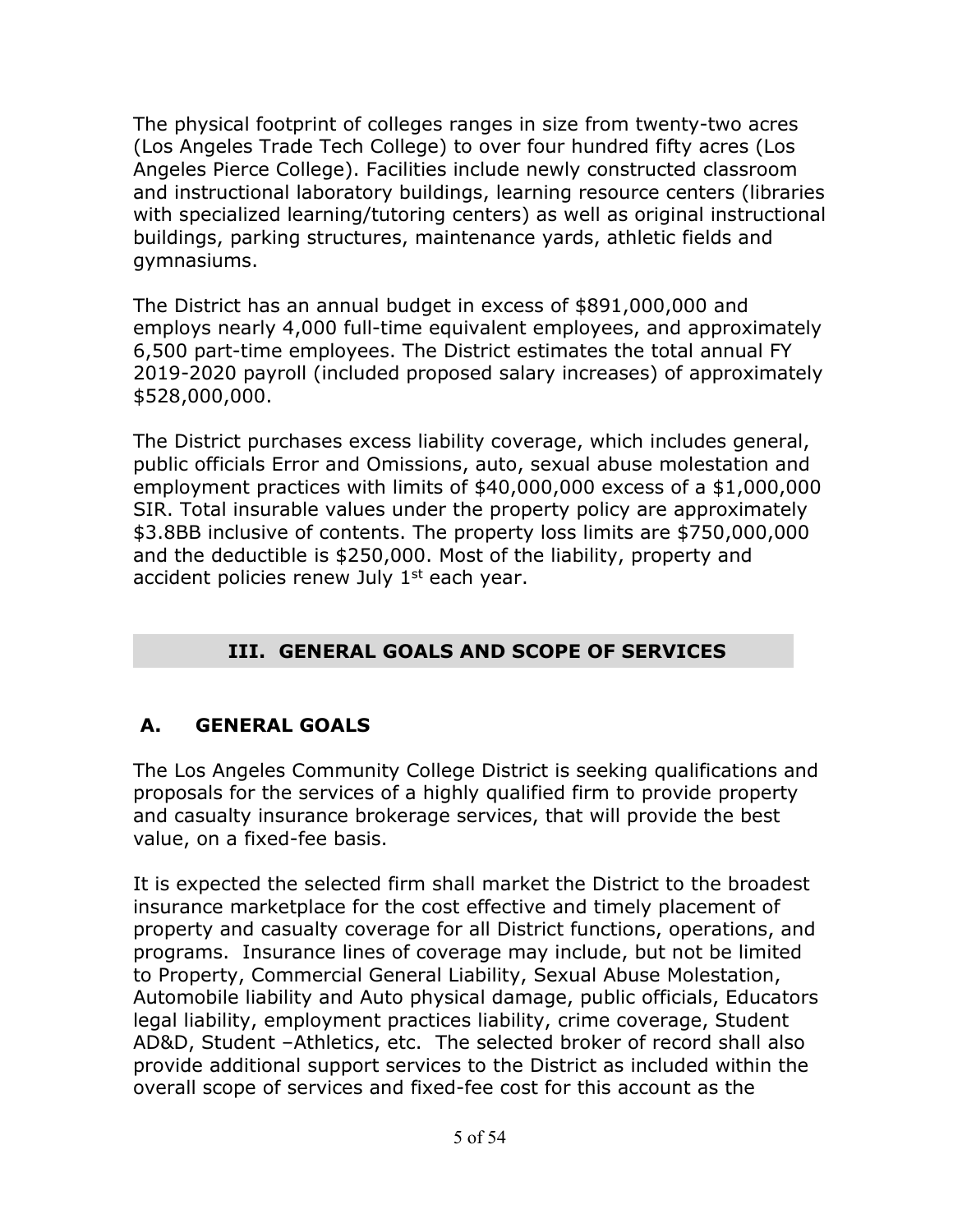The physical footprint of colleges ranges in size from twenty-two acres (Los Angeles Trade Tech College) to over four hundred fifty acres (Los Angeles Pierce College). Facilities include newly constructed classroom and instructional laboratory buildings, learning resource centers (libraries with specialized learning/tutoring centers) as well as original instructional buildings, parking structures, maintenance yards, athletic fields and gymnasiums.

The District has an annual budget in excess of $891,000,000 and employs nearly 4,000 full-time equivalent employees, and approximately 6,500 part-time employees. The District estimates the total annual FY 2019-2020 payroll (included proposed salary increases) of approximately $528,000,000.

The District purchases excess liability coverage, which includes general, public officials Error and Omissions, auto, sexual abuse molestation and employment practices with limits of $40,000,000 excess of a $1,000,000 SIR. Total insurable values under the property policy are approximately $3.8BB inclusive of contents. The property loss limits are $750,000,000 and the deductible is $250,000. Most of the liability, property and accident policies renew July 1st each year.

## III. GENERAL GOALS AND SCOPE OF SERVICES

### A. GENERAL GOALS

The Los Angeles Community College District is seeking qualifications and proposals for the services of a highly qualified firm to provide property and casualty insurance brokerage services, that will provide the best value, on a fixed-fee basis.

It is expected the selected firm shall market the District to the broadest insurance marketplace for the cost effective and timely placement of property and casualty coverage for all District functions, operations, and programs. Insurance lines of coverage may include, but not be limited to Property, Commercial General Liability, Sexual Abuse Molestation, Automobile liability and Auto physical damage, public officials, Educators legal liability, employment practices liability, crime coverage, Student AD&D, Student –Athletics, etc. The selected broker of record shall also provide additional support services to the District as included within the overall scope of services and fixed-fee cost for this account as the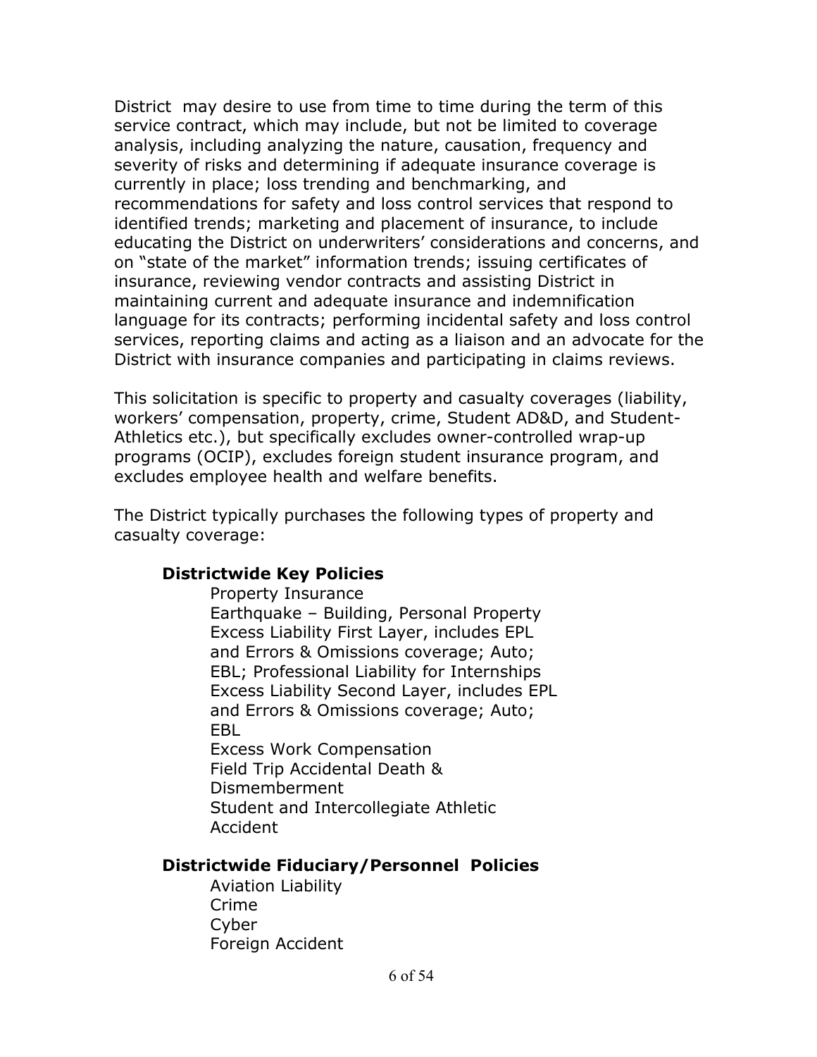District may desire to use from time to time during the term of this service contract, which may include, but not be limited to coverage analysis, including analyzing the nature, causation, frequency and severity of risks and determining if adequate insurance coverage is currently in place; loss trending and benchmarking, and recommendations for safety and loss control services that respond to identified trends; marketing and placement of insurance, to include educating the District on underwriters' considerations and concerns, and on "state of the market" information trends; issuing certificates of insurance, reviewing vendor contracts and assisting District in maintaining current and adequate insurance and indemnification language for its contracts; performing incidental safety and loss control services, reporting claims and acting as a liaison and an advocate for the District with insurance companies and participating in claims reviews.

This solicitation is specific to property and casualty coverages (liability, workers' compensation, property, crime, Student AD&D, and Student-Athletics etc.), but specifically excludes owner-controlled wrap-up programs (OCIP), excludes foreign student insurance program, and excludes employee health and welfare benefits.

The District typically purchases the following types of property and casualty coverage:

**Districtwide Key Policies**

- Property Insurance
- Earthquake – Building, Personal Property
- Excess Liability First Layer, includes EPL and Errors & Omissions coverage; Auto; EBL; Professional Liability for Internships
- Excess Liability Second Layer, includes EPL and Errors & Omissions coverage; Auto; EBL
- Excess Work Compensation
- Field Trip Accidental Death & Dismemberment
- Student and Intercollegiate Athletic Accident

**Districtwide Fiduciary/Personnel Policies**

- Aviation Liability
- Crime
- Cyber
- Foreign Accident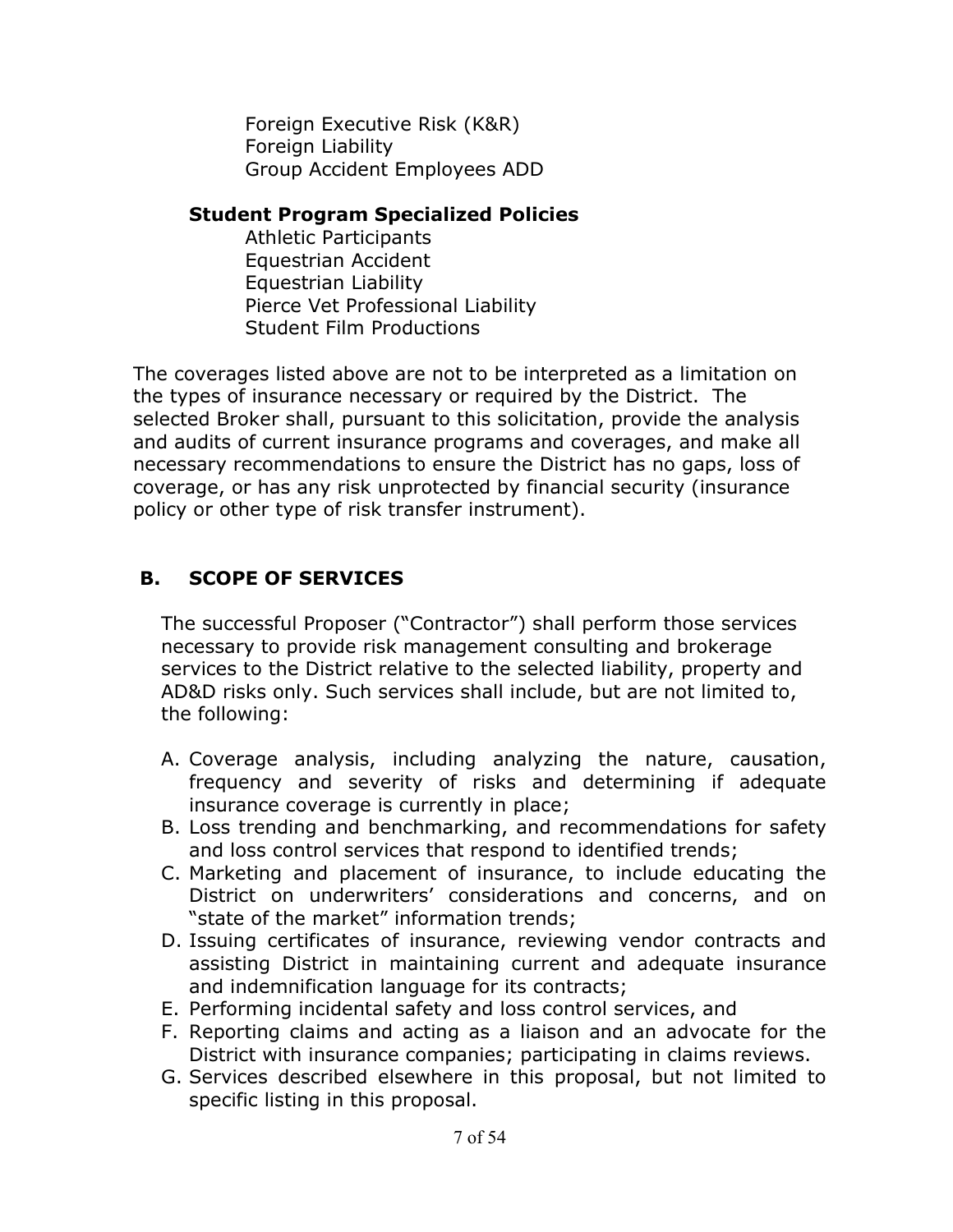Foreign Executive Risk (K&R)
Foreign Liability
Group Accident Employees ADD

**Student Program Specialized Policies**

Athletic Participants
Equestrian Accident
Equestrian Liability
Pierce Vet Professional Liability
Student Film Productions

The coverages listed above are not to be interpreted as a limitation on the types of insurance necessary or required by the District. The selected Broker shall, pursuant to this solicitation, provide the analysis and audits of current insurance programs and coverages, and make all necessary recommendations to ensure the District has no gaps, loss of coverage, or has any risk unprotected by financial security (insurance policy or other type of risk transfer instrument).

## B. SCOPE OF SERVICES

The successful Proposer ("Contractor") shall perform those services necessary to provide risk management consulting and brokerage services to the District relative to the selected liability, property and AD&D risks only. Such services shall include, but are not limited to, the following:

A. Coverage analysis, including analyzing the nature, causation, frequency and severity of risks and determining if adequate insurance coverage is currently in place;
B. Loss trending and benchmarking, and recommendations for safety and loss control services that respond to identified trends;
C. Marketing and placement of insurance, to include educating the District on underwriters' considerations and concerns, and on "state of the market" information trends;
D. Issuing certificates of insurance, reviewing vendor contracts and assisting District in maintaining current and adequate insurance and indemnification language for its contracts;
E. Performing incidental safety and loss control services, and
F. Reporting claims and acting as a liaison and an advocate for the District with insurance companies; participating in claims reviews.
G. Services described elsewhere in this proposal, but not limited to specific listing in this proposal.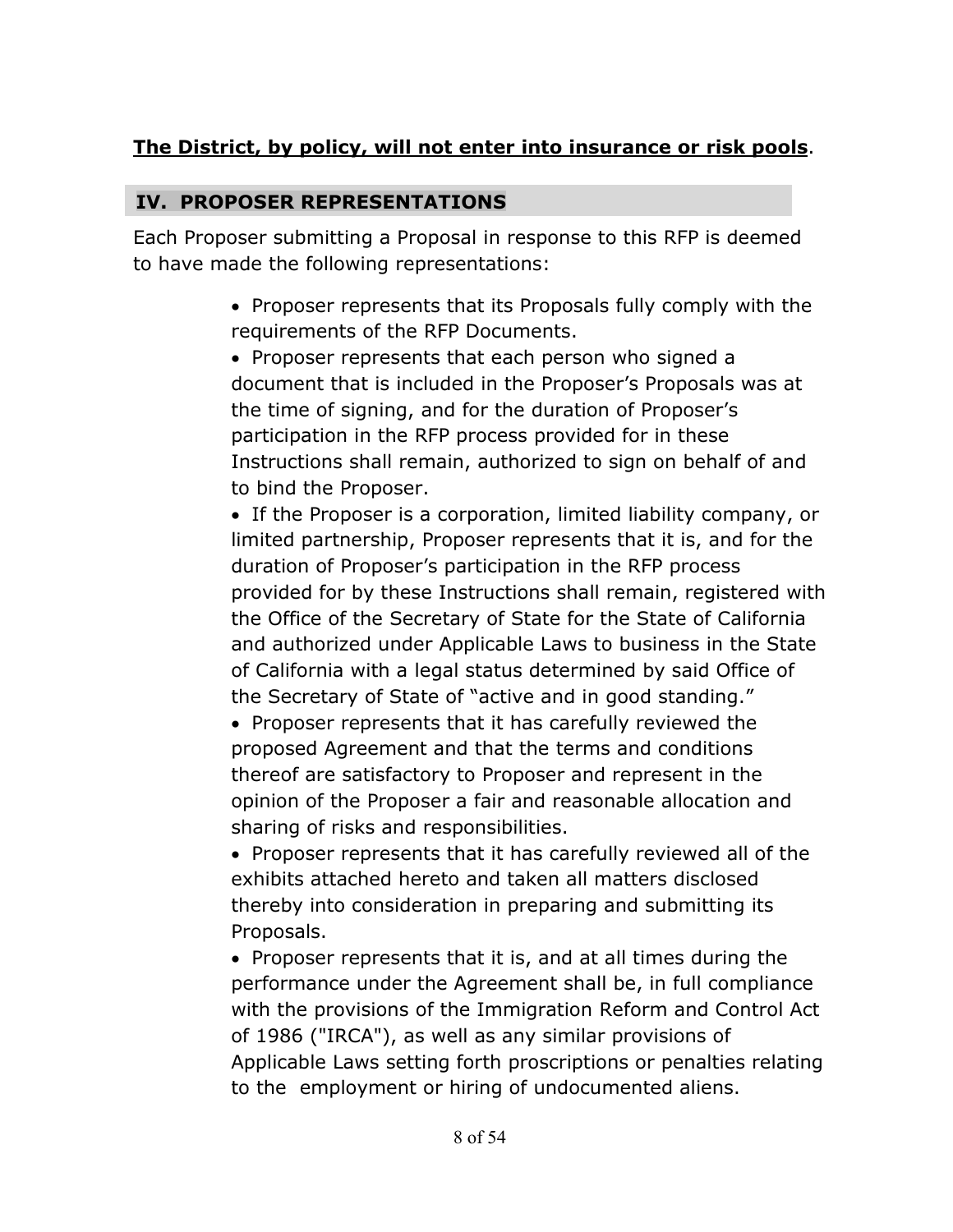**The District, by policy, will not enter into insurance or risk pools**.

## IV. PROPOSER REPRESENTATIONS

Each Proposer submitting a Proposal in response to this RFP is deemed to have made the following representations:

- Proposer represents that its Proposals fully comply with the requirements of the RFP Documents.
- Proposer represents that each person who signed a document that is included in the Proposer's Proposals was at the time of signing, and for the duration of Proposer's participation in the RFP process provided for in these Instructions shall remain, authorized to sign on behalf of and to bind the Proposer.
- If the Proposer is a corporation, limited liability company, or limited partnership, Proposer represents that it is, and for the duration of Proposer's participation in the RFP process provided for by these Instructions shall remain, registered with the Office of the Secretary of State for the State of California and authorized under Applicable Laws to business in the State of California with a legal status determined by said Office of the Secretary of State of "active and in good standing."
- Proposer represents that it has carefully reviewed the proposed Agreement and that the terms and conditions thereof are satisfactory to Proposer and represent in the opinion of the Proposer a fair and reasonable allocation and sharing of risks and responsibilities.
- Proposer represents that it has carefully reviewed all of the exhibits attached hereto and taken all matters disclosed thereby into consideration in preparing and submitting its Proposals.
- Proposer represents that it is, and at all times during the performance under the Agreement shall be, in full compliance with the provisions of the Immigration Reform and Control Act of 1986 ("IRCA"), as well as any similar provisions of Applicable Laws setting forth proscriptions or penalties relating to the employment or hiring of undocumented aliens.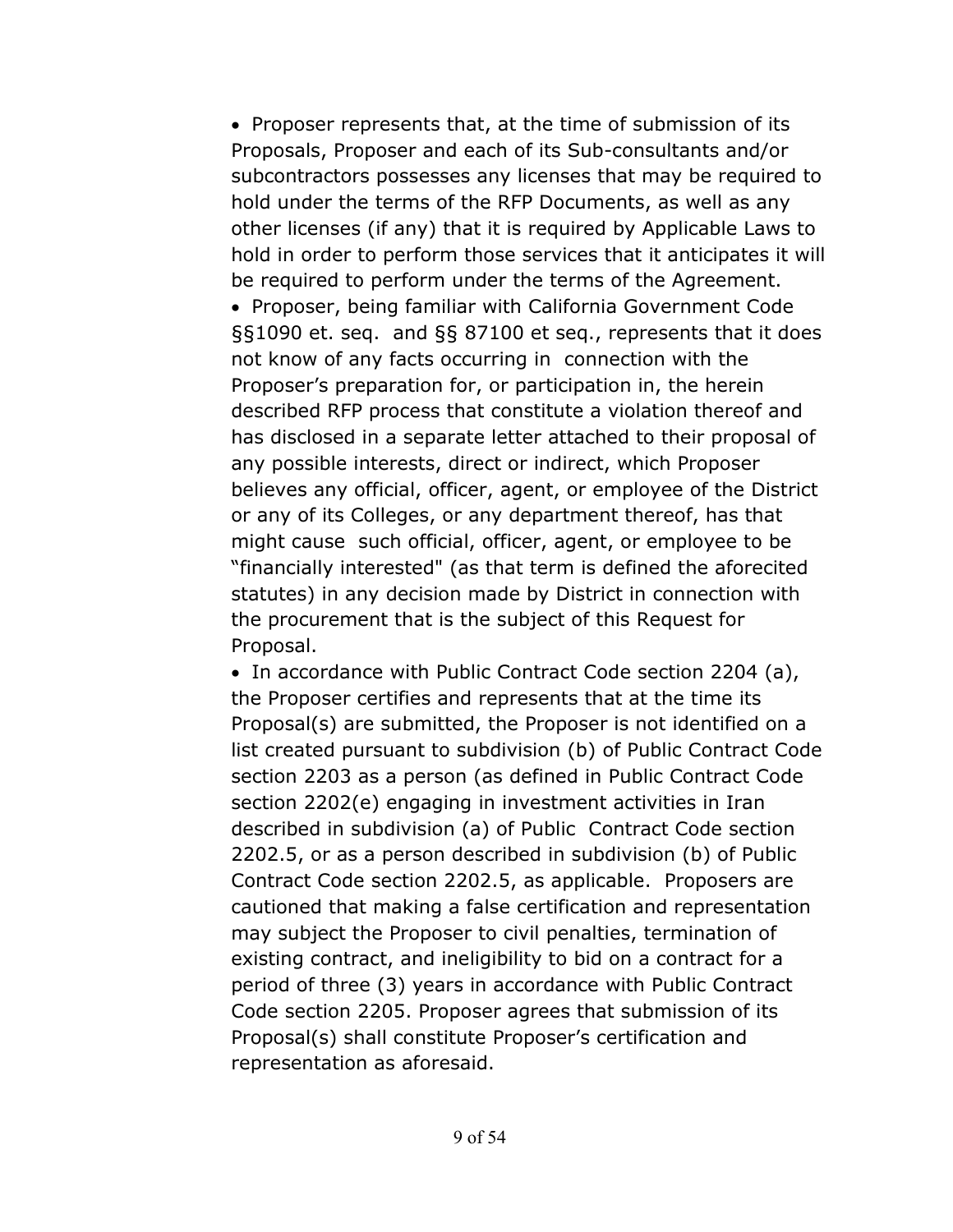- Proposer represents that, at the time of submission of its Proposals, Proposer and each of its Sub-consultants and/or subcontractors possesses any licenses that may be required to hold under the terms of the RFP Documents, as well as any other licenses (if any) that it is required by Applicable Laws to hold in order to perform those services that it anticipates it will be required to perform under the terms of the Agreement.
- Proposer, being familiar with California Government Code §§1090 et. seq. and §§ 87100 et seq., represents that it does not know of any facts occurring in connection with the Proposer's preparation for, or participation in, the herein described RFP process that constitute a violation thereof and has disclosed in a separate letter attached to their proposal of any possible interests, direct or indirect, which Proposer believes any official, officer, agent, or employee of the District or any of its Colleges, or any department thereof, has that might cause such official, officer, agent, or employee to be "financially interested" (as that term is defined the aforecited statutes) in any decision made by District in connection with the procurement that is the subject of this Request for Proposal.
- In accordance with Public Contract Code section 2204 (a), the Proposer certifies and represents that at the time its Proposal(s) are submitted, the Proposer is not identified on a list created pursuant to subdivision (b) of Public Contract Code section 2203 as a person (as defined in Public Contract Code section 2202(e) engaging in investment activities in Iran described in subdivision (a) of Public Contract Code section 2202.5, or as a person described in subdivision (b) of Public Contract Code section 2202.5, as applicable. Proposers are cautioned that making a false certification and representation may subject the Proposer to civil penalties, termination of existing contract, and ineligibility to bid on a contract for a period of three (3) years in accordance with Public Contract Code section 2205. Proposer agrees that submission of its Proposal(s) shall constitute Proposer's certification and representation as aforesaid.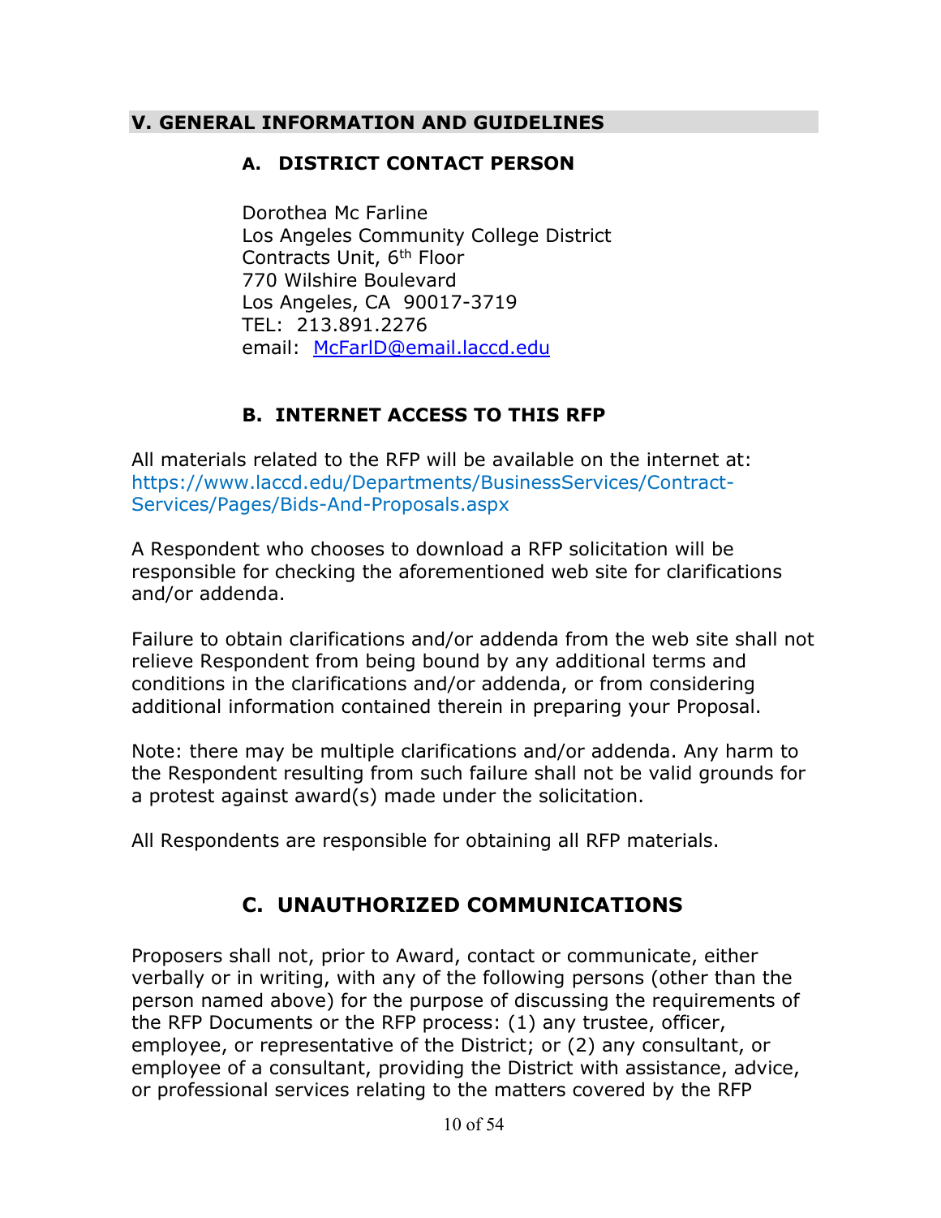## V. GENERAL INFORMATION AND GUIDELINES

### A. DISTRICT CONTACT PERSON

Dorothea Mc Farline
Los Angeles Community College District
Contracts Unit, 6th Floor
770 Wilshire Boulevard
Los Angeles, CA 90017-3719
TEL: 213.891.2276
email: McFarlD@email.laccd.edu

### B. INTERNET ACCESS TO THIS RFP

All materials related to the RFP will be available on the internet at: https://www.laccd.edu/Departments/BusinessServices/Contract-Services/Pages/Bids-And-Proposals.aspx

A Respondent who chooses to download a RFP solicitation will be responsible for checking the aforementioned web site for clarifications and/or addenda.

Failure to obtain clarifications and/or addenda from the web site shall not relieve Respondent from being bound by any additional terms and conditions in the clarifications and/or addenda, or from considering additional information contained therein in preparing your Proposal.

Note: there may be multiple clarifications and/or addenda. Any harm to the Respondent resulting from such failure shall not be valid grounds for a protest against award(s) made under the solicitation.

All Respondents are responsible for obtaining all RFP materials.

### C. UNAUTHORIZED COMMUNICATIONS

Proposers shall not, prior to Award, contact or communicate, either verbally or in writing, with any of the following persons (other than the person named above) for the purpose of discussing the requirements of the RFP Documents or the RFP process: (1) any trustee, officer, employee, or representative of the District; or (2) any consultant, or employee of a consultant, providing the District with assistance, advice, or professional services relating to the matters covered by the RFP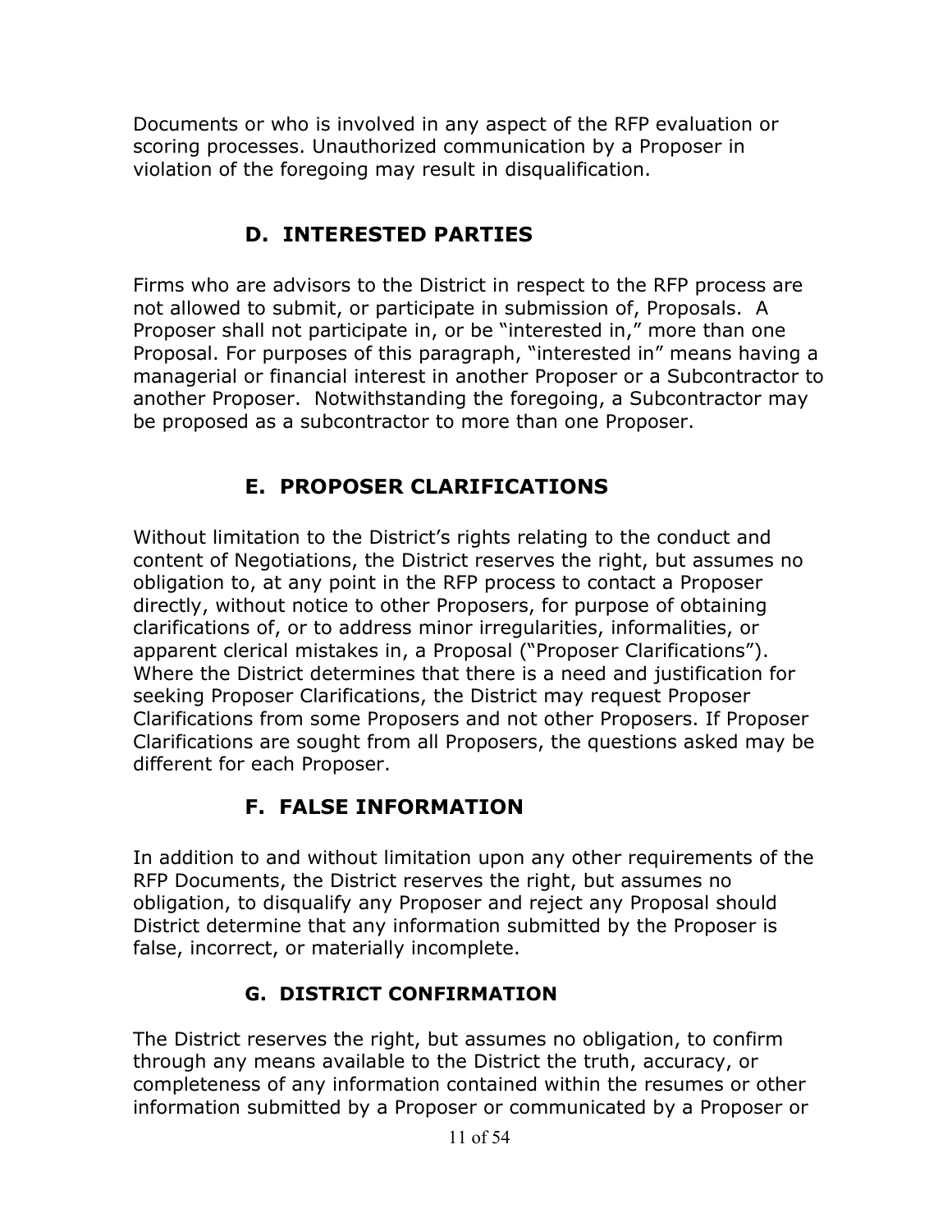Documents or who is involved in any aspect of the RFP evaluation or scoring processes. Unauthorized communication by a Proposer in violation of the foregoing may result in disqualification.

## D. INTERESTED PARTIES

Firms who are advisors to the District in respect to the RFP process are not allowed to submit, or participate in submission of, Proposals. A Proposer shall not participate in, or be "interested in," more than one Proposal. For purposes of this paragraph, "interested in" means having a managerial or financial interest in another Proposer or a Subcontractor to another Proposer. Notwithstanding the foregoing, a Subcontractor may be proposed as a subcontractor to more than one Proposer.

## E. PROPOSER CLARIFICATIONS

Without limitation to the District's rights relating to the conduct and content of Negotiations, the District reserves the right, but assumes no obligation to, at any point in the RFP process to contact a Proposer directly, without notice to other Proposers, for purpose of obtaining clarifications of, or to address minor irregularities, informalities, or apparent clerical mistakes in, a Proposal ("Proposer Clarifications"). Where the District determines that there is a need and justification for seeking Proposer Clarifications, the District may request Proposer Clarifications from some Proposers and not other Proposers. If Proposer Clarifications are sought from all Proposers, the questions asked may be different for each Proposer.

## F. FALSE INFORMATION

In addition to and without limitation upon any other requirements of the RFP Documents, the District reserves the right, but assumes no obligation, to disqualify any Proposer and reject any Proposal should District determine that any information submitted by the Proposer is false, incorrect, or materially incomplete.

## G. DISTRICT CONFIRMATION

The District reserves the right, but assumes no obligation, to confirm through any means available to the District the truth, accuracy, or completeness of any information contained within the resumes or other information submitted by a Proposer or communicated by a Proposer or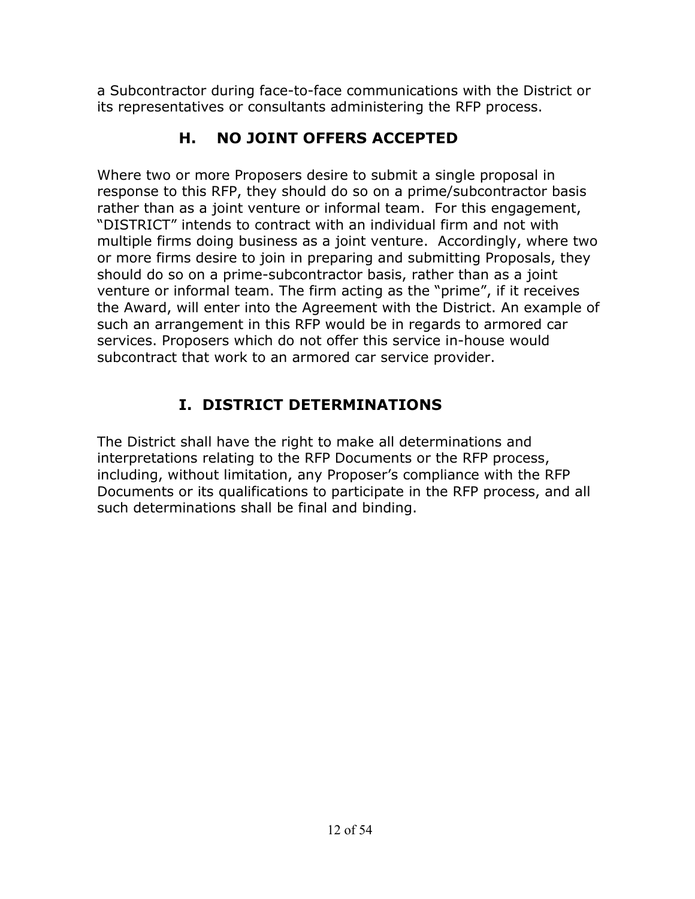a Subcontractor during face-to-face communications with the District or its representatives or consultants administering the RFP process.

## H. NO JOINT OFFERS ACCEPTED

Where two or more Proposers desire to submit a single proposal in response to this RFP, they should do so on a prime/subcontractor basis rather than as a joint venture or informal team. For this engagement, "DISTRICT" intends to contract with an individual firm and not with multiple firms doing business as a joint venture. Accordingly, where two or more firms desire to join in preparing and submitting Proposals, they should do so on a prime-subcontractor basis, rather than as a joint venture or informal team. The firm acting as the "prime", if it receives the Award, will enter into the Agreement with the District. An example of such an arrangement in this RFP would be in regards to armored car services. Proposers which do not offer this service in-house would subcontract that work to an armored car service provider.

## I. DISTRICT DETERMINATIONS

The District shall have the right to make all determinations and interpretations relating to the RFP Documents or the RFP process, including, without limitation, any Proposer's compliance with the RFP Documents or its qualifications to participate in the RFP process, and all such determinations shall be final and binding.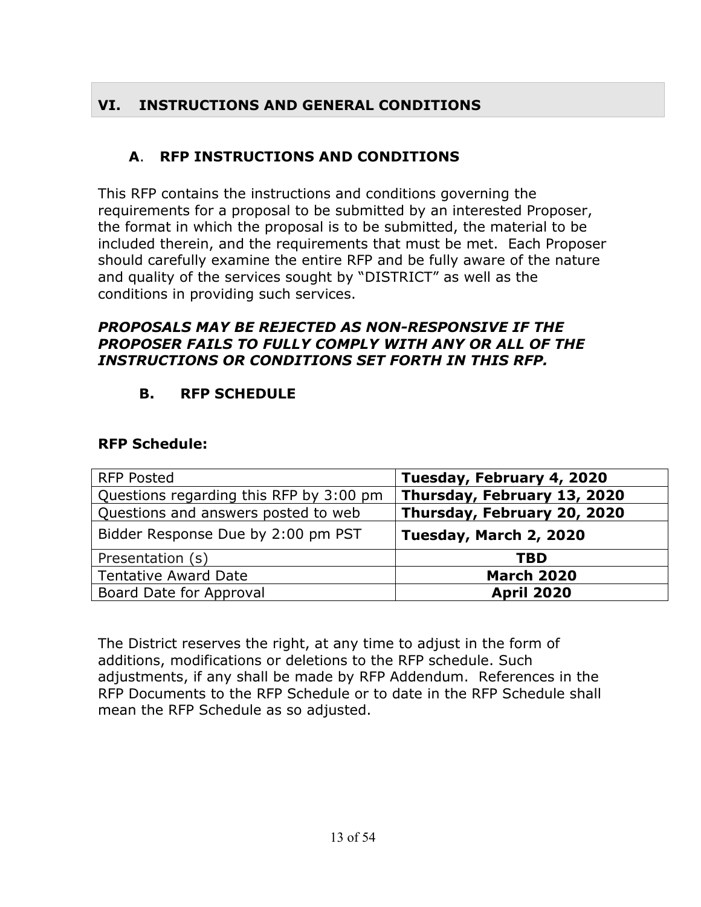## VI. INSTRUCTIONS AND GENERAL CONDITIONS

### A. RFP INSTRUCTIONS AND CONDITIONS

This RFP contains the instructions and conditions governing the requirements for a proposal to be submitted by an interested Proposer, the format in which the proposal is to be submitted, the material to be included therein, and the requirements that must be met. Each Proposer should carefully examine the entire RFP and be fully aware of the nature and quality of the services sought by "DISTRICT" as well as the conditions in providing such services.

***PROPOSALS MAY BE REJECTED AS NON-RESPONSIVE IF THE PROPOSER FAILS TO FULLY COMPLY WITH ANY OR ALL OF THE INSTRUCTIONS OR CONDITIONS SET FORTH IN THIS RFP.***

### B. RFP SCHEDULE

**RFP Schedule:**

| RFP Posted | **Tuesday, February 4, 2020** |
|---|---|
| Questions regarding this RFP by 3:00 pm | **Thursday, February 13, 2020** |
| Questions and answers posted to web | **Thursday, February 20, 2020** |
| Bidder Response Due by 2:00 pm PST | **Tuesday, March 2, 2020** |
| Presentation (s) | **TBD** |
| Tentative Award Date | **March 2020** |
| Board Date for Approval | **April 2020** |

The District reserves the right, at any time to adjust in the form of additions, modifications or deletions to the RFP schedule. Such adjustments, if any shall be made by RFP Addendum. References in the RFP Documents to the RFP Schedule or to date in the RFP Schedule shall mean the RFP Schedule as so adjusted.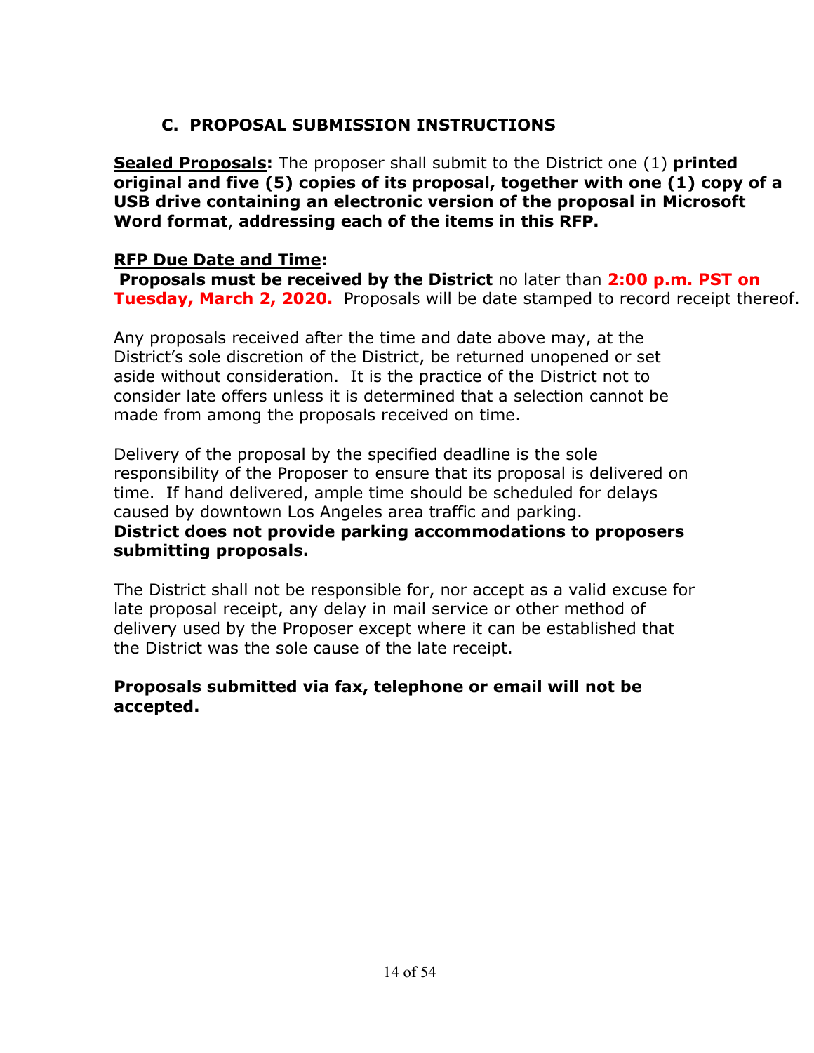### C. PROPOSAL SUBMISSION INSTRUCTIONS

**Sealed Proposals:** The proposer shall submit to the District one (1) **printed original and five (5) copies of its proposal, together with one (1) copy of a USB drive containing an electronic version of the proposal in Microsoft Word format**, **addressing each of the items in this RFP.**

**RFP Due Date and Time:**

**Proposals must be received by the District** no later than **2:00 p.m. PST on Tuesday, March 2, 2020.** Proposals will be date stamped to record receipt thereof.

Any proposals received after the time and date above may, at the District's sole discretion of the District, be returned unopened or set aside without consideration. It is the practice of the District not to consider late offers unless it is determined that a selection cannot be made from among the proposals received on time.

Delivery of the proposal by the specified deadline is the sole responsibility of the Proposer to ensure that its proposal is delivered on time. If hand delivered, ample time should be scheduled for delays caused by downtown Los Angeles area traffic and parking.
**District does not provide parking accommodations to proposers submitting proposals.**

The District shall not be responsible for, nor accept as a valid excuse for late proposal receipt, any delay in mail service or other method of delivery used by the Proposer except where it can be established that the District was the sole cause of the late receipt.

**Proposals submitted via fax, telephone or email will not be accepted.**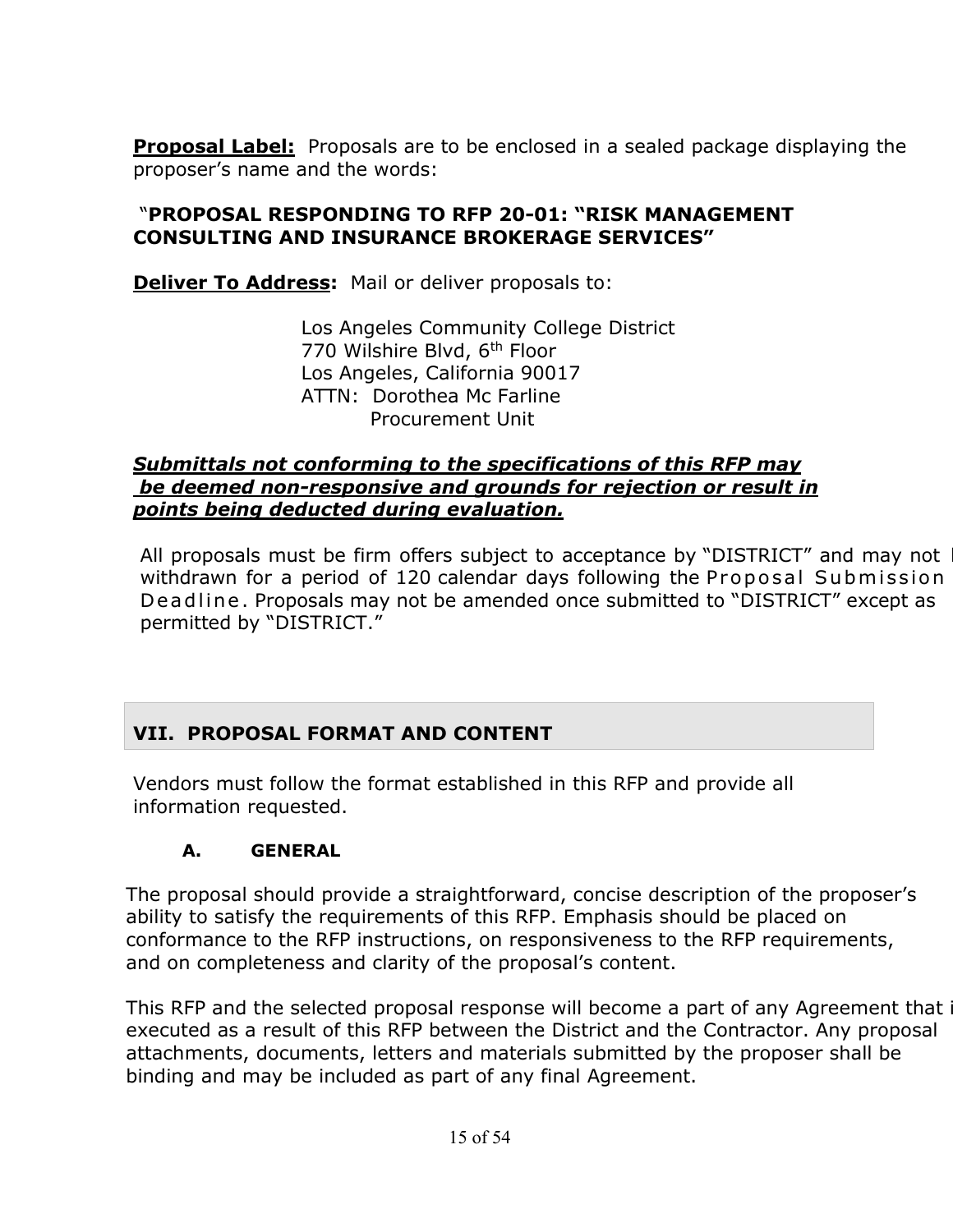**<u>Proposal Label:</u>** Proposals are to be enclosed in a sealed package displaying the proposer's name and the words:

**"PROPOSAL RESPONDING TO RFP 20-01: "RISK MANAGEMENT CONSULTING AND INSURANCE BROKERAGE SERVICES"**

**<u>Deliver To Address</u>:** Mail or deliver proposals to:

Los Angeles Community College District
770 Wilshire Blvd, 6th Floor
Los Angeles, California 90017
ATTN: Dorothea Mc Farline
Procurement Unit

***<u>Submittals not conforming to the specifications of this RFP may be deemed non-responsive and grounds for rejection or result in points being deducted during evaluation.</u>***

All proposals must be firm offers subject to acceptance by "DISTRICT" and may not be withdrawn for a period of 120 calendar days following the Proposal Submission Deadline. Proposals may not be amended once submitted to "DISTRICT" except as permitted by "DISTRICT."

## VII. PROPOSAL FORMAT AND CONTENT

Vendors must follow the format established in this RFP and provide all information requested.

### A. GENERAL

The proposal should provide a straightforward, concise description of the proposer's ability to satisfy the requirements of this RFP. Emphasis should be placed on conformance to the RFP instructions, on responsiveness to the RFP requirements, and on completeness and clarity of the proposal's content.

This RFP and the selected proposal response will become a part of any Agreement that is executed as a result of this RFP between the District and the Contractor. Any proposal attachments, documents, letters and materials submitted by the proposer shall be binding and may be included as part of any final Agreement.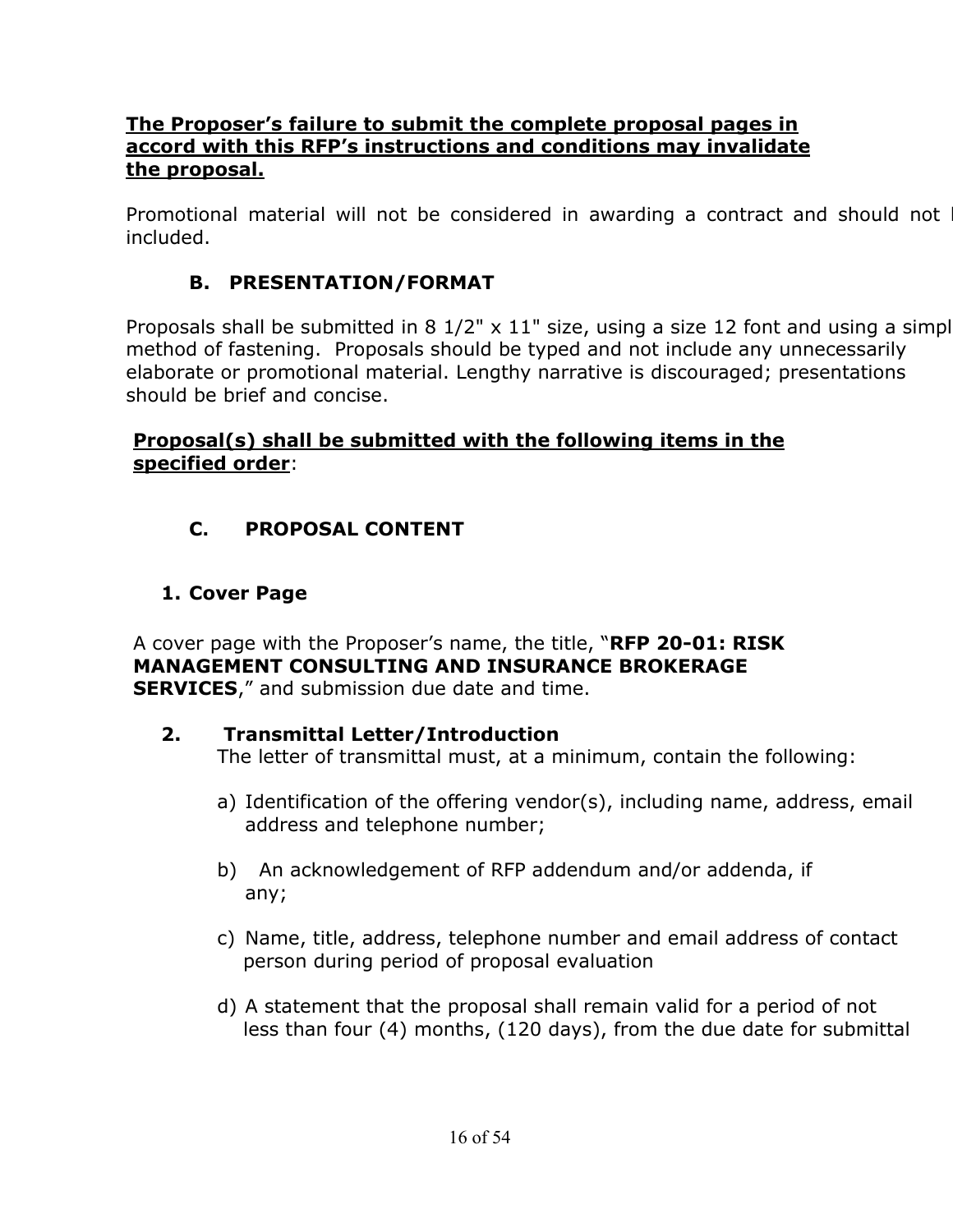**The Proposer's failure to submit the complete proposal pages in accord with this RFP's instructions and conditions may invalidate the proposal.**

Promotional material will not be considered in awarding a contract and should not be included.

### B. PRESENTATION/FORMAT

Proposals shall be submitted in 8 1/2" x 11" size, using a size 12 font and using a simple method of fastening. Proposals should be typed and not include any unnecessarily elaborate or promotional material. Lengthy narrative is discouraged; presentations should be brief and concise.

**Proposal(s) shall be submitted with the following items in the specified order**:

### C. PROPOSAL CONTENT

#### 1. Cover Page

A cover page with the Proposer's name, the title, "**RFP 20-01: RISK MANAGEMENT CONSULTING AND INSURANCE BROKERAGE SERVICES**," and submission due date and time.

#### 2. Transmittal Letter/Introduction

The letter of transmittal must, at a minimum, contain the following:

a) Identification of the offering vendor(s), including name, address, email address and telephone number;

b) An acknowledgement of RFP addendum and/or addenda, if any;

c) Name, title, address, telephone number and email address of contact person during period of proposal evaluation

d) A statement that the proposal shall remain valid for a period of not less than four (4) months, (120 days), from the due date for submittal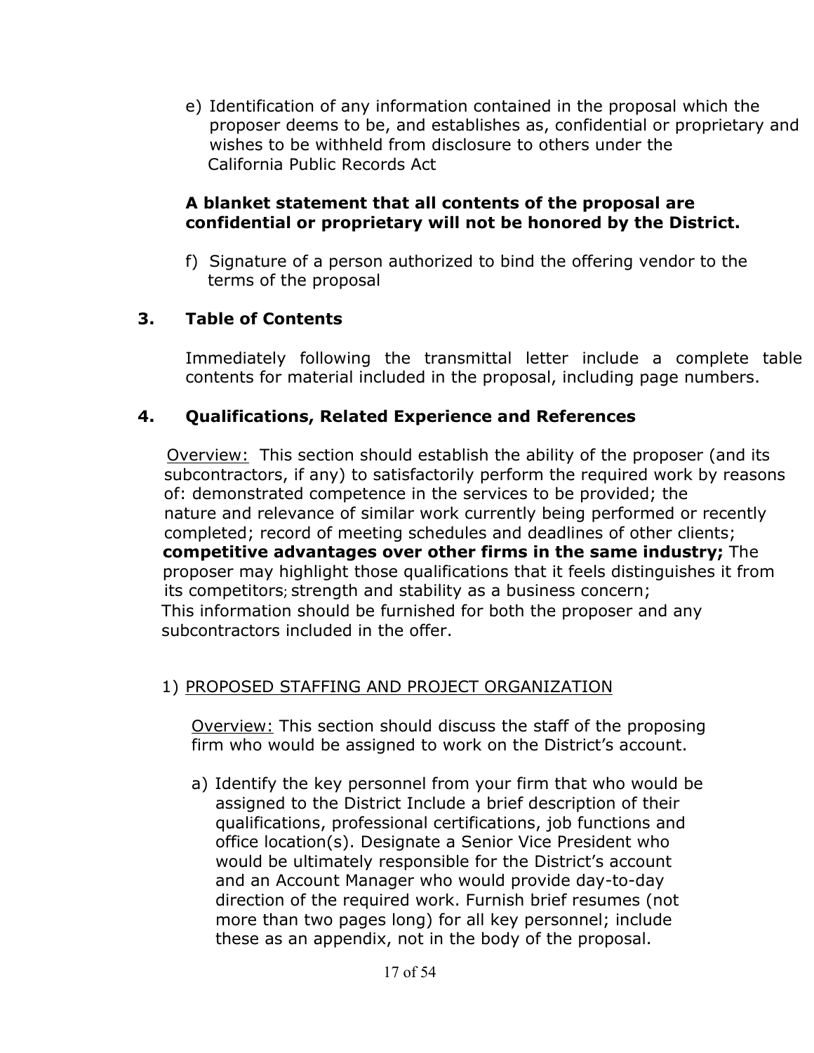e) Identification of any information contained in the proposal which the proposer deems to be, and establishes as, confidential or proprietary and wishes to be withheld from disclosure to others under the California Public Records Act

**A blanket statement that all contents of the proposal are confidential or proprietary will not be honored by the District.**

f) Signature of a person authorized to bind the offering vendor to the terms of the proposal

### 3. Table of Contents

Immediately following the transmittal letter include a complete table contents for material included in the proposal, including page numbers.

### 4. Qualifications, Related Experience and References

Overview: This section should establish the ability of the proposer (and its subcontractors, if any) to satisfactorily perform the required work by reasons of: demonstrated competence in the services to be provided; the nature and relevance of similar work currently being performed or recently completed; record of meeting schedules and deadlines of other clients; **competitive advantages over other firms in the same industry;** The proposer may highlight those qualifications that it feels distinguishes it from its competitors; strength and stability as a business concern; This information should be furnished for both the proposer and any subcontractors included in the offer.

1) PROPOSED STAFFING AND PROJECT ORGANIZATION

Overview: This section should discuss the staff of the proposing firm who would be assigned to work on the District's account.

a) Identify the key personnel from your firm that who would be assigned to the District Include a brief description of their qualifications, professional certifications, job functions and office location(s). Designate a Senior Vice President who would be ultimately responsible for the District's account and an Account Manager who would provide day-to-day direction of the required work. Furnish brief resumes (not more than two pages long) for all key personnel; include these as an appendix, not in the body of the proposal.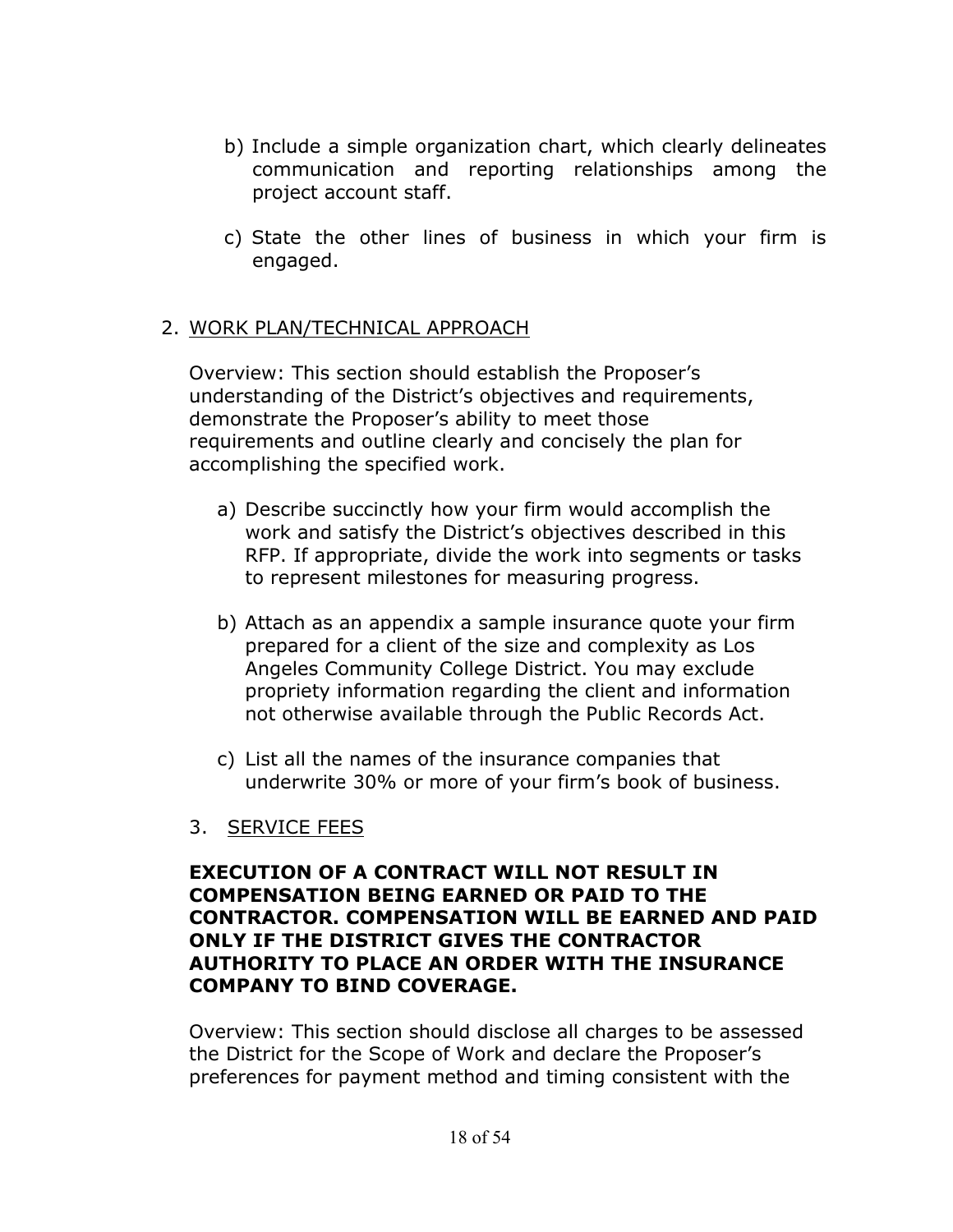b) Include a simple organization chart, which clearly delineates communication and reporting relationships among the project account staff.

c) State the other lines of business in which your firm is engaged.

2. WORK PLAN/TECHNICAL APPROACH

Overview: This section should establish the Proposer's understanding of the District's objectives and requirements, demonstrate the Proposer's ability to meet those requirements and outline clearly and concisely the plan for accomplishing the specified work.

a) Describe succinctly how your firm would accomplish the work and satisfy the District's objectives described in this RFP. If appropriate, divide the work into segments or tasks to represent milestones for measuring progress.

b) Attach as an appendix a sample insurance quote your firm prepared for a client of the size and complexity as Los Angeles Community College District. You may exclude propriety information regarding the client and information not otherwise available through the Public Records Act.

c) List all the names of the insurance companies that underwrite 30% or more of your firm's book of business.

3. SERVICE FEES

**EXECUTION OF A CONTRACT WILL NOT RESULT IN COMPENSATION BEING EARNED OR PAID TO THE CONTRACTOR. COMPENSATION WILL BE EARNED AND PAID ONLY IF THE DISTRICT GIVES THE CONTRACTOR AUTHORITY TO PLACE AN ORDER WITH THE INSURANCE COMPANY TO BIND COVERAGE.**

Overview: This section should disclose all charges to be assessed the District for the Scope of Work and declare the Proposer's preferences for payment method and timing consistent with the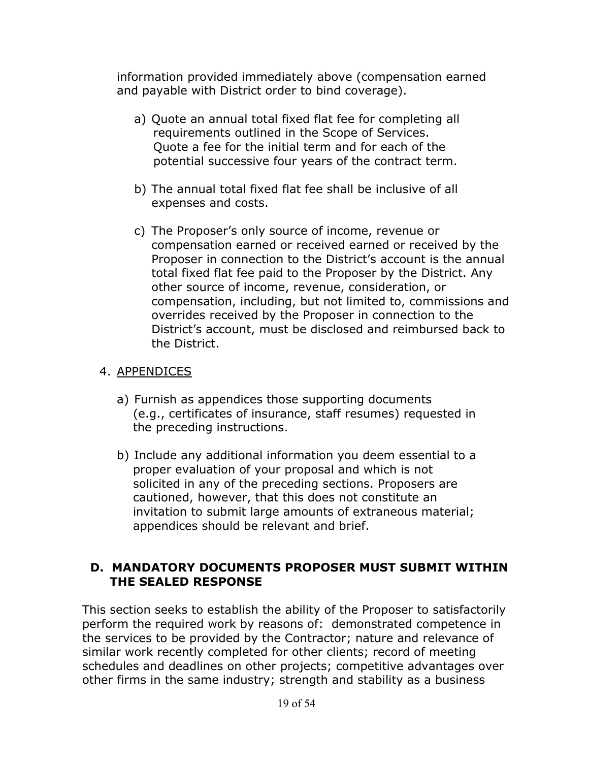information provided immediately above (compensation earned and payable with District order to bind coverage).

a) Quote an annual total fixed flat fee for completing all requirements outlined in the Scope of Services. Quote a fee for the initial term and for each of the potential successive four years of the contract term.

b) The annual total fixed flat fee shall be inclusive of all expenses and costs.

c) The Proposer's only source of income, revenue or compensation earned or received earned or received by the Proposer in connection to the District's account is the annual total fixed flat fee paid to the Proposer by the District. Any other source of income, revenue, consideration, or compensation, including, but not limited to, commissions and overrides received by the Proposer in connection to the District's account, must be disclosed and reimbursed back to the District.

4. <u>APPENDICES</u>

a) Furnish as appendices those supporting documents (e.g., certificates of insurance, staff resumes) requested in the preceding instructions.

b) Include any additional information you deem essential to a proper evaluation of your proposal and which is not solicited in any of the preceding sections. Proposers are cautioned, however, that this does not constitute an invitation to submit large amounts of extraneous material; appendices should be relevant and brief.

### D. MANDATORY DOCUMENTS PROPOSER MUST SUBMIT WITHIN THE SEALED RESPONSE

This section seeks to establish the ability of the Proposer to satisfactorily perform the required work by reasons of: demonstrated competence in the services to be provided by the Contractor; nature and relevance of similar work recently completed for other clients; record of meeting schedules and deadlines on other projects; competitive advantages over other firms in the same industry; strength and stability as a business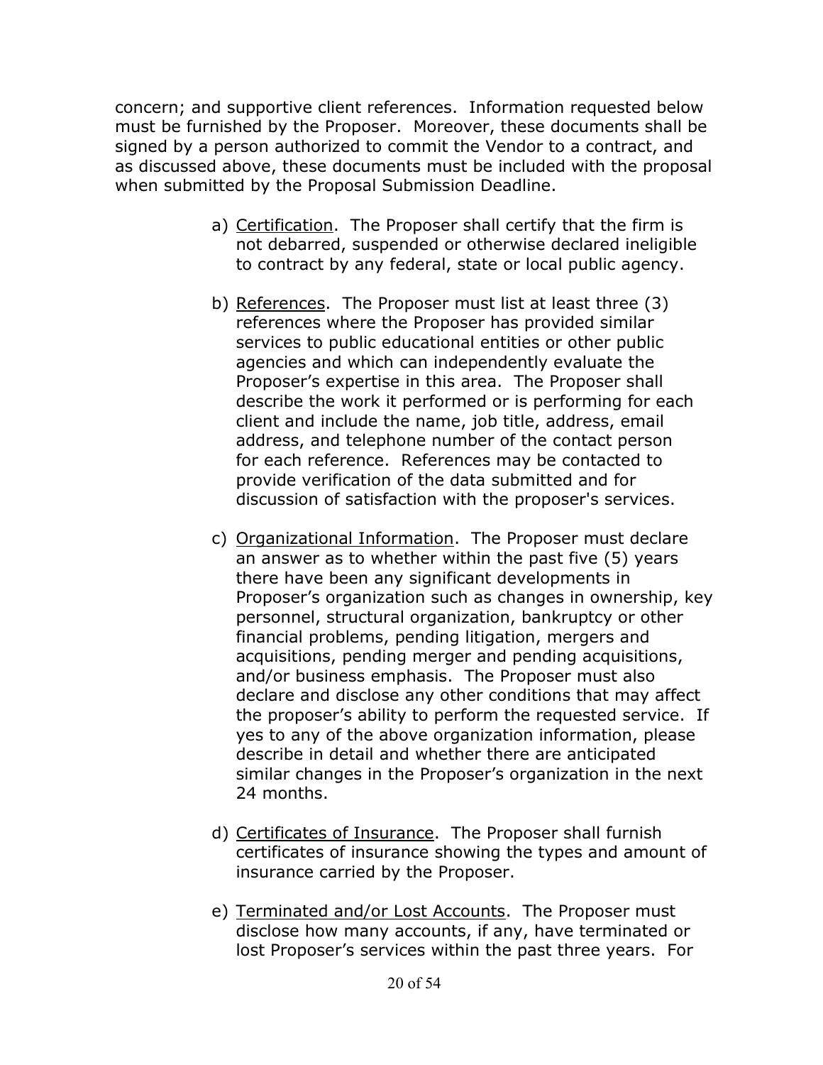concern; and supportive client references. Information requested below must be furnished by the Proposer. Moreover, these documents shall be signed by a person authorized to commit the Vendor to a contract, and as discussed above, these documents must be included with the proposal when submitted by the Proposal Submission Deadline.

a) <u>Certification</u>. The Proposer shall certify that the firm is not debarred, suspended or otherwise declared ineligible to contract by any federal, state or local public agency.

b) <u>References</u>. The Proposer must list at least three (3) references where the Proposer has provided similar services to public educational entities or other public agencies and which can independently evaluate the Proposer's expertise in this area. The Proposer shall describe the work it performed or is performing for each client and include the name, job title, address, email address, and telephone number of the contact person for each reference. References may be contacted to provide verification of the data submitted and for discussion of satisfaction with the proposer's services.

c) <u>Organizational Information</u>. The Proposer must declare an answer as to whether within the past five (5) years there have been any significant developments in Proposer's organization such as changes in ownership, key personnel, structural organization, bankruptcy or other financial problems, pending litigation, mergers and acquisitions, pending merger and pending acquisitions, and/or business emphasis. The Proposer must also declare and disclose any other conditions that may affect the proposer's ability to perform the requested service. If yes to any of the above organization information, please describe in detail and whether there are anticipated similar changes in the Proposer's organization in the next 24 months.

d) <u>Certificates of Insurance</u>. The Proposer shall furnish certificates of insurance showing the types and amount of insurance carried by the Proposer.

e) <u>Terminated and/or Lost Accounts</u>. The Proposer must disclose how many accounts, if any, have terminated or lost Proposer's services within the past three years. For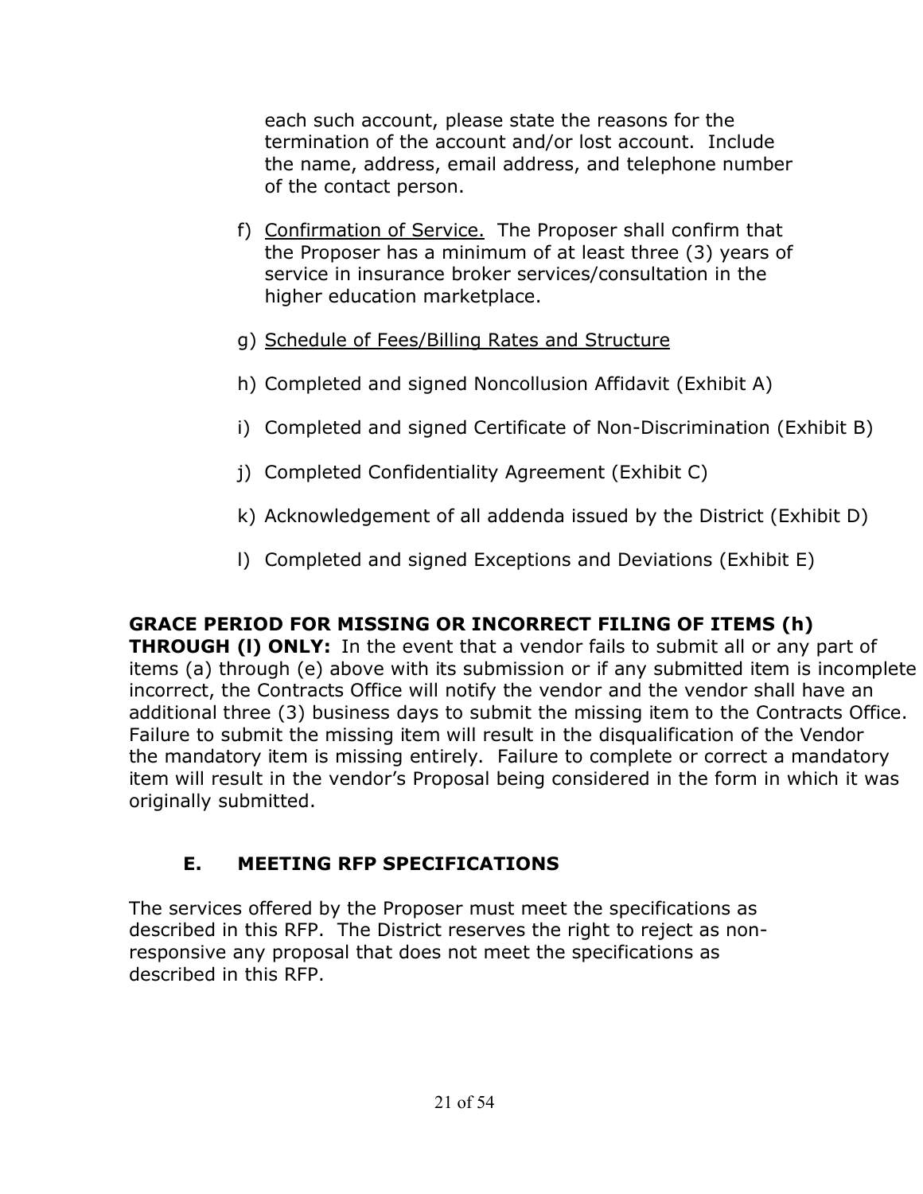each such account, please state the reasons for the termination of the account and/or lost account. Include the name, address, email address, and telephone number of the contact person.

f) Confirmation of Service. The Proposer shall confirm that the Proposer has a minimum of at least three (3) years of service in insurance broker services/consultation in the higher education marketplace.

g) Schedule of Fees/Billing Rates and Structure

h) Completed and signed Noncollusion Affidavit (Exhibit A)

i) Completed and signed Certificate of Non-Discrimination (Exhibit B)

j) Completed Confidentiality Agreement (Exhibit C)

k) Acknowledgement of all addenda issued by the District (Exhibit D)

l) Completed and signed Exceptions and Deviations (Exhibit E)

**GRACE PERIOD FOR MISSING OR INCORRECT FILING OF ITEMS (h) THROUGH (l) ONLY:** In the event that a vendor fails to submit all or any part of items (a) through (e) above with its submission or if any submitted item is incomplete incorrect, the Contracts Office will notify the vendor and the vendor shall have an additional three (3) business days to submit the missing item to the Contracts Office. Failure to submit the missing item will result in the disqualification of the Vendor the mandatory item is missing entirely. Failure to complete or correct a mandatory item will result in the vendor's Proposal being considered in the form in which it was originally submitted.

## E. MEETING RFP SPECIFICATIONS

The services offered by the Proposer must meet the specifications as described in this RFP. The District reserves the right to reject as non-responsive any proposal that does not meet the specifications as described in this RFP.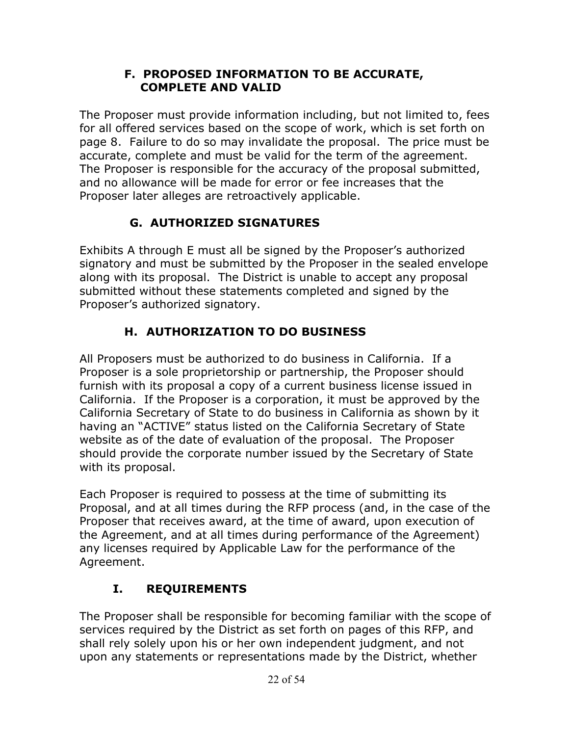### F. PROPOSED INFORMATION TO BE ACCURATE, COMPLETE AND VALID

The Proposer must provide information including, but not limited to, fees for all offered services based on the scope of work, which is set forth on page 8. Failure to do so may invalidate the proposal. The price must be accurate, complete and must be valid for the term of the agreement. The Proposer is responsible for the accuracy of the proposal submitted, and no allowance will be made for error or fee increases that the Proposer later alleges are retroactively applicable.

### G. AUTHORIZED SIGNATURES

Exhibits A through E must all be signed by the Proposer's authorized signatory and must be submitted by the Proposer in the sealed envelope along with its proposal. The District is unable to accept any proposal submitted without these statements completed and signed by the Proposer's authorized signatory.

### H. AUTHORIZATION TO DO BUSINESS

All Proposers must be authorized to do business in California. If a Proposer is a sole proprietorship or partnership, the Proposer should furnish with its proposal a copy of a current business license issued in California. If the Proposer is a corporation, it must be approved by the California Secretary of State to do business in California as shown by it having an "ACTIVE" status listed on the California Secretary of State website as of the date of evaluation of the proposal. The Proposer should provide the corporate number issued by the Secretary of State with its proposal.

Each Proposer is required to possess at the time of submitting its Proposal, and at all times during the RFP process (and, in the case of the Proposer that receives award, at the time of award, upon execution of the Agreement, and at all times during performance of the Agreement) any licenses required by Applicable Law for the performance of the Agreement.

### I. REQUIREMENTS

The Proposer shall be responsible for becoming familiar with the scope of services required by the District as set forth on pages of this RFP, and shall rely solely upon his or her own independent judgment, and not upon any statements or representations made by the District, whether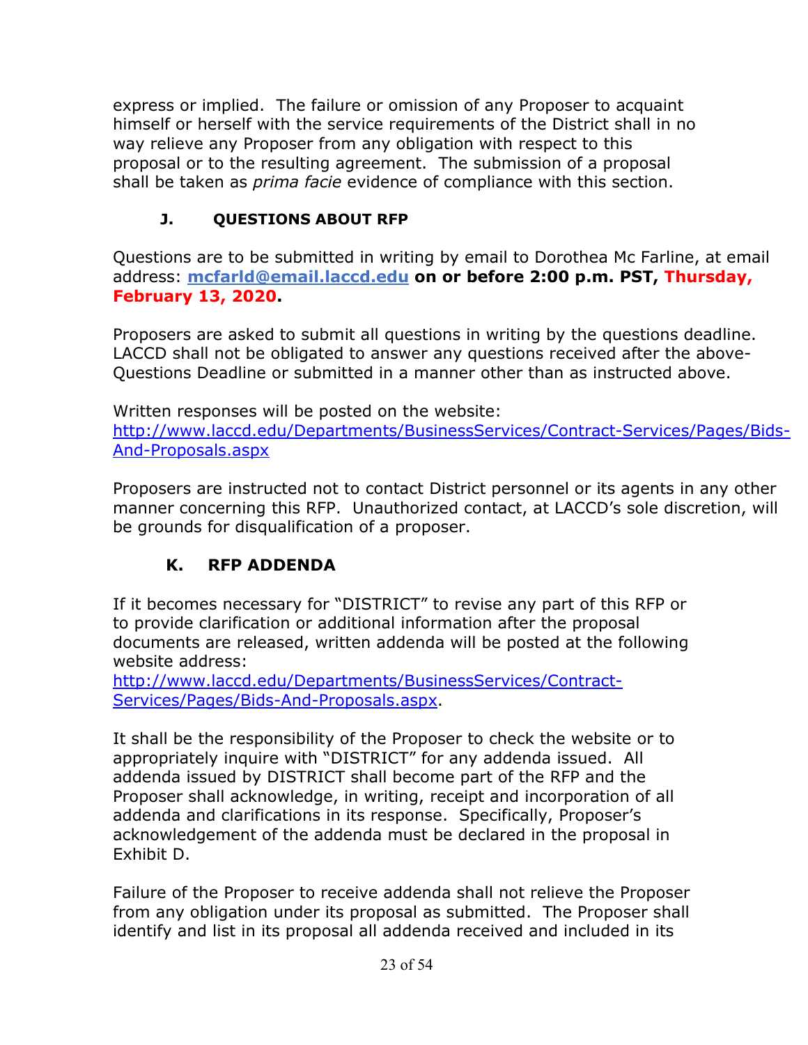express or implied. The failure or omission of any Proposer to acquaint himself or herself with the service requirements of the District shall in no way relieve any Proposer from any obligation with respect to this proposal or to the resulting agreement. The submission of a proposal shall be taken as *prima facie* evidence of compliance with this section.

### J. QUESTIONS ABOUT RFP

Questions are to be submitted in writing by email to Dorothea Mc Farline, at email address: **[mcfarld@email.laccd.edu](mailto:mcfarld@email.laccd.edu) on or before 2:00 p.m. PST, Thursday, February 13, 2020.**

Proposers are asked to submit all questions in writing by the questions deadline. LACCD shall not be obligated to answer any questions received after the above-Questions Deadline or submitted in a manner other than as instructed above.

Written responses will be posted on the website: [http://www.laccd.edu/Departments/BusinessServices/Contract-Services/Pages/Bids-And-Proposals.aspx](http://www.laccd.edu/Departments/BusinessServices/Contract-Services/Pages/Bids-And-Proposals.aspx)

Proposers are instructed not to contact District personnel or its agents in any other manner concerning this RFP. Unauthorized contact, at LACCD's sole discretion, will be grounds for disqualification of a proposer.

### K. RFP ADDENDA

If it becomes necessary for "DISTRICT" to revise any part of this RFP or to provide clarification or additional information after the proposal documents are released, written addenda will be posted at the following website address: [http://www.laccd.edu/Departments/BusinessServices/Contract-Services/Pages/Bids-And-Proposals.aspx](http://www.laccd.edu/Departments/BusinessServices/Contract-Services/Pages/Bids-And-Proposals.aspx).

It shall be the responsibility of the Proposer to check the website or to appropriately inquire with "DISTRICT" for any addenda issued. All addenda issued by DISTRICT shall become part of the RFP and the Proposer shall acknowledge, in writing, receipt and incorporation of all addenda and clarifications in its response. Specifically, Proposer's acknowledgement of the addenda must be declared in the proposal in Exhibit D.

Failure of the Proposer to receive addenda shall not relieve the Proposer from any obligation under its proposal as submitted. The Proposer shall identify and list in its proposal all addenda received and included in its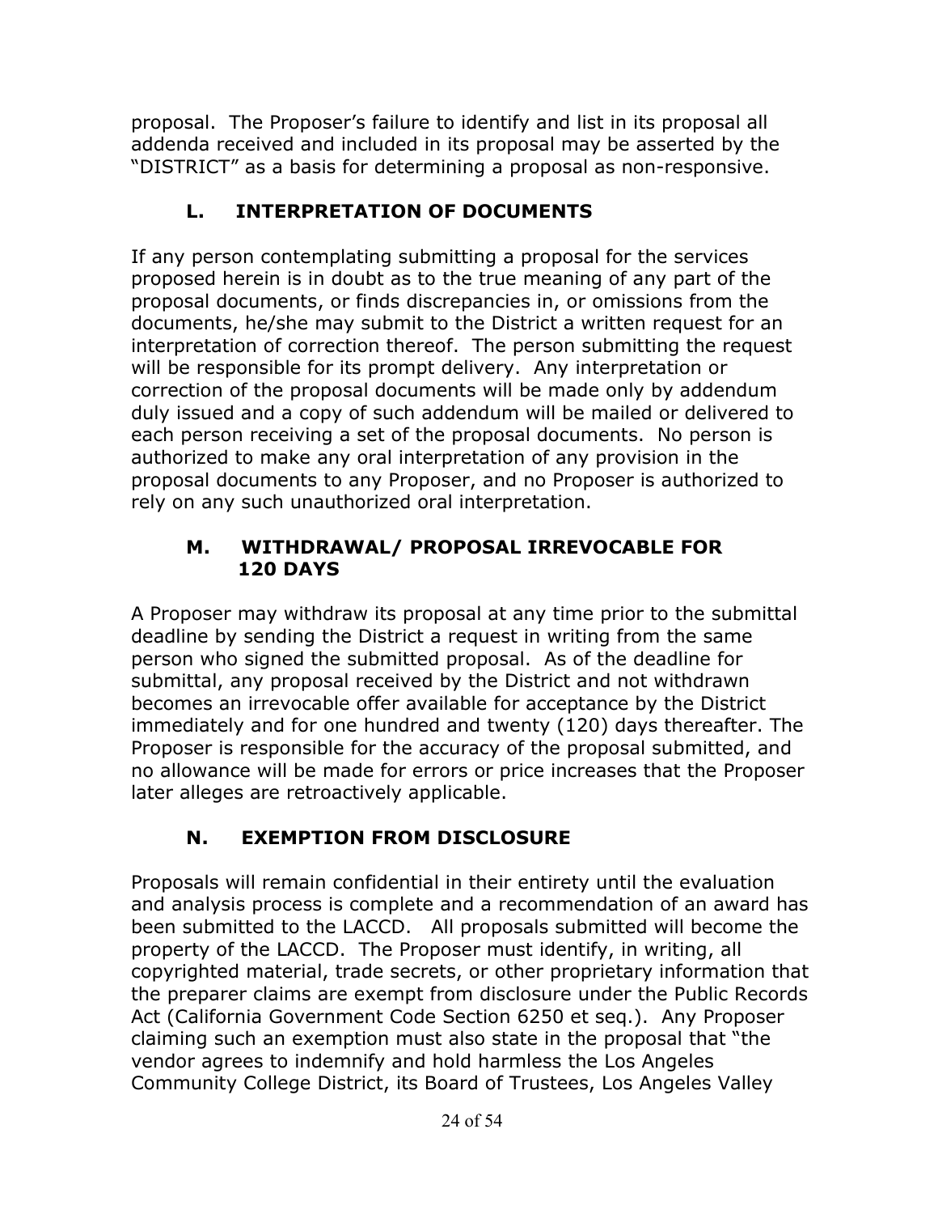proposal. The Proposer's failure to identify and list in its proposal all addenda received and included in its proposal may be asserted by the "DISTRICT" as a basis for determining a proposal as non-responsive.

### L. INTERPRETATION OF DOCUMENTS

If any person contemplating submitting a proposal for the services proposed herein is in doubt as to the true meaning of any part of the proposal documents, or finds discrepancies in, or omissions from the documents, he/she may submit to the District a written request for an interpretation of correction thereof. The person submitting the request will be responsible for its prompt delivery. Any interpretation or correction of the proposal documents will be made only by addendum duly issued and a copy of such addendum will be mailed or delivered to each person receiving a set of the proposal documents. No person is authorized to make any oral interpretation of any provision in the proposal documents to any Proposer, and no Proposer is authorized to rely on any such unauthorized oral interpretation.

### M. WITHDRAWAL/ PROPOSAL IRREVOCABLE FOR 120 DAYS

A Proposer may withdraw its proposal at any time prior to the submittal deadline by sending the District a request in writing from the same person who signed the submitted proposal. As of the deadline for submittal, any proposal received by the District and not withdrawn becomes an irrevocable offer available for acceptance by the District immediately and for one hundred and twenty (120) days thereafter. The Proposer is responsible for the accuracy of the proposal submitted, and no allowance will be made for errors or price increases that the Proposer later alleges are retroactively applicable.

### N. EXEMPTION FROM DISCLOSURE

Proposals will remain confidential in their entirety until the evaluation and analysis process is complete and a recommendation of an award has been submitted to the LACCD. All proposals submitted will become the property of the LACCD. The Proposer must identify, in writing, all copyrighted material, trade secrets, or other proprietary information that the preparer claims are exempt from disclosure under the Public Records Act (California Government Code Section 6250 et seq.). Any Proposer claiming such an exemption must also state in the proposal that "the vendor agrees to indemnify and hold harmless the Los Angeles Community College District, its Board of Trustees, Los Angeles Valley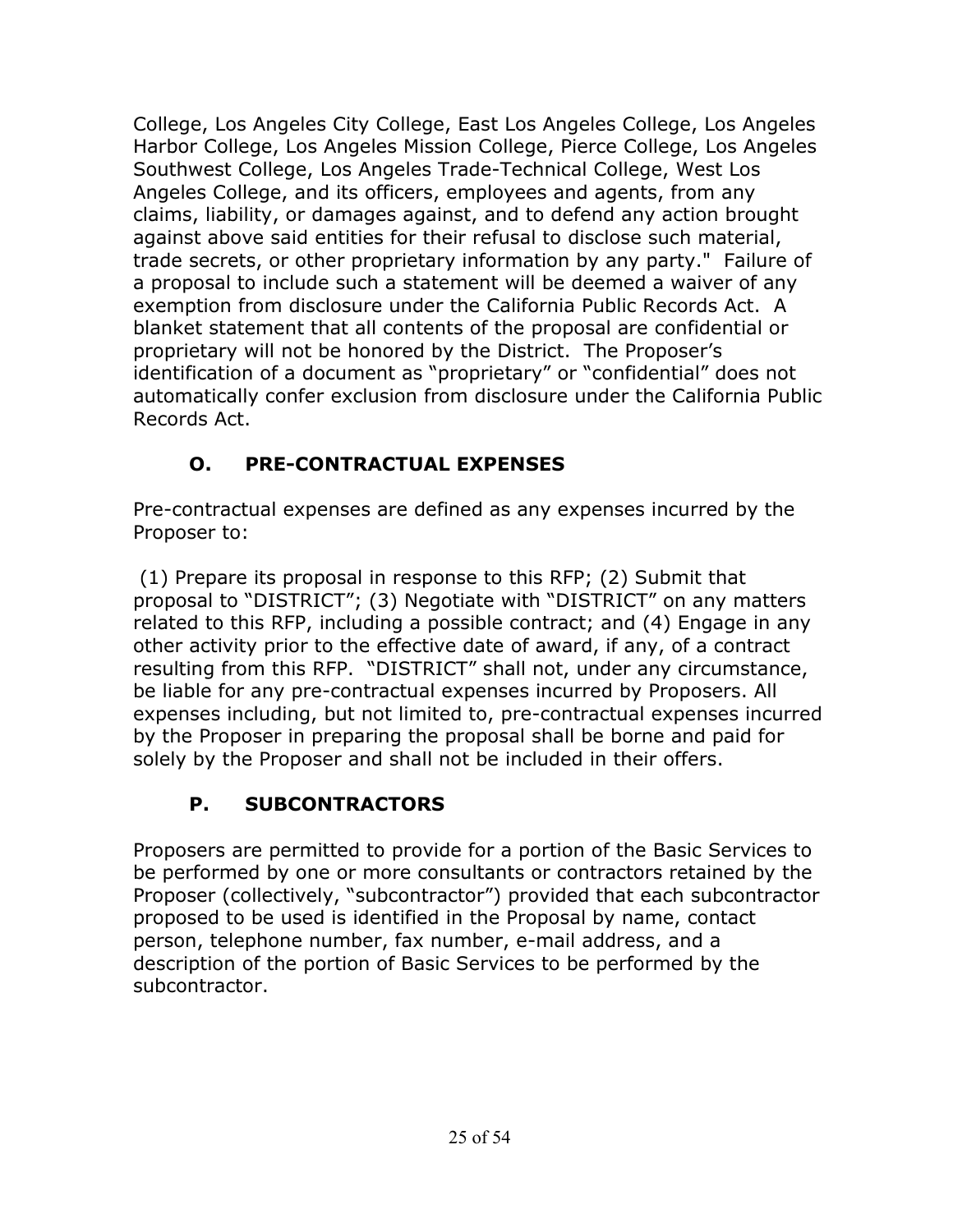College, Los Angeles City College, East Los Angeles College, Los Angeles Harbor College, Los Angeles Mission College, Pierce College, Los Angeles Southwest College, Los Angeles Trade-Technical College, West Los Angeles College, and its officers, employees and agents, from any claims, liability, or damages against, and to defend any action brought against above said entities for their refusal to disclose such material, trade secrets, or other proprietary information by any party." Failure of a proposal to include such a statement will be deemed a waiver of any exemption from disclosure under the California Public Records Act. A blanket statement that all contents of the proposal are confidential or proprietary will not be honored by the District. The Proposer's identification of a document as "proprietary" or "confidential" does not automatically confer exclusion from disclosure under the California Public Records Act.

## O. PRE-CONTRACTUAL EXPENSES

Pre-contractual expenses are defined as any expenses incurred by the Proposer to:

(1) Prepare its proposal in response to this RFP; (2) Submit that proposal to "DISTRICT"; (3) Negotiate with "DISTRICT" on any matters related to this RFP, including a possible contract; and (4) Engage in any other activity prior to the effective date of award, if any, of a contract resulting from this RFP. "DISTRICT" shall not, under any circumstance, be liable for any pre-contractual expenses incurred by Proposers. All expenses including, but not limited to, pre-contractual expenses incurred by the Proposer in preparing the proposal shall be borne and paid for solely by the Proposer and shall not be included in their offers.

## P. SUBCONTRACTORS

Proposers are permitted to provide for a portion of the Basic Services to be performed by one or more consultants or contractors retained by the Proposer (collectively, "subcontractor") provided that each subcontractor proposed to be used is identified in the Proposal by name, contact person, telephone number, fax number, e-mail address, and a description of the portion of Basic Services to be performed by the subcontractor.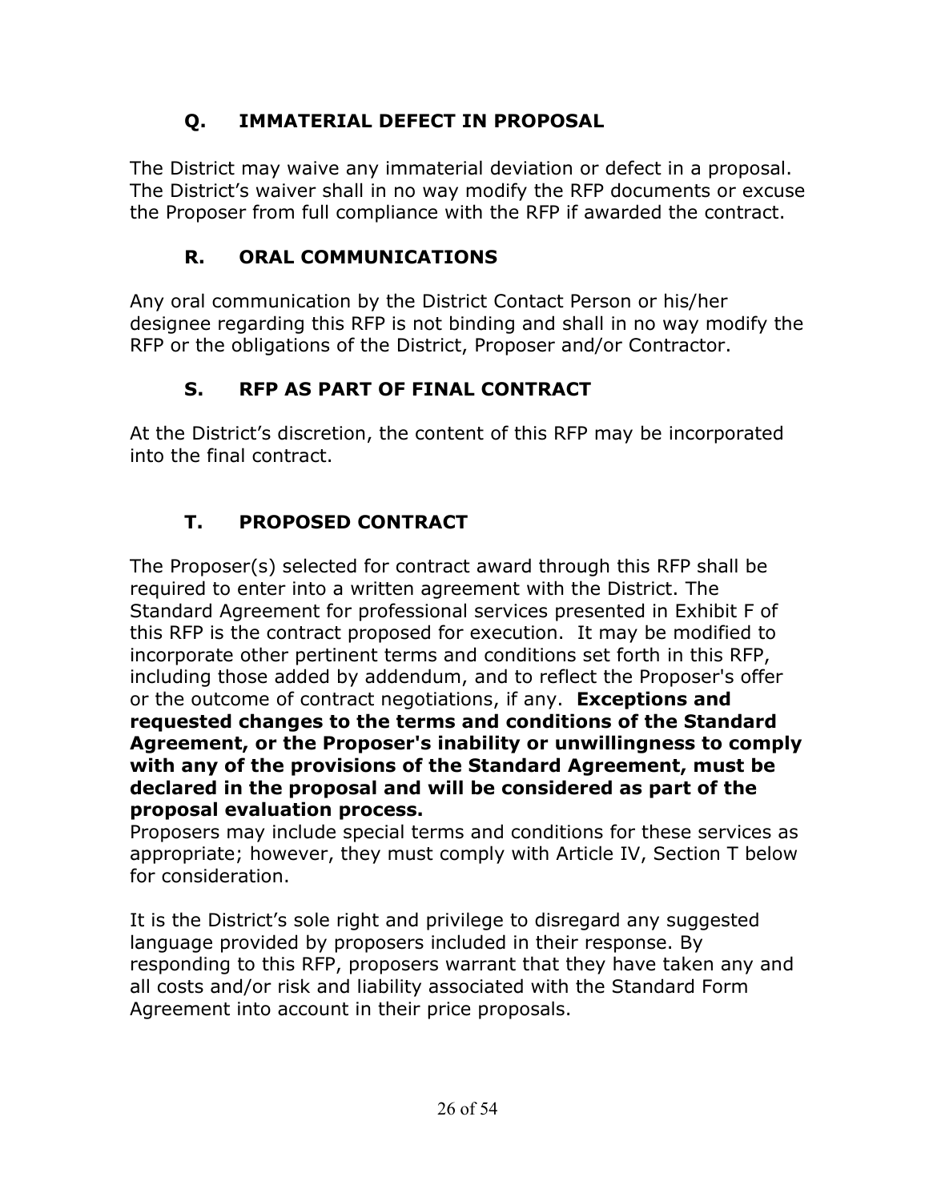### Q. IMMATERIAL DEFECT IN PROPOSAL

The District may waive any immaterial deviation or defect in a proposal. The District's waiver shall in no way modify the RFP documents or excuse the Proposer from full compliance with the RFP if awarded the contract.

### R. ORAL COMMUNICATIONS

Any oral communication by the District Contact Person or his/her designee regarding this RFP is not binding and shall in no way modify the RFP or the obligations of the District, Proposer and/or Contractor.

### S. RFP AS PART OF FINAL CONTRACT

At the District's discretion, the content of this RFP may be incorporated into the final contract.

### T. PROPOSED CONTRACT

The Proposer(s) selected for contract award through this RFP shall be required to enter into a written agreement with the District. The Standard Agreement for professional services presented in Exhibit F of this RFP is the contract proposed for execution. It may be modified to incorporate other pertinent terms and conditions set forth in this RFP, including those added by addendum, and to reflect the Proposer's offer or the outcome of contract negotiations, if any. **Exceptions and requested changes to the terms and conditions of the Standard Agreement, or the Proposer's inability or unwillingness to comply with any of the provisions of the Standard Agreement, must be declared in the proposal and will be considered as part of the proposal evaluation process.**
Proposers may include special terms and conditions for these services as appropriate; however, they must comply with Article IV, Section T below for consideration.

It is the District's sole right and privilege to disregard any suggested language provided by proposers included in their response. By responding to this RFP, proposers warrant that they have taken any and all costs and/or risk and liability associated with the Standard Form Agreement into account in their price proposals.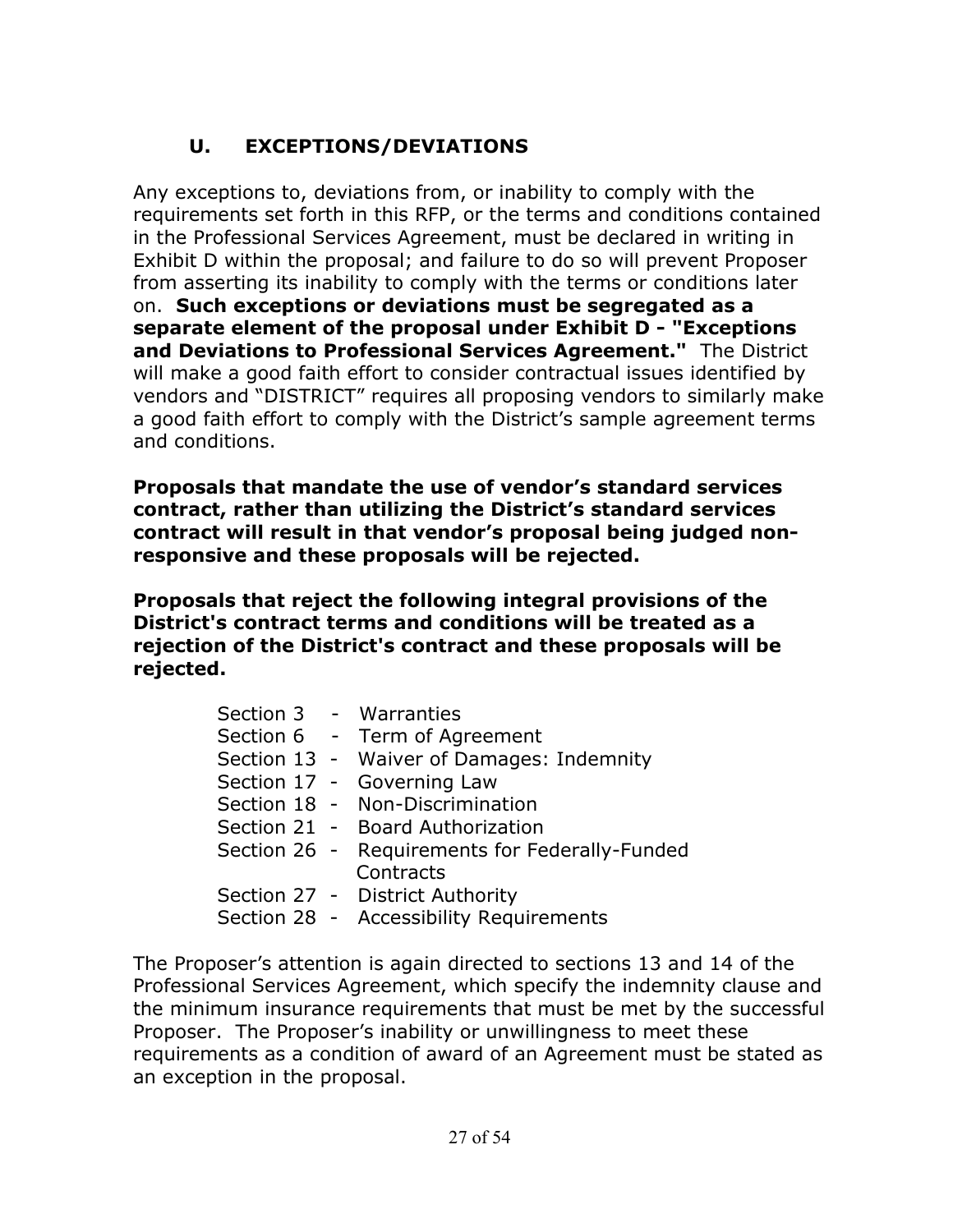## U. EXCEPTIONS/DEVIATIONS

Any exceptions to, deviations from, or inability to comply with the requirements set forth in this RFP, or the terms and conditions contained in the Professional Services Agreement, must be declared in writing in Exhibit D within the proposal; and failure to do so will prevent Proposer from asserting its inability to comply with the terms or conditions later on. **Such exceptions or deviations must be segregated as a separate element of the proposal under Exhibit D - "Exceptions and Deviations to Professional Services Agreement."** The District will make a good faith effort to consider contractual issues identified by vendors and "DISTRICT" requires all proposing vendors to similarly make a good faith effort to comply with the District's sample agreement terms and conditions.

**Proposals that mandate the use of vendor's standard services contract, rather than utilizing the District's standard services contract will result in that vendor's proposal being judged non-responsive and these proposals will be rejected.**

**Proposals that reject the following integral provisions of the District's contract terms and conditions will be treated as a rejection of the District's contract and these proposals will be rejected.**

- Section 3 - Warranties
- Section 6 - Term of Agreement
- Section 13 - Waiver of Damages: Indemnity
- Section 17 - Governing Law
- Section 18 - Non-Discrimination
- Section 21 - Board Authorization
- Section 26 - Requirements for Federally-Funded Contracts
- Section 27 - District Authority
- Section 28 - Accessibility Requirements

The Proposer's attention is again directed to sections 13 and 14 of the Professional Services Agreement, which specify the indemnity clause and the minimum insurance requirements that must be met by the successful Proposer. The Proposer's inability or unwillingness to meet these requirements as a condition of award of an Agreement must be stated as an exception in the proposal.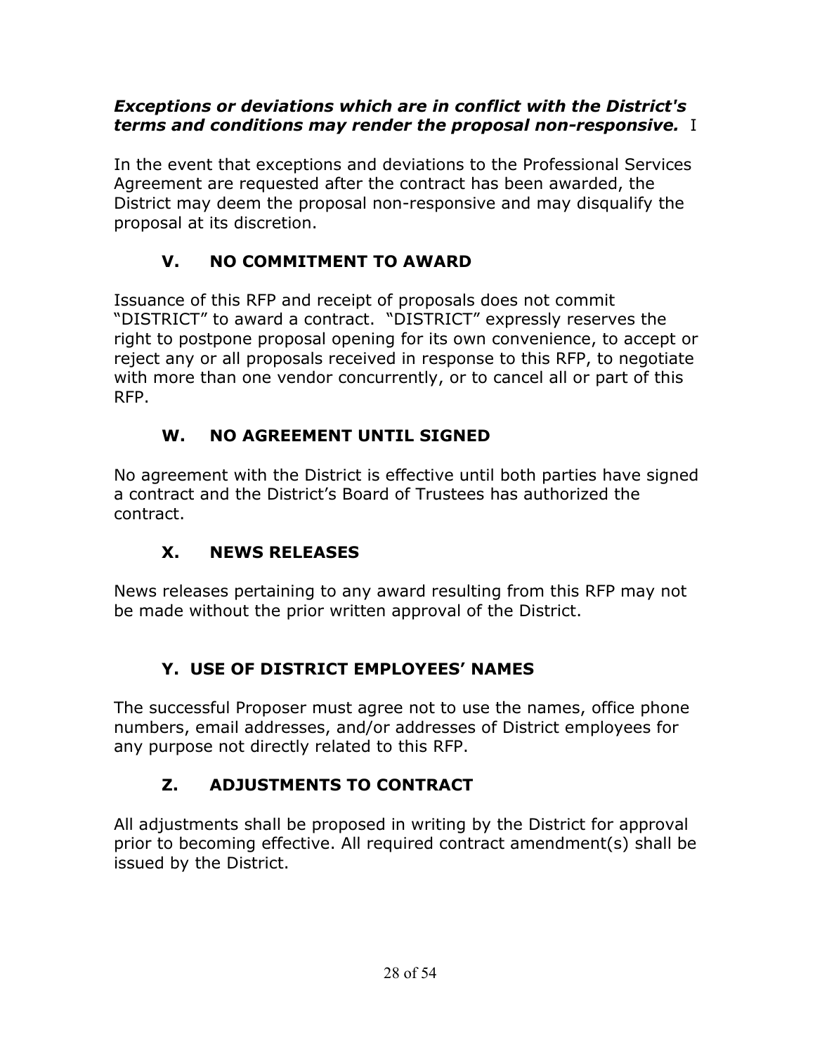***Exceptions or deviations which are in conflict with the District's terms and conditions may render the proposal non-responsive.*** I

In the event that exceptions and deviations to the Professional Services Agreement are requested after the contract has been awarded, the District may deem the proposal non-responsive and may disqualify the proposal at its discretion.

### V. NO COMMITMENT TO AWARD

Issuance of this RFP and receipt of proposals does not commit "DISTRICT" to award a contract. "DISTRICT" expressly reserves the right to postpone proposal opening for its own convenience, to accept or reject any or all proposals received in response to this RFP, to negotiate with more than one vendor concurrently, or to cancel all or part of this RFP.

### W. NO AGREEMENT UNTIL SIGNED

No agreement with the District is effective until both parties have signed a contract and the District's Board of Trustees has authorized the contract.

### X. NEWS RELEASES

News releases pertaining to any award resulting from this RFP may not be made without the prior written approval of the District.

### Y. USE OF DISTRICT EMPLOYEES' NAMES

The successful Proposer must agree not to use the names, office phone numbers, email addresses, and/or addresses of District employees for any purpose not directly related to this RFP.

### Z. ADJUSTMENTS TO CONTRACT

All adjustments shall be proposed in writing by the District for approval prior to becoming effective. All required contract amendment(s) shall be issued by the District.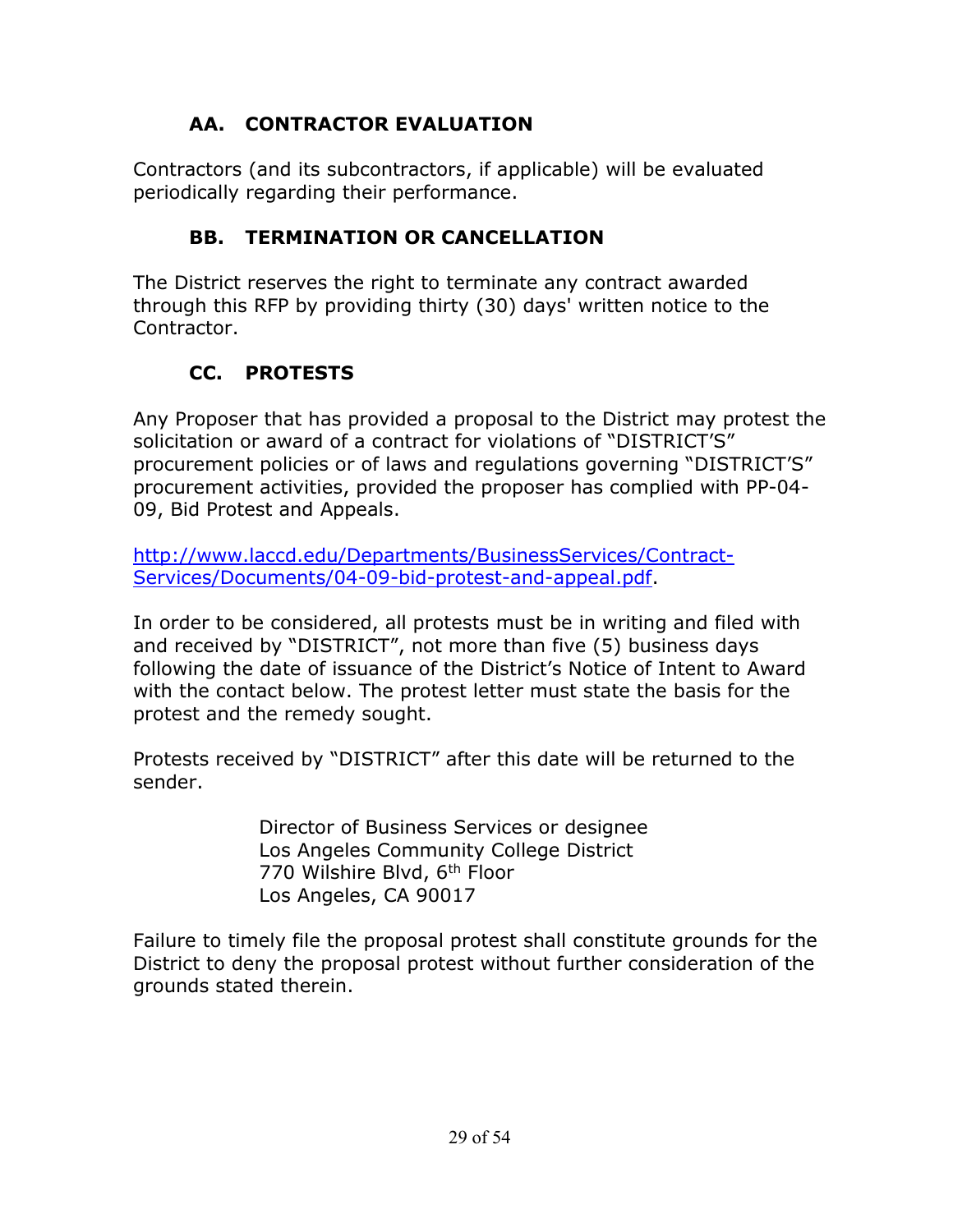## AA. CONTRACTOR EVALUATION

Contractors (and its subcontractors, if applicable) will be evaluated periodically regarding their performance.

## BB. TERMINATION OR CANCELLATION

The District reserves the right to terminate any contract awarded through this RFP by providing thirty (30) days' written notice to the Contractor.

## CC. PROTESTS

Any Proposer that has provided a proposal to the District may protest the solicitation or award of a contract for violations of "DISTRICT'S" procurement policies or of laws and regulations governing "DISTRICT'S" procurement activities, provided the proposer has complied with PP-04-09, Bid Protest and Appeals.

[http://www.laccd.edu/Departments/BusinessServices/Contract-Services/Documents/04-09-bid-protest-and-appeal.pdf](http://www.laccd.edu/Departments/BusinessServices/Contract-Services/Documents/04-09-bid-protest-and-appeal.pdf).

In order to be considered, all protests must be in writing and filed with and received by "DISTRICT", not more than five (5) business days following the date of issuance of the District's Notice of Intent to Award with the contact below. The protest letter must state the basis for the protest and the remedy sought.

Protests received by "DISTRICT" after this date will be returned to the sender.

> Director of Business Services or designee
> Los Angeles Community College District
> 770 Wilshire Blvd, 6th Floor
> Los Angeles, CA 90017

Failure to timely file the proposal protest shall constitute grounds for the District to deny the proposal protest without further consideration of the grounds stated therein.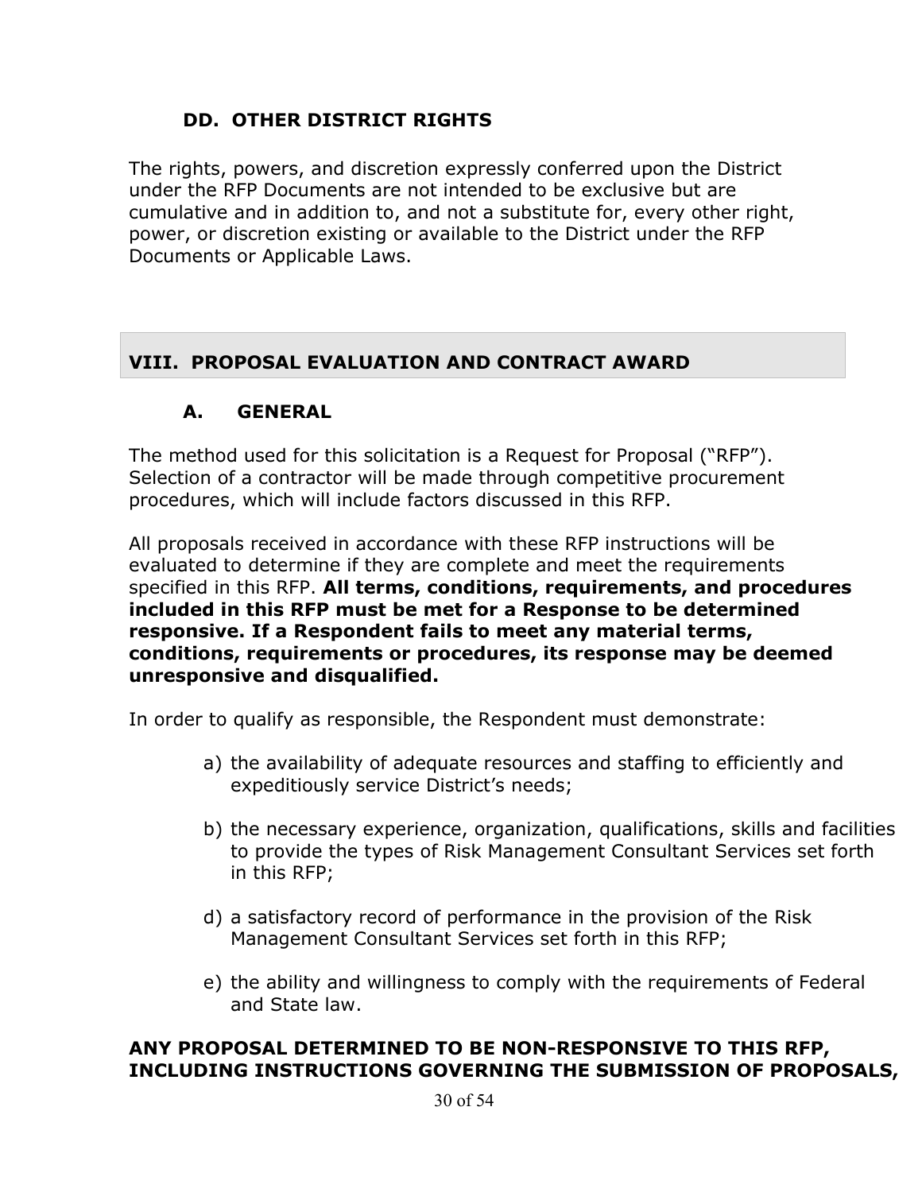### DD. OTHER DISTRICT RIGHTS

The rights, powers, and discretion expressly conferred upon the District under the RFP Documents are not intended to be exclusive but are cumulative and in addition to, and not a substitute for, every other right, power, or discretion existing or available to the District under the RFP Documents or Applicable Laws.

## VIII. PROPOSAL EVALUATION AND CONTRACT AWARD

### A. GENERAL

The method used for this solicitation is a Request for Proposal ("RFP"). Selection of a contractor will be made through competitive procurement procedures, which will include factors discussed in this RFP.

All proposals received in accordance with these RFP instructions will be evaluated to determine if they are complete and meet the requirements specified in this RFP. **All terms, conditions, requirements, and procedures included in this RFP must be met for a Response to be determined responsive. If a Respondent fails to meet any material terms, conditions, requirements or procedures, its response may be deemed unresponsive and disqualified.**

In order to qualify as responsible, the Respondent must demonstrate:

a) the availability of adequate resources and staffing to efficiently and expeditiously service District's needs;

b) the necessary experience, organization, qualifications, skills and facilities to provide the types of Risk Management Consultant Services set forth in this RFP;

d) a satisfactory record of performance in the provision of the Risk Management Consultant Services set forth in this RFP;

e) the ability and willingness to comply with the requirements of Federal and State law.

**ANY PROPOSAL DETERMINED TO BE NON-RESPONSIVE TO THIS RFP, INCLUDING INSTRUCTIONS GOVERNING THE SUBMISSION OF PROPOSALS,**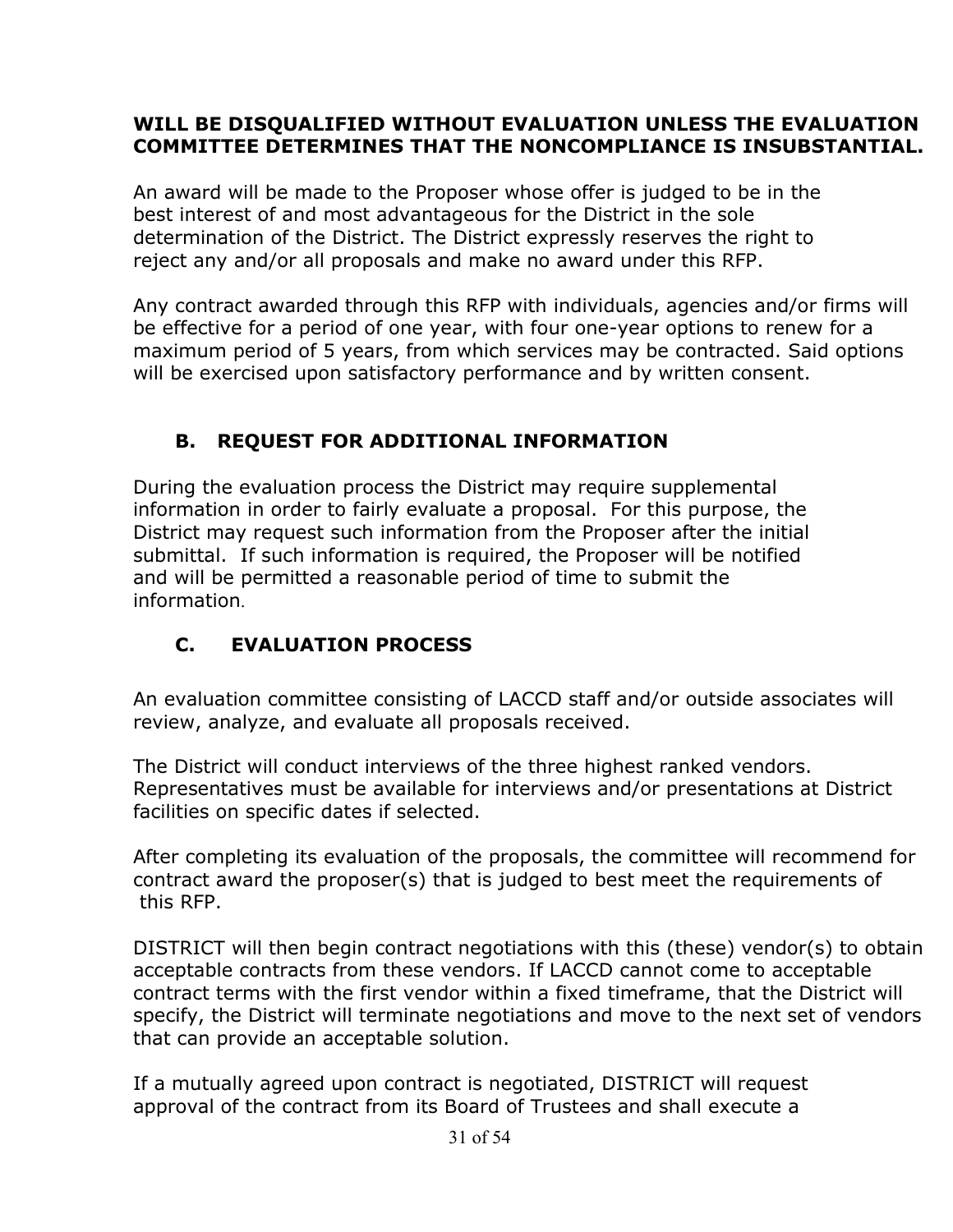**WILL BE DISQUALIFIED WITHOUT EVALUATION UNLESS THE EVALUATION COMMITTEE DETERMINES THAT THE NONCOMPLIANCE IS INSUBSTANTIAL.**

An award will be made to the Proposer whose offer is judged to be in the best interest of and most advantageous for the District in the sole determination of the District. The District expressly reserves the right to reject any and/or all proposals and make no award under this RFP.

Any contract awarded through this RFP with individuals, agencies and/or firms will be effective for a period of one year, with four one-year options to renew for a maximum period of 5 years, from which services may be contracted. Said options will be exercised upon satisfactory performance and by written consent.

### B. REQUEST FOR ADDITIONAL INFORMATION

During the evaluation process the District may require supplemental information in order to fairly evaluate a proposal. For this purpose, the District may request such information from the Proposer after the initial submittal. If such information is required, the Proposer will be notified and will be permitted a reasonable period of time to submit the information.

### C. EVALUATION PROCESS

An evaluation committee consisting of LACCD staff and/or outside associates will review, analyze, and evaluate all proposals received.

The District will conduct interviews of the three highest ranked vendors. Representatives must be available for interviews and/or presentations at District facilities on specific dates if selected.

After completing its evaluation of the proposals, the committee will recommend for contract award the proposer(s) that is judged to best meet the requirements of this RFP.

DISTRICT will then begin contract negotiations with this (these) vendor(s) to obtain acceptable contracts from these vendors. If LACCD cannot come to acceptable contract terms with the first vendor within a fixed timeframe, that the District will specify, the District will terminate negotiations and move to the next set of vendors that can provide an acceptable solution.

If a mutually agreed upon contract is negotiated, DISTRICT will request approval of the contract from its Board of Trustees and shall execute a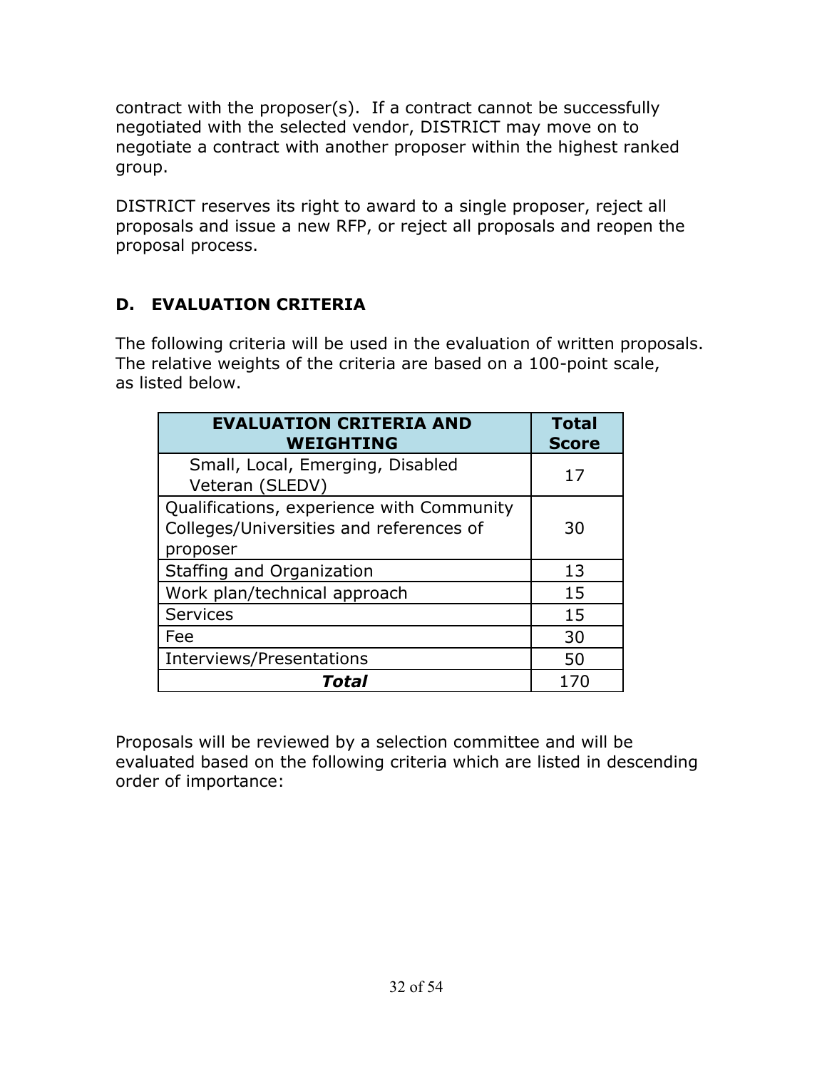contract with the proposer(s). If a contract cannot be successfully negotiated with the selected vendor, DISTRICT may move on to negotiate a contract with another proposer within the highest ranked group.

DISTRICT reserves its right to award to a single proposer, reject all proposals and issue a new RFP, or reject all proposals and reopen the proposal process.

## D. EVALUATION CRITERIA

The following criteria will be used in the evaluation of written proposals. The relative weights of the criteria are based on a 100-point scale, as listed below.

| EVALUATION CRITERIA AND WEIGHTING | Total Score |
|---|---|
| Small, Local, Emerging, Disabled Veteran (SLEDV) | 17 |
| Qualifications, experience with Community Colleges/Universities and references of proposer | 30 |
| Staffing and Organization | 13 |
| Work plan/technical approach | 15 |
| Services | 15 |
| Fee | 30 |
| Interviews/Presentations | 50 |
| ***Total*** | 170 |

Proposals will be reviewed by a selection committee and will be evaluated based on the following criteria which are listed in descending order of importance: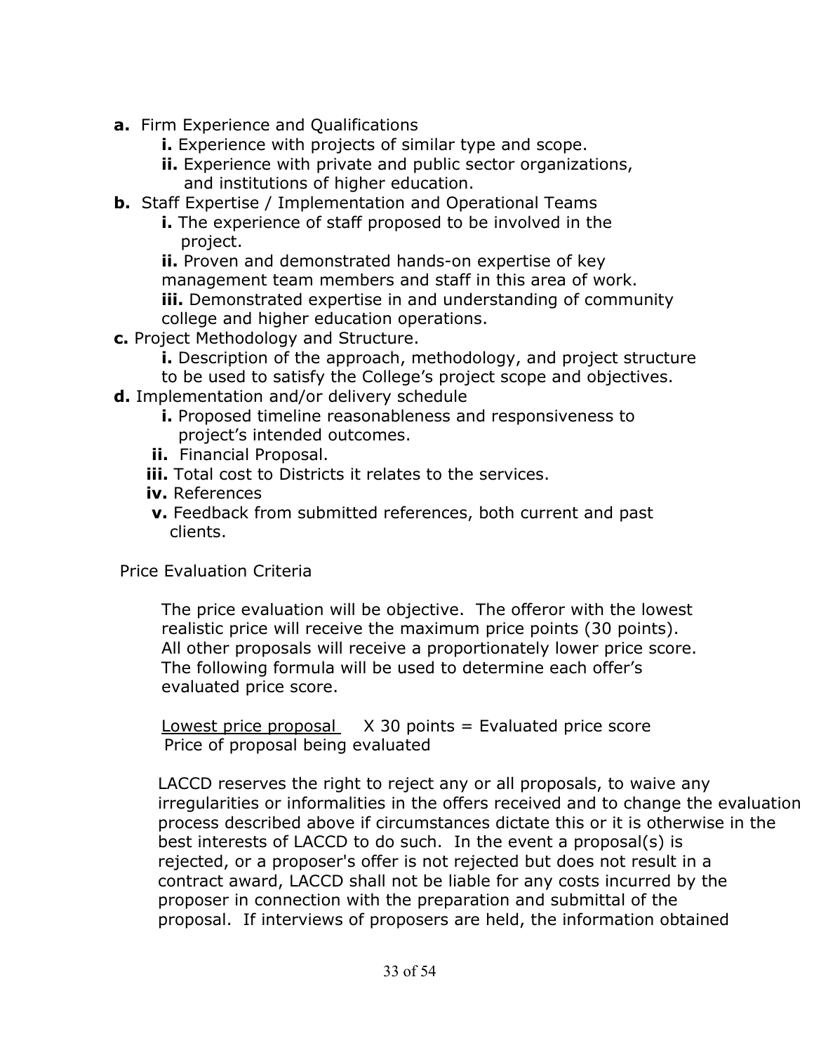**a.** Firm Experience and Qualifications

- **i.** Experience with projects of similar type and scope.
- **ii.** Experience with private and public sector organizations, and institutions of higher education.

**b.** Staff Expertise / Implementation and Operational Teams

- **i.** The experience of staff proposed to be involved in the project.
- **ii.** Proven and demonstrated hands-on expertise of key management team members and staff in this area of work.
- **iii.** Demonstrated expertise in and understanding of community college and higher education operations.

**c.** Project Methodology and Structure.

- **i.** Description of the approach, methodology, and project structure to be used to satisfy the College's project scope and objectives.

**d.** Implementation and/or delivery schedule

- **i.** Proposed timeline reasonableness and responsiveness to project's intended outcomes.
- **ii.** Financial Proposal.
- **iii.** Total cost to Districts it relates to the services.
- **iv.** References
- **v.** Feedback from submitted references, both current and past clients.

Price Evaluation Criteria

The price evaluation will be objective. The offeror with the lowest realistic price will receive the maximum price points (30 points). All other proposals will receive a proportionately lower price score. The following formula will be used to determine each offer's evaluated price score.

$$\frac{\text{Lowest price proposal}}{\text{Price of proposal being evaluated}} \times 30 \text{ points} = \text{Evaluated price score}$$

LACCD reserves the right to reject any or all proposals, to waive any irregularities or informalities in the offers received and to change the evaluation process described above if circumstances dictate this or it is otherwise in the best interests of LACCD to do such. In the event a proposal(s) is rejected, or a proposer's offer is not rejected but does not result in a contract award, LACCD shall not be liable for any costs incurred by the proposer in connection with the preparation and submittal of the proposal. If interviews of proposers are held, the information obtained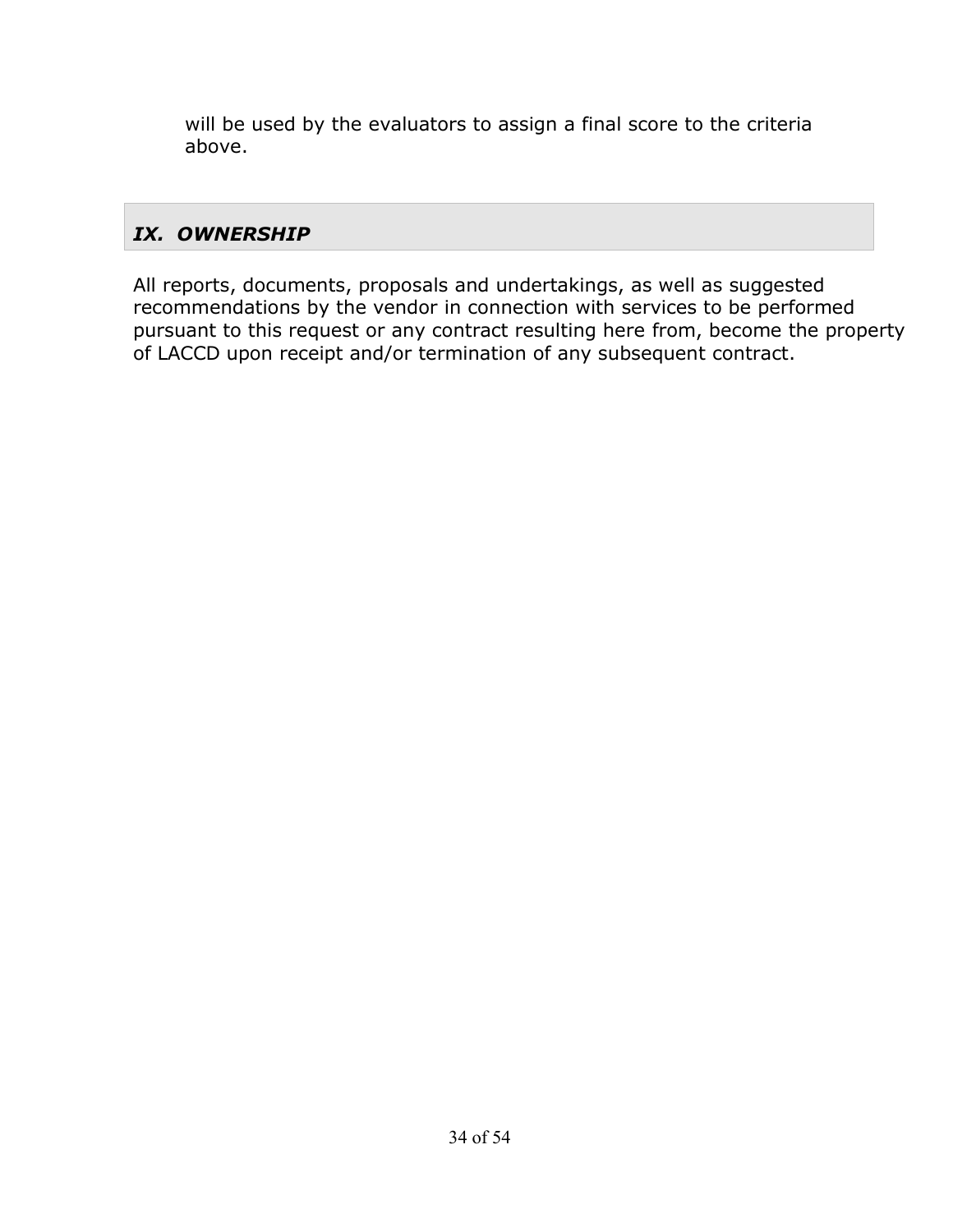will be used by the evaluators to assign a final score to the criteria above.

## *IX. OWNERSHIP*

All reports, documents, proposals and undertakings, as well as suggested recommendations by the vendor in connection with services to be performed pursuant to this request or any contract resulting here from, become the property of LACCD upon receipt and/or termination of any subsequent contract.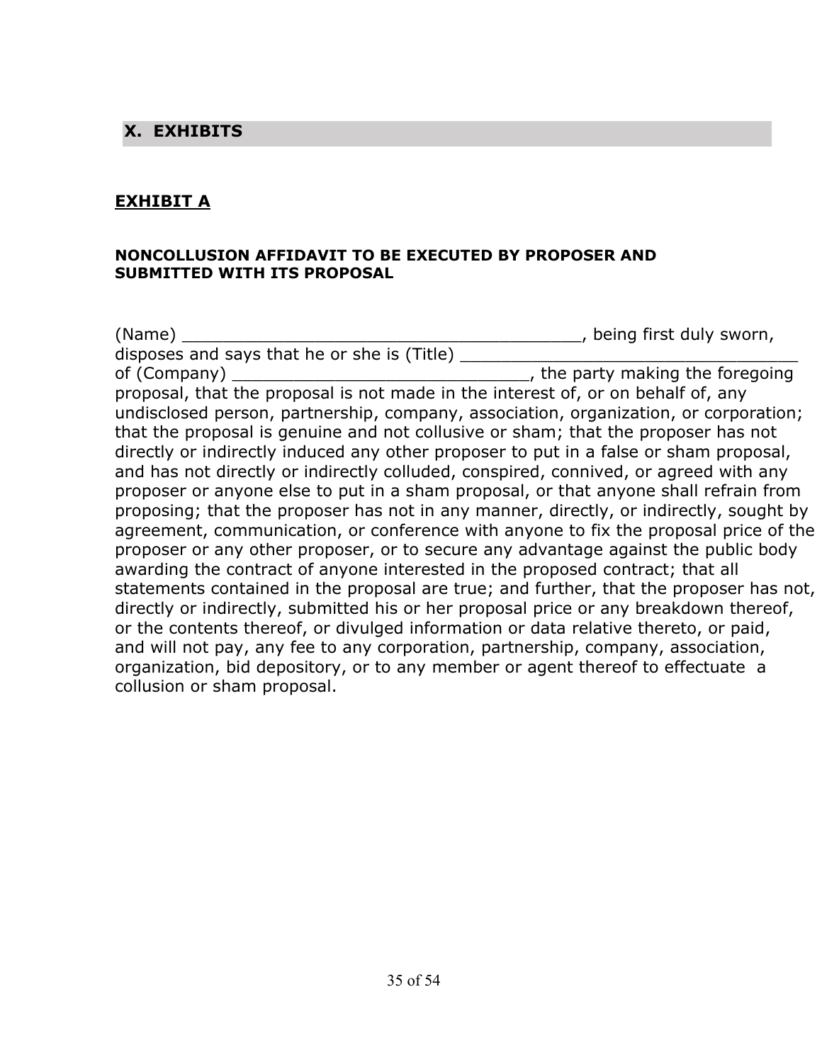## X. EXHIBITS

### EXHIBIT A

**NONCOLLUSION AFFIDAVIT TO BE EXECUTED BY PROPOSER AND SUBMITTED WITH ITS PROPOSAL**

(Name) ________________________________________, being first duly sworn, disposes and says that he or she is (Title) __________________________________ of (Company) _____________________________, the party making the foregoing proposal, that the proposal is not made in the interest of, or on behalf of, any undisclosed person, partnership, company, association, organization, or corporation; that the proposal is genuine and not collusive or sham; that the proposer has not directly or indirectly induced any other proposer to put in a false or sham proposal, and has not directly or indirectly colluded, conspired, connived, or agreed with any proposer or anyone else to put in a sham proposal, or that anyone shall refrain from proposing; that the proposer has not in any manner, directly, or indirectly, sought by agreement, communication, or conference with anyone to fix the proposal price of the proposer or any other proposer, or to secure any advantage against the public body awarding the contract of anyone interested in the proposed contract; that all statements contained in the proposal are true; and further, that the proposer has not, directly or indirectly, submitted his or her proposal price or any breakdown thereof, or the contents thereof, or divulged information or data relative thereto, or paid, and will not pay, any fee to any corporation, partnership, company, association, organization, bid depository, or to any member or agent thereof to effectuate a collusion or sham proposal.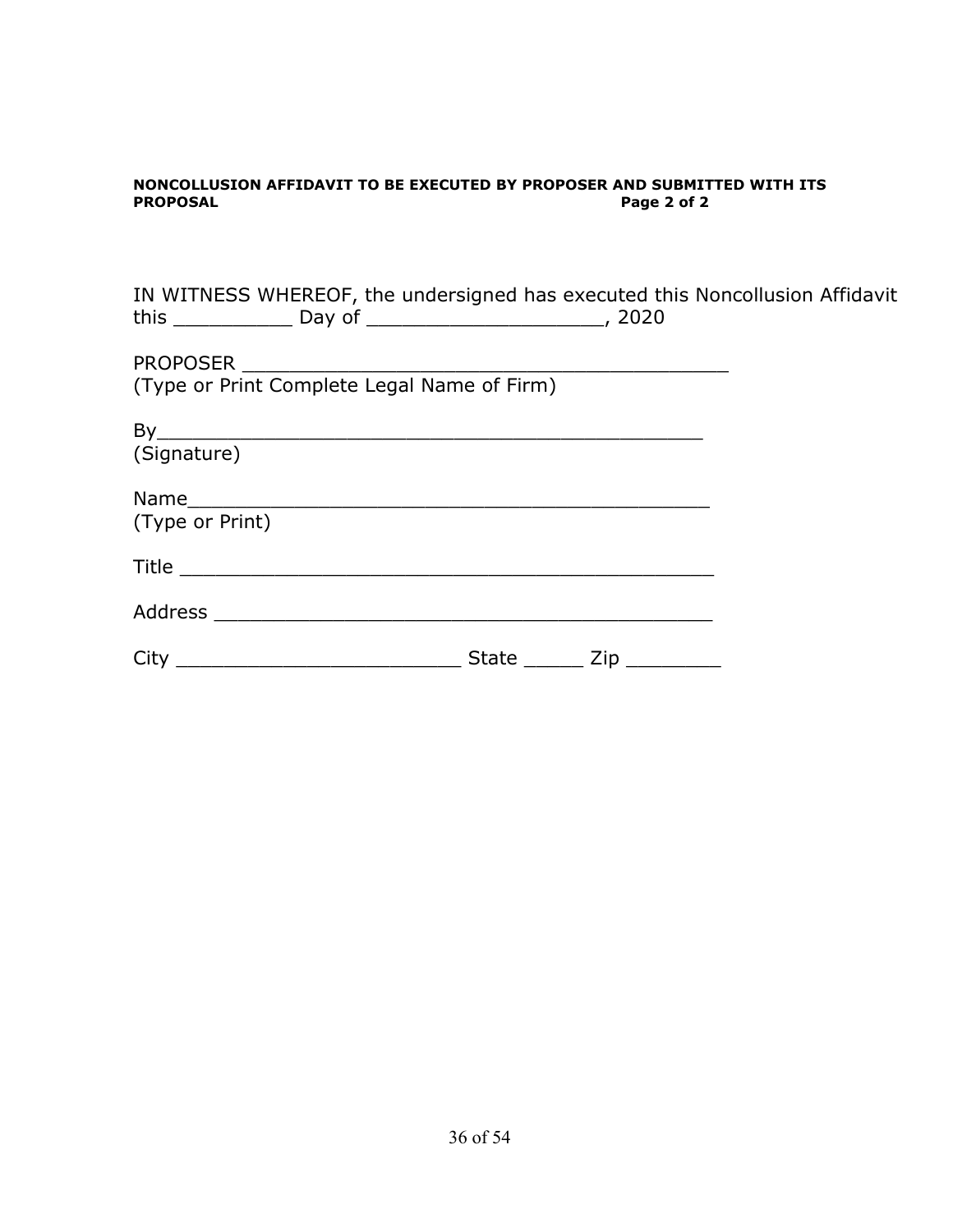**NONCOLLUSION AFFIDAVIT TO BE EXECUTED BY PROPOSER AND SUBMITTED WITH ITS PROPOSAL** **Page 2 of 2**

IN WITNESS WHEREOF, the undersigned has executed this Noncollusion Affidavit this __________ Day of ____________________, 2020

PROPOSER ___________________________________________
(Type or Print Complete Legal Name of Firm)

By_____________________________________________
(Signature)

Name___________________________________________
(Type or Print)

Title ___________________________________________

Address ________________________________________

City ________________________ State _____ Zip ________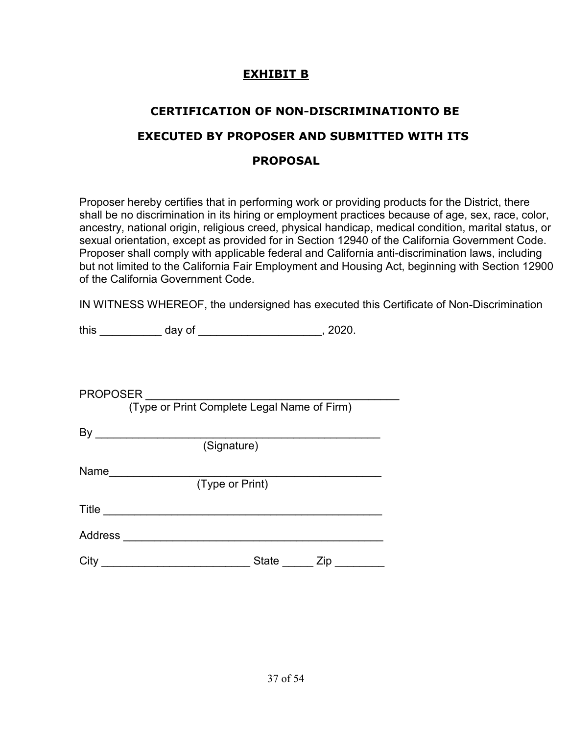## EXHIBIT B

## CERTIFICATION OF NON-DISCRIMINATIONTO BE EXECUTED BY PROPOSER AND SUBMITTED WITH ITS PROPOSAL

Proposer hereby certifies that in performing work or providing products for the District, there shall be no discrimination in its hiring or employment practices because of age, sex, race, color, ancestry, national origin, religious creed, physical handicap, medical condition, marital status, or sexual orientation, except as provided for in Section 12940 of the California Government Code. Proposer shall comply with applicable federal and California anti-discrimination laws, including but not limited to the California Fair Employment and Housing Act, beginning with Section 12900 of the California Government Code.

IN WITNESS WHEREOF, the undersigned has executed this Certificate of Non-Discrimination

this __________ day of ___________________, 2020.

PROPOSER ________________________________________
(Type or Print Complete Legal Name of Firm)

By ____________________________________________
(Signature)

Name___________________________________________
(Type or Print)

Title ____________________________________________

Address _________________________________________

City _______________________ State _____ Zip ________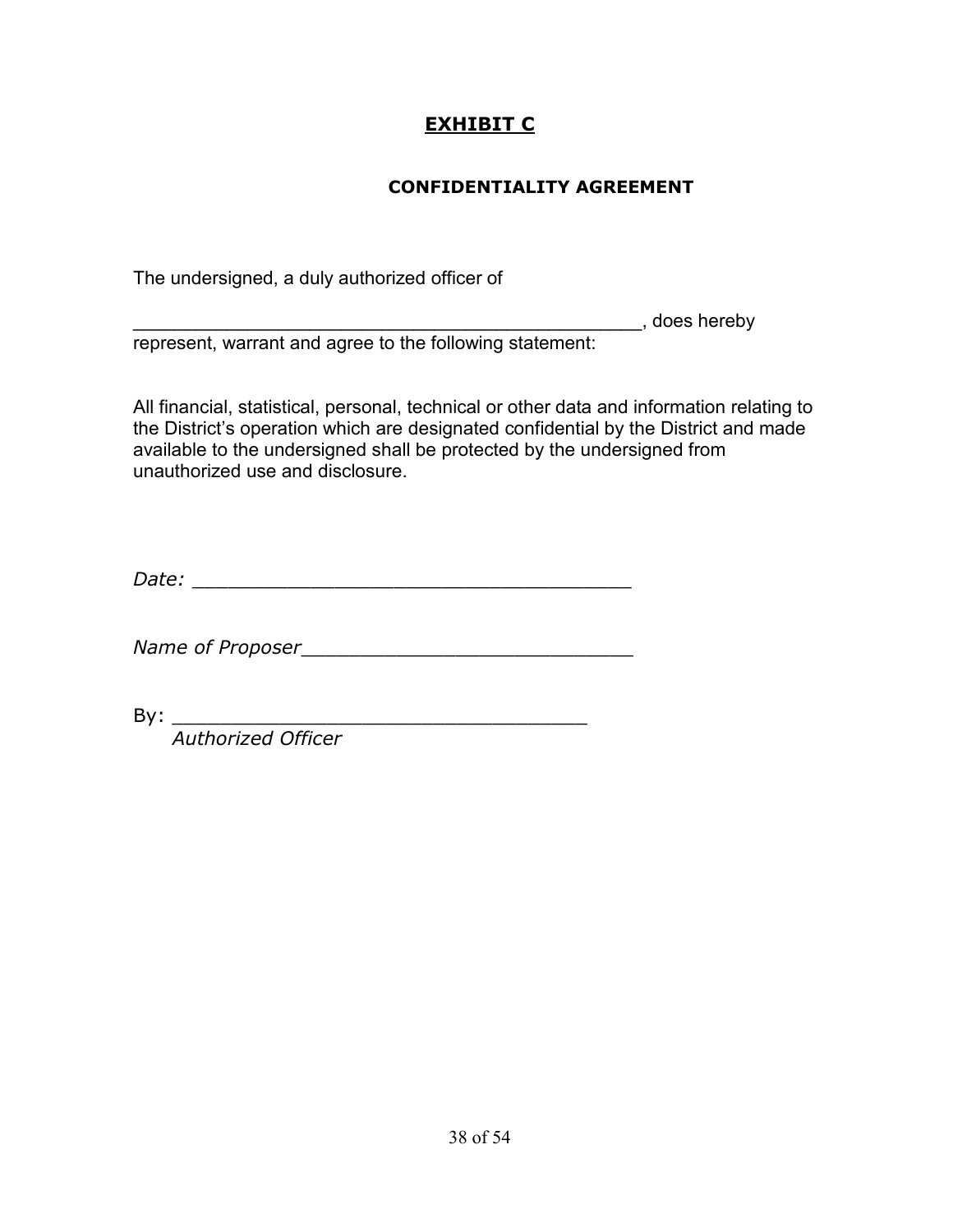# **EXHIBIT C**

## **CONFIDENTIALITY AGREEMENT**

The undersigned, a duly authorized officer of

__________________________________________________, does hereby represent, warrant and agree to the following statement:

All financial, statistical, personal, technical or other data and information relating to the District's operation which are designated confidential by the District and made available to the undersigned shall be protected by the undersigned from unauthorized use and disclosure.

*Date:* ________________________________________

*Name of Proposer*______________________________

By: ______________________________________
*Authorized Officer*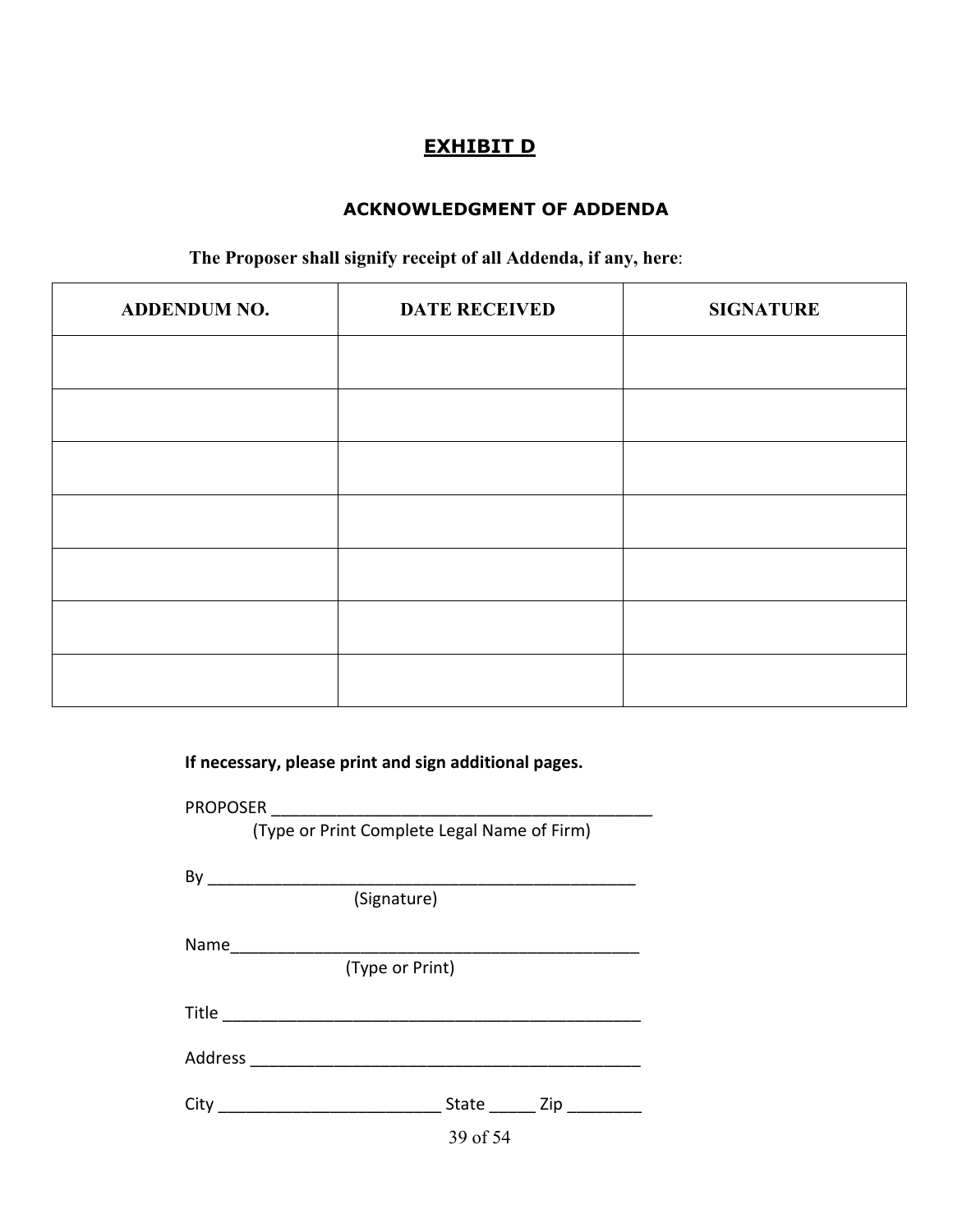# EXHIBIT D

## ACKNOWLEDGMENT OF ADDENDA

**The Proposer shall signify receipt of all Addenda, if any, here**:

| ADDENDUM NO. | DATE RECEIVED | SIGNATURE |
|---|---|---|
| | | |
| | | |
| | | |
| | | |
| | | |
| | | |
| | | |

**If necessary, please print and sign additional pages.**

PROPOSER ___________________________________________
(Type or Print Complete Legal Name of Firm)

By _________________________________________________
(Signature)

Name_______________________________________________
(Type or Print)

Title _______________________________________________

Address ____________________________________________

City ________________________ State _____ Zip ________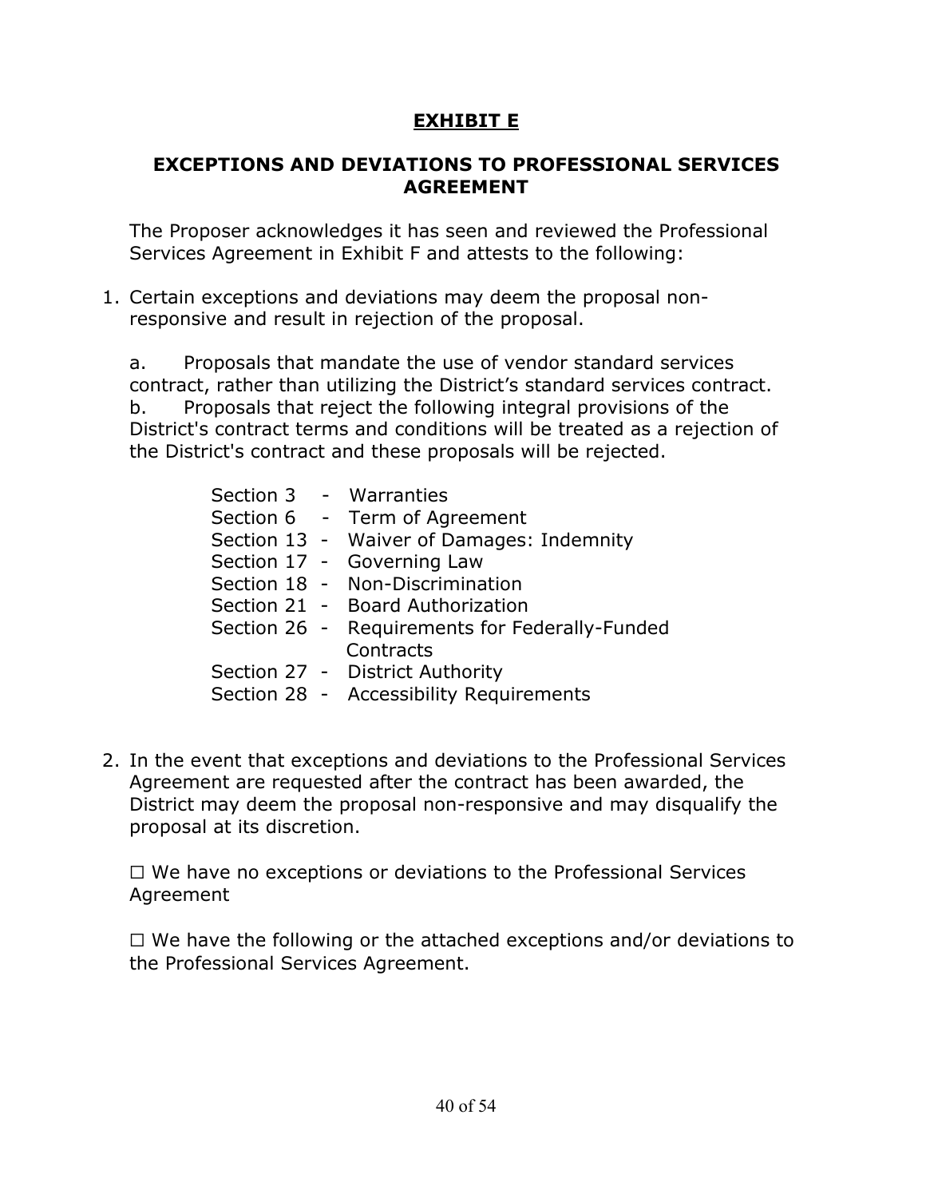# EXHIBIT E

## EXCEPTIONS AND DEVIATIONS TO PROFESSIONAL SERVICES AGREEMENT

The Proposer acknowledges it has seen and reviewed the Professional Services Agreement in Exhibit F and attests to the following:

1. Certain exceptions and deviations may deem the proposal non-responsive and result in rejection of the proposal.

   a. Proposals that mandate the use of vendor standard services contract, rather than utilizing the District's standard services contract.
   b. Proposals that reject the following integral provisions of the District's contract terms and conditions will be treated as a rejection of the District's contract and these proposals will be rejected.

   Section 3 - Warranties
   Section 6 - Term of Agreement
   Section 13 - Waiver of Damages: Indemnity
   Section 17 - Governing Law
   Section 18 - Non-Discrimination
   Section 21 - Board Authorization
   Section 26 - Requirements for Federally-Funded Contracts
   Section 27 - District Authority
   Section 28 - Accessibility Requirements

2. In the event that exceptions and deviations to the Professional Services Agreement are requested after the contract has been awarded, the District may deem the proposal non-responsive and may disqualify the proposal at its discretion.

   ☐ We have no exceptions or deviations to the Professional Services Agreement

   ☐ We have the following or the attached exceptions and/or deviations to the Professional Services Agreement.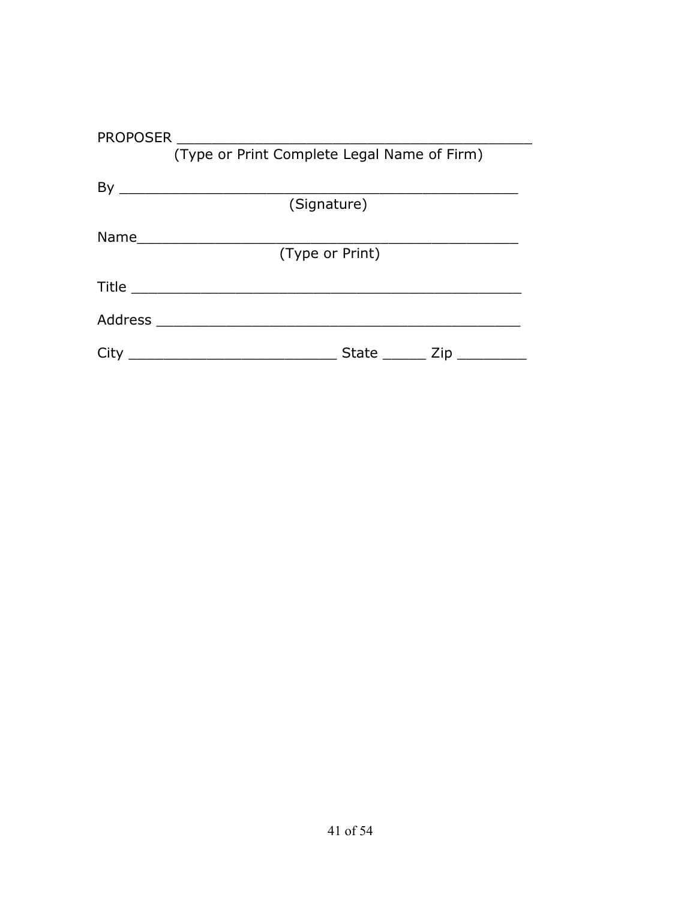PROPOSER ___________________________________________
(Type or Print Complete Legal Name of Firm)

By ______________________________________________
(Signature)

Name_____________________________________________
(Type or Print)

Title _____________________________________________

Address __________________________________________

City _________________________ State _____ Zip ________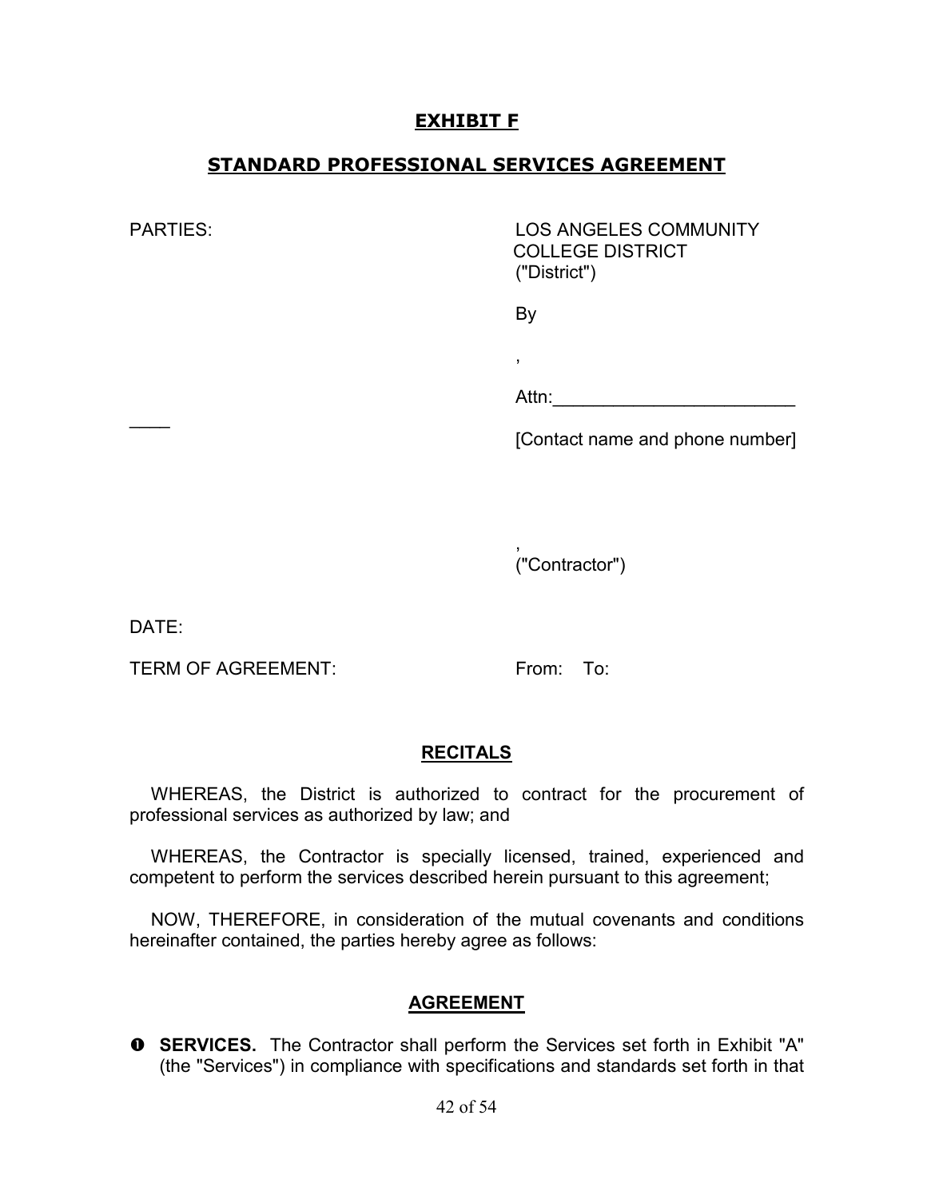# EXHIBIT F

## STANDARD PROFESSIONAL SERVICES AGREEMENT

PARTIES: LOS ANGELES COMMUNITY COLLEGE DISTRICT ("District")

By

,

Attn:________________________

____

[Contact name and phone number]

,
("Contractor")

DATE:

TERM OF AGREEMENT: From: To:

## RECITALS

WHEREAS, the District is authorized to contract for the procurement of professional services as authorized by law; and

WHEREAS, the Contractor is specially licensed, trained, experienced and competent to perform the services described herein pursuant to this agreement;

NOW, THEREFORE, in consideration of the mutual covenants and conditions hereinafter contained, the parties hereby agree as follows:

## AGREEMENT

➊ **SERVICES.** The Contractor shall perform the Services set forth in Exhibit "A" (the "Services") in compliance with specifications and standards set forth in that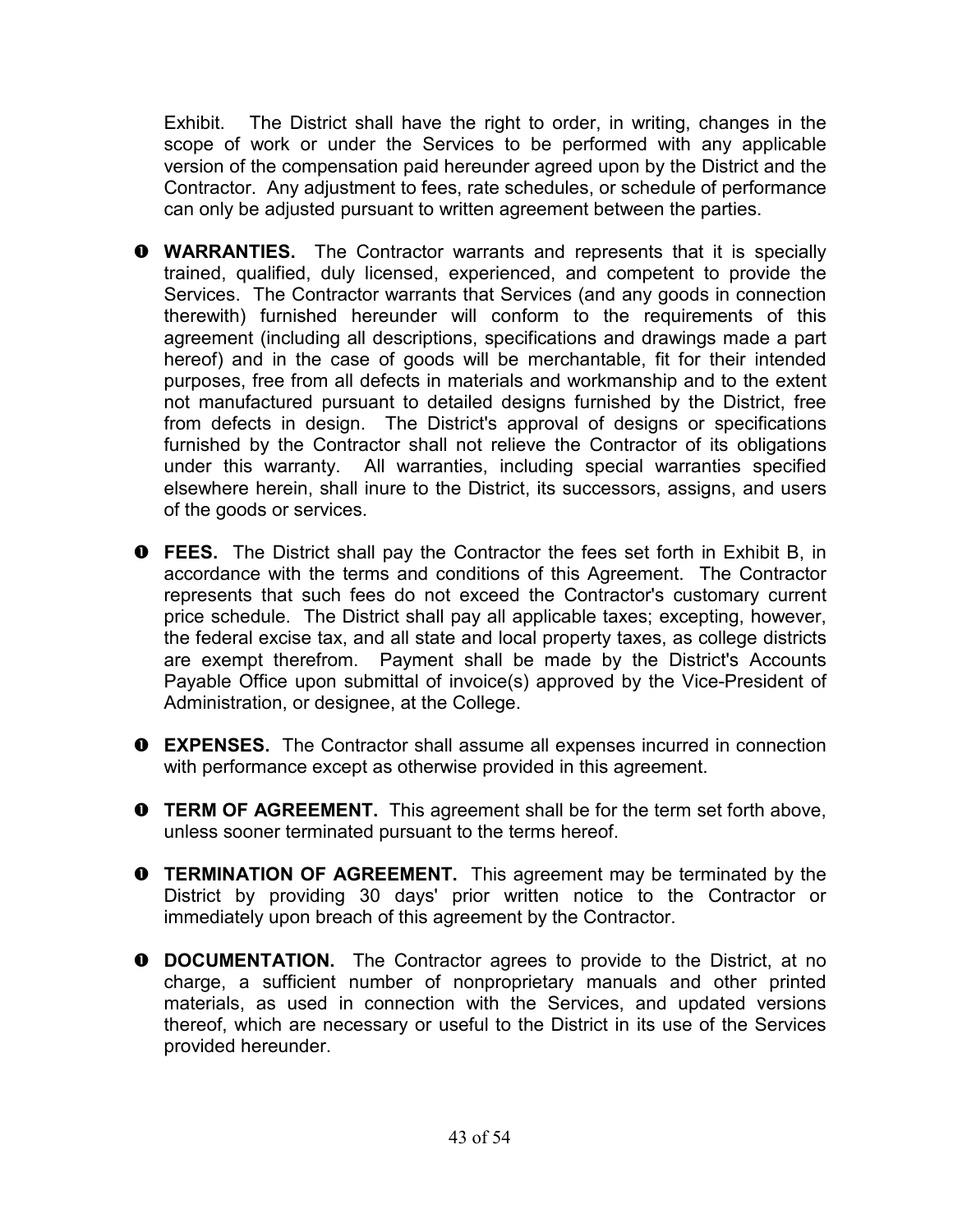Exhibit. The District shall have the right to order, in writing, changes in the scope of work or under the Services to be performed with any applicable version of the compensation paid hereunder agreed upon by the District and the Contractor. Any adjustment to fees, rate schedules, or schedule of performance can only be adjusted pursuant to written agreement between the parties.

- **WARRANTIES.** The Contractor warrants and represents that it is specially trained, qualified, duly licensed, experienced, and competent to provide the Services. The Contractor warrants that Services (and any goods in connection therewith) furnished hereunder will conform to the requirements of this agreement (including all descriptions, specifications and drawings made a part hereof) and in the case of goods will be merchantable, fit for their intended purposes, free from all defects in materials and workmanship and to the extent not manufactured pursuant to detailed designs furnished by the District, free from defects in design. The District's approval of designs or specifications furnished by the Contractor shall not relieve the Contractor of its obligations under this warranty. All warranties, including special warranties specified elsewhere herein, shall inure to the District, its successors, assigns, and users of the goods or services.

- **FEES.** The District shall pay the Contractor the fees set forth in Exhibit B, in accordance with the terms and conditions of this Agreement. The Contractor represents that such fees do not exceed the Contractor's customary current price schedule. The District shall pay all applicable taxes; excepting, however, the federal excise tax, and all state and local property taxes, as college districts are exempt therefrom. Payment shall be made by the District's Accounts Payable Office upon submittal of invoice(s) approved by the Vice-President of Administration, or designee, at the College.

- **EXPENSES.** The Contractor shall assume all expenses incurred in connection with performance except as otherwise provided in this agreement.

- **TERM OF AGREEMENT.** This agreement shall be for the term set forth above, unless sooner terminated pursuant to the terms hereof.

- **TERMINATION OF AGREEMENT.** This agreement may be terminated by the District by providing 30 days' prior written notice to the Contractor or immediately upon breach of this agreement by the Contractor.

- **DOCUMENTATION.** The Contractor agrees to provide to the District, at no charge, a sufficient number of nonproprietary manuals and other printed materials, as used in connection with the Services, and updated versions thereof, which are necessary or useful to the District in its use of the Services provided hereunder.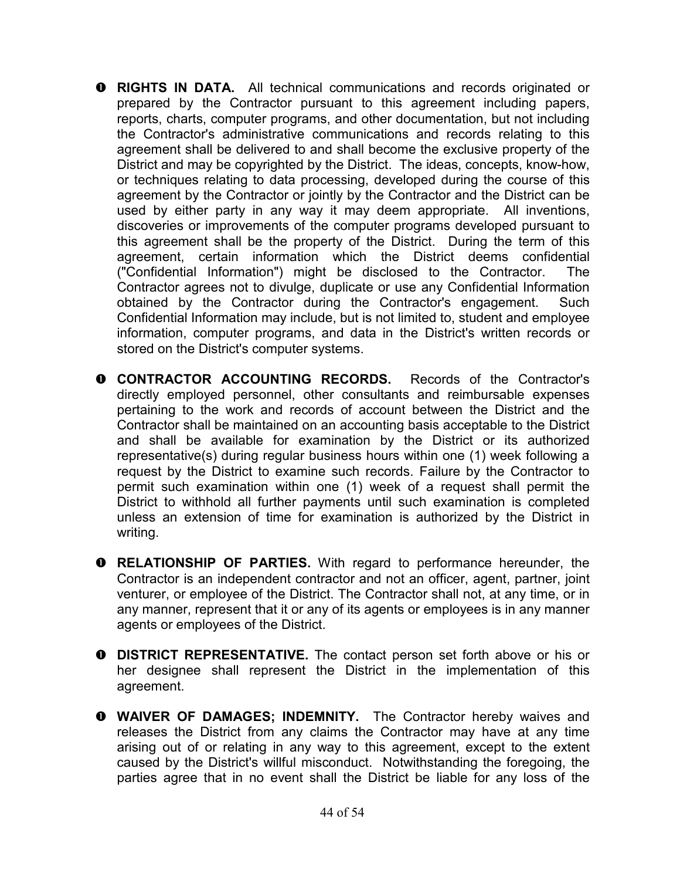- **RIGHTS IN DATA.** All technical communications and records originated or prepared by the Contractor pursuant to this agreement including papers, reports, charts, computer programs, and other documentation, but not including the Contractor's administrative communications and records relating to this agreement shall be delivered to and shall become the exclusive property of the District and may be copyrighted by the District. The ideas, concepts, know-how, or techniques relating to data processing, developed during the course of this agreement by the Contractor or jointly by the Contractor and the District can be used by either party in any way it may deem appropriate. All inventions, discoveries or improvements of the computer programs developed pursuant to this agreement shall be the property of the District. During the term of this agreement, certain information which the District deems confidential ("Confidential Information") might be disclosed to the Contractor. The Contractor agrees not to divulge, duplicate or use any Confidential Information obtained by the Contractor during the Contractor's engagement. Such Confidential Information may include, but is not limited to, student and employee information, computer programs, and data in the District's written records or stored on the District's computer systems.

- **CONTRACTOR ACCOUNTING RECORDS.** Records of the Contractor's directly employed personnel, other consultants and reimbursable expenses pertaining to the work and records of account between the District and the Contractor shall be maintained on an accounting basis acceptable to the District and shall be available for examination by the District or its authorized representative(s) during regular business hours within one (1) week following a request by the District to examine such records. Failure by the Contractor to permit such examination within one (1) week of a request shall permit the District to withhold all further payments until such examination is completed unless an extension of time for examination is authorized by the District in writing.

- **RELATIONSHIP OF PARTIES.** With regard to performance hereunder, the Contractor is an independent contractor and not an officer, agent, partner, joint venturer, or employee of the District. The Contractor shall not, at any time, or in any manner, represent that it or any of its agents or employees is in any manner agents or employees of the District.

- **DISTRICT REPRESENTATIVE.** The contact person set forth above or his or her designee shall represent the District in the implementation of this agreement.

- **WAIVER OF DAMAGES; INDEMNITY.** The Contractor hereby waives and releases the District from any claims the Contractor may have at any time arising out of or relating in any way to this agreement, except to the extent caused by the District's willful misconduct. Notwithstanding the foregoing, the parties agree that in no event shall the District be liable for any loss of the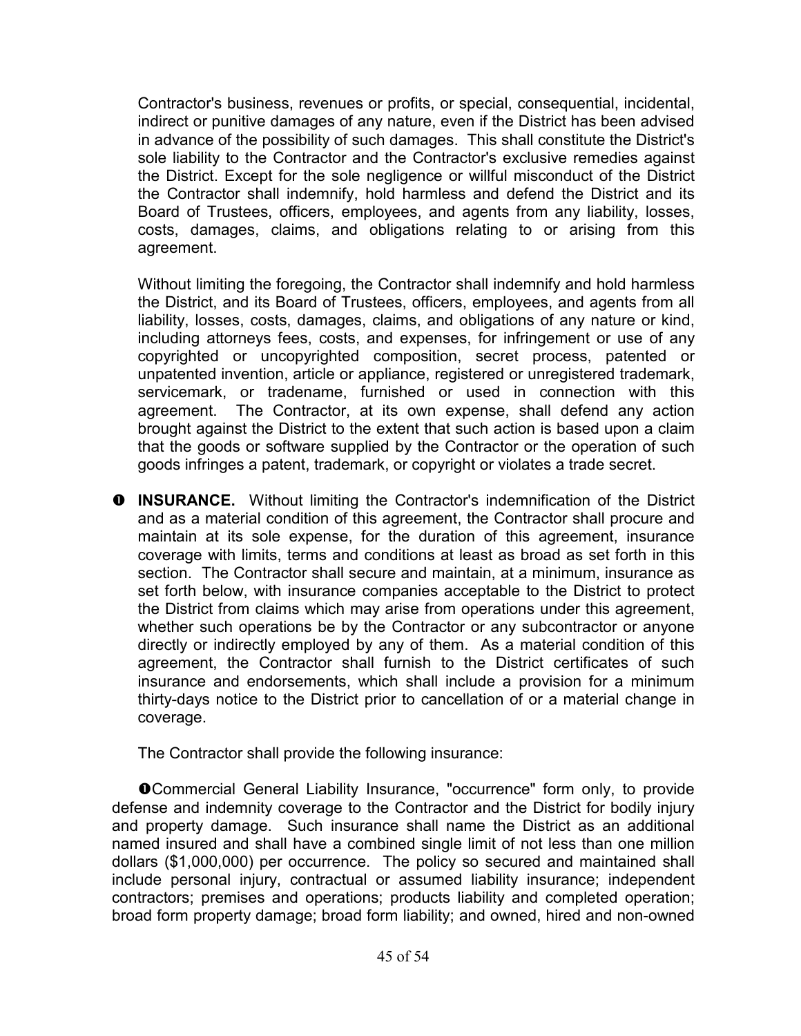Contractor's business, revenues or profits, or special, consequential, incidental, indirect or punitive damages of any nature, even if the District has been advised in advance of the possibility of such damages. This shall constitute the District's sole liability to the Contractor and the Contractor's exclusive remedies against the District. Except for the sole negligence or willful misconduct of the District the Contractor shall indemnify, hold harmless and defend the District and its Board of Trustees, officers, employees, and agents from any liability, losses, costs, damages, claims, and obligations relating to or arising from this agreement.

Without limiting the foregoing, the Contractor shall indemnify and hold harmless the District, and its Board of Trustees, officers, employees, and agents from all liability, losses, costs, damages, claims, and obligations of any nature or kind, including attorneys fees, costs, and expenses, for infringement or use of any copyrighted or uncopyrighted composition, secret process, patented or unpatented invention, article or appliance, registered or unregistered trademark, servicemark, or tradename, furnished or used in connection with this agreement. The Contractor, at its own expense, shall defend any action brought against the District to the extent that such action is based upon a claim that the goods or software supplied by the Contractor or the operation of such goods infringes a patent, trademark, or copyright or violates a trade secret.

❶ **INSURANCE.** Without limiting the Contractor's indemnification of the District and as a material condition of this agreement, the Contractor shall procure and maintain at its sole expense, for the duration of this agreement, insurance coverage with limits, terms and conditions at least as broad as set forth in this section. The Contractor shall secure and maintain, at a minimum, insurance as set forth below, with insurance companies acceptable to the District to protect the District from claims which may arise from operations under this agreement, whether such operations be by the Contractor or any subcontractor or anyone directly or indirectly employed by any of them. As a material condition of this agreement, the Contractor shall furnish to the District certificates of such insurance and endorsements, which shall include a provision for a minimum thirty-days notice to the District prior to cancellation of or a material change in coverage.

The Contractor shall provide the following insurance:

❶Commercial General Liability Insurance, "occurrence" form only, to provide defense and indemnity coverage to the Contractor and the District for bodily injury and property damage. Such insurance shall name the District as an additional named insured and shall have a combined single limit of not less than one million dollars ($1,000,000) per occurrence. The policy so secured and maintained shall include personal injury, contractual or assumed liability insurance; independent contractors; premises and operations; products liability and completed operation; broad form property damage; broad form liability; and owned, hired and non-owned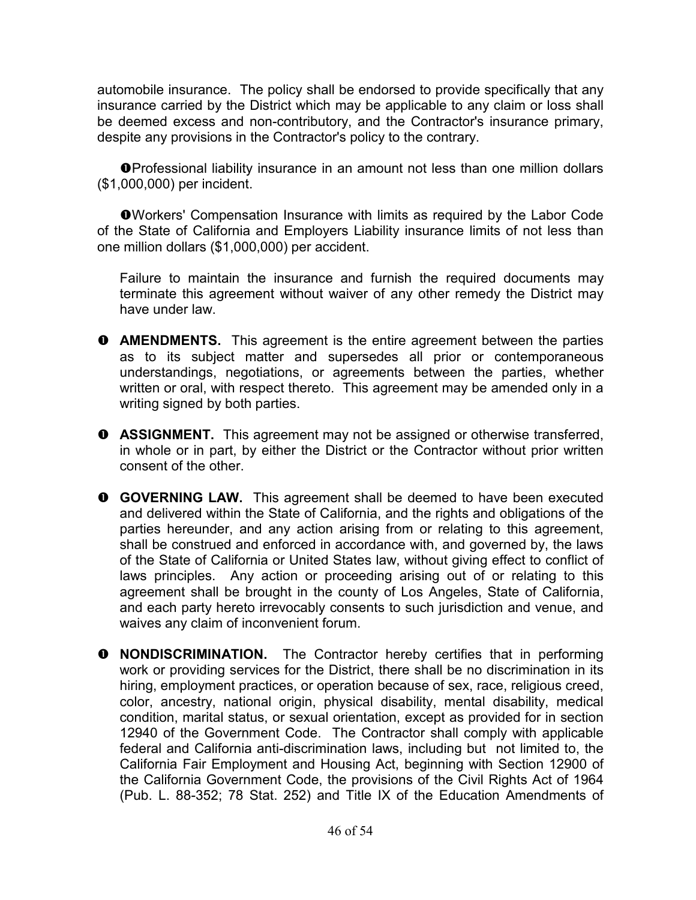automobile insurance. The policy shall be endorsed to provide specifically that any insurance carried by the District which may be applicable to any claim or loss shall be deemed excess and non-contributory, and the Contractor's insurance primary, despite any provisions in the Contractor's policy to the contrary.

➊Professional liability insurance in an amount not less than one million dollars ($1,000,000) per incident.

➊Workers' Compensation Insurance with limits as required by the Labor Code of the State of California and Employers Liability insurance limits of not less than one million dollars ($1,000,000) per accident.

Failure to maintain the insurance and furnish the required documents may terminate this agreement without waiver of any other remedy the District may have under law.

➊ **AMENDMENTS.** This agreement is the entire agreement between the parties as to its subject matter and supersedes all prior or contemporaneous understandings, negotiations, or agreements between the parties, whether written or oral, with respect thereto. This agreement may be amended only in a writing signed by both parties.

➊ **ASSIGNMENT.** This agreement may not be assigned or otherwise transferred, in whole or in part, by either the District or the Contractor without prior written consent of the other.

➊ **GOVERNING LAW.** This agreement shall be deemed to have been executed and delivered within the State of California, and the rights and obligations of the parties hereunder, and any action arising from or relating to this agreement, shall be construed and enforced in accordance with, and governed by, the laws of the State of California or United States law, without giving effect to conflict of laws principles. Any action or proceeding arising out of or relating to this agreement shall be brought in the county of Los Angeles, State of California, and each party hereto irrevocably consents to such jurisdiction and venue, and waives any claim of inconvenient forum.

➊ **NONDISCRIMINATION.** The Contractor hereby certifies that in performing work or providing services for the District, there shall be no discrimination in its hiring, employment practices, or operation because of sex, race, religious creed, color, ancestry, national origin, physical disability, mental disability, medical condition, marital status, or sexual orientation, except as provided for in section 12940 of the Government Code. The Contractor shall comply with applicable federal and California anti-discrimination laws, including but not limited to, the California Fair Employment and Housing Act, beginning with Section 12900 of the California Government Code, the provisions of the Civil Rights Act of 1964 (Pub. L. 88-352; 78 Stat. 252) and Title IX of the Education Amendments of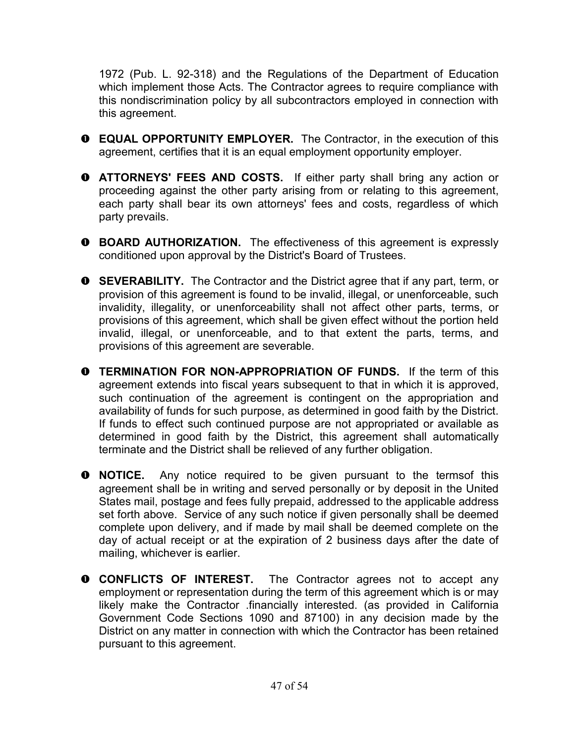1972 (Pub. L. 92-318) and the Regulations of the Department of Education which implement those Acts. The Contractor agrees to require compliance with this nondiscrimination policy by all subcontractors employed in connection with this agreement.

- **EQUAL OPPORTUNITY EMPLOYER.** The Contractor, in the execution of this agreement, certifies that it is an equal employment opportunity employer.

- **ATTORNEYS' FEES AND COSTS.** If either party shall bring any action or proceeding against the other party arising from or relating to this agreement, each party shall bear its own attorneys' fees and costs, regardless of which party prevails.

- **BOARD AUTHORIZATION.** The effectiveness of this agreement is expressly conditioned upon approval by the District's Board of Trustees.

- **SEVERABILITY.** The Contractor and the District agree that if any part, term, or provision of this agreement is found to be invalid, illegal, or unenforceable, such invalidity, illegality, or unenforceability shall not affect other parts, terms, or provisions of this agreement, which shall be given effect without the portion held invalid, illegal, or unenforceable, and to that extent the parts, terms, and provisions of this agreement are severable.

- **TERMINATION FOR NON-APPROPRIATION OF FUNDS.** If the term of this agreement extends into fiscal years subsequent to that in which it is approved, such continuation of the agreement is contingent on the appropriation and availability of funds for such purpose, as determined in good faith by the District. If funds to effect such continued purpose are not appropriated or available as determined in good faith by the District, this agreement shall automatically terminate and the District shall be relieved of any further obligation.

- **NOTICE.** Any notice required to be given pursuant to the termsof this agreement shall be in writing and served personally or by deposit in the United States mail, postage and fees fully prepaid, addressed to the applicable address set forth above. Service of any such notice if given personally shall be deemed complete upon delivery, and if made by mail shall be deemed complete on the day of actual receipt or at the expiration of 2 business days after the date of mailing, whichever is earlier.

- **CONFLICTS OF INTEREST.** The Contractor agrees not to accept any employment or representation during the term of this agreement which is or may likely make the Contractor .financially interested. (as provided in California Government Code Sections 1090 and 87100) in any decision made by the District on any matter in connection with which the Contractor has been retained pursuant to this agreement.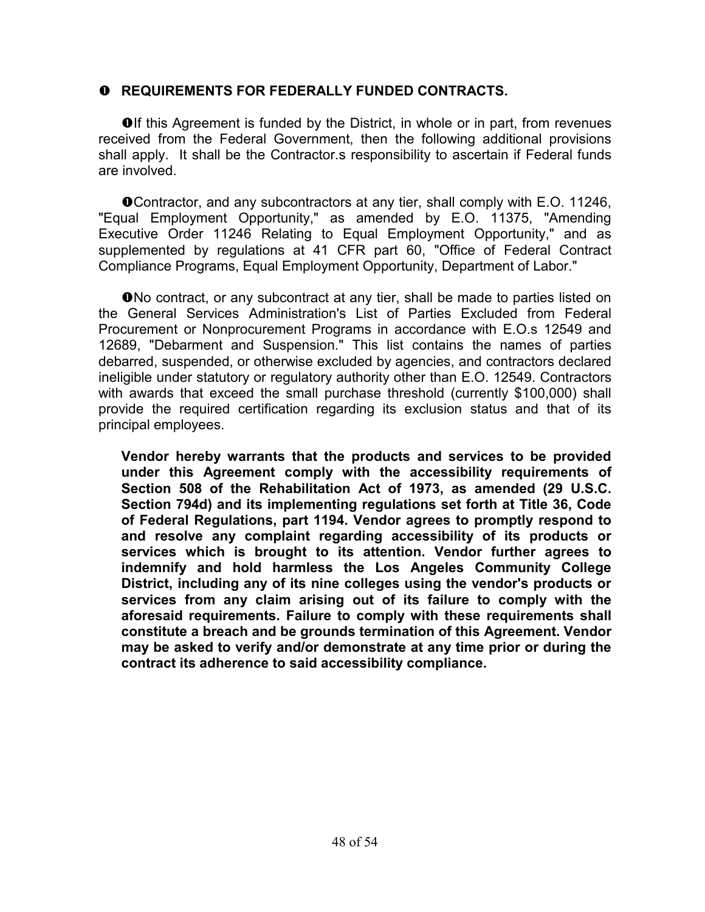## ➊ REQUIREMENTS FOR FEDERALLY FUNDED CONTRACTS.

➊If this Agreement is funded by the District, in whole or in part, from revenues received from the Federal Government, then the following additional provisions shall apply. It shall be the Contractor.s responsibility to ascertain if Federal funds are involved.

➊Contractor, and any subcontractors at any tier, shall comply with E.O. 11246, "Equal Employment Opportunity," as amended by E.O. 11375, "Amending Executive Order 11246 Relating to Equal Employment Opportunity," and as supplemented by regulations at 41 CFR part 60, "Office of Federal Contract Compliance Programs, Equal Employment Opportunity, Department of Labor."

➊No contract, or any subcontract at any tier, shall be made to parties listed on the General Services Administration's List of Parties Excluded from Federal Procurement or Nonprocurement Programs in accordance with E.O.s 12549 and 12689, "Debarment and Suspension." This list contains the names of parties debarred, suspended, or otherwise excluded by agencies, and contractors declared ineligible under statutory or regulatory authority other than E.O. 12549. Contractors with awards that exceed the small purchase threshold (currently $100,000) shall provide the required certification regarding its exclusion status and that of its principal employees.

**Vendor hereby warrants that the products and services to be provided under this Agreement comply with the accessibility requirements of Section 508 of the Rehabilitation Act of 1973, as amended (29 U.S.C. Section 794d) and its implementing regulations set forth at Title 36, Code of Federal Regulations, part 1194. Vendor agrees to promptly respond to and resolve any complaint regarding accessibility of its products or services which is brought to its attention. Vendor further agrees to indemnify and hold harmless the Los Angeles Community College District, including any of its nine colleges using the vendor's products or services from any claim arising out of its failure to comply with the aforesaid requirements. Failure to comply with these requirements shall constitute a breach and be grounds termination of this Agreement. Vendor may be asked to verify and/or demonstrate at any time prior or during the contract its adherence to said accessibility compliance.**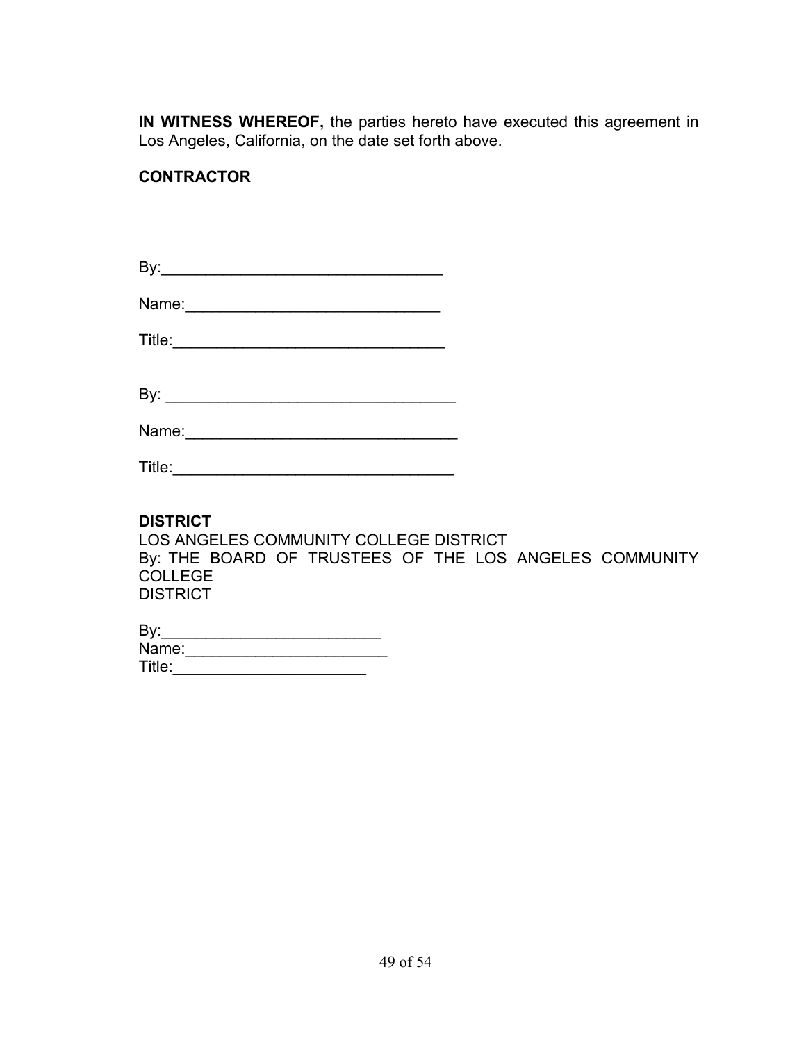**IN WITNESS WHEREOF,** the parties hereto have executed this agreement in Los Angeles, California, on the date set forth above.

**CONTRACTOR**

By:_______________________________

Name:____________________________

Title:______________________________

By: _________________________________

Name:_______________________________

Title:________________________________

**DISTRICT**
LOS ANGELES COMMUNITY COLLEGE DISTRICT
By: THE BOARD OF TRUSTEES OF THE LOS ANGELES COMMUNITY COLLEGE
DISTRICT

By:_________________________
Name:_______________________
Title:______________________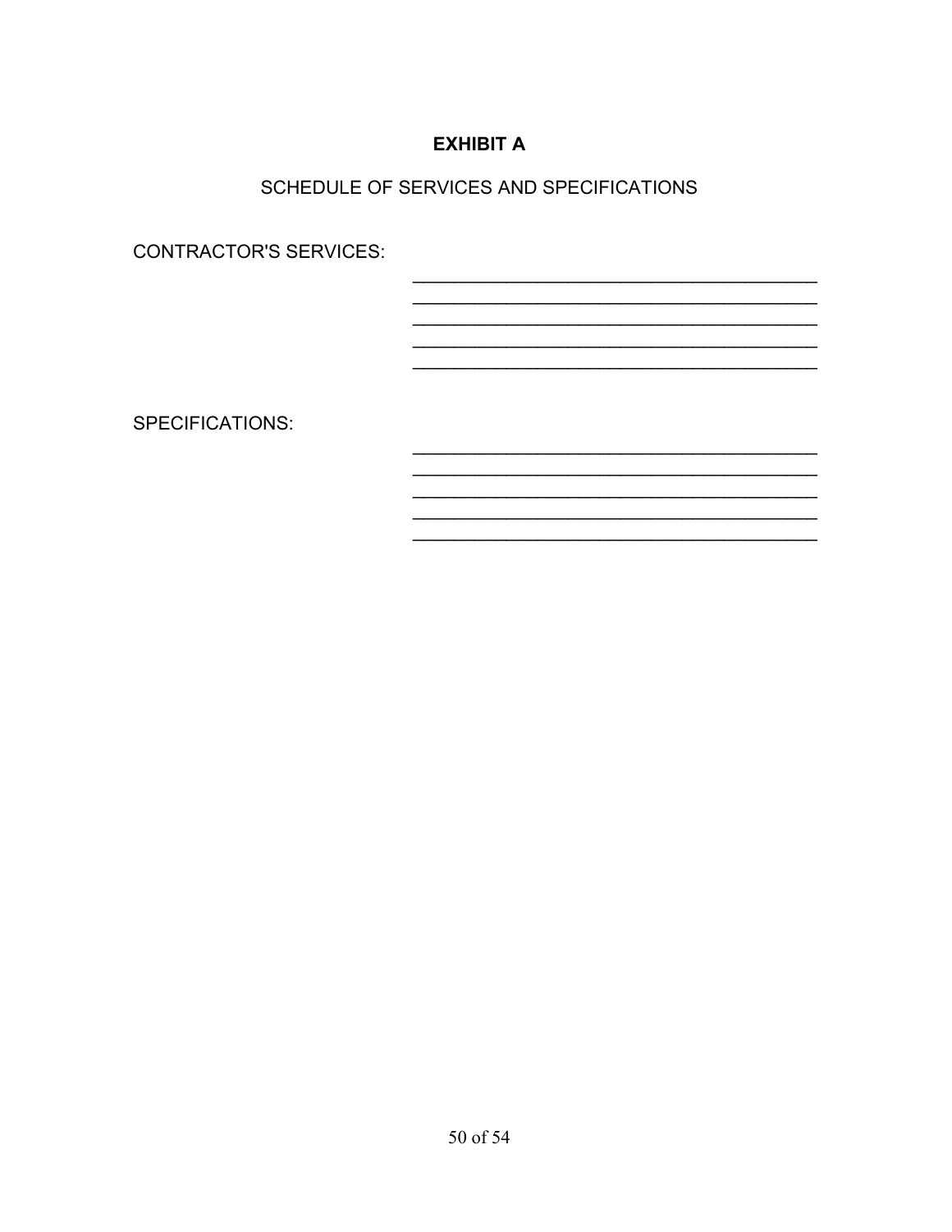# EXHIBIT A

SCHEDULE OF SERVICES AND SPECIFICATIONS

CONTRACTOR'S SERVICES:

________________________________________
________________________________________
________________________________________
________________________________________
________________________________________

SPECIFICATIONS:

________________________________________
________________________________________
________________________________________
________________________________________
________________________________________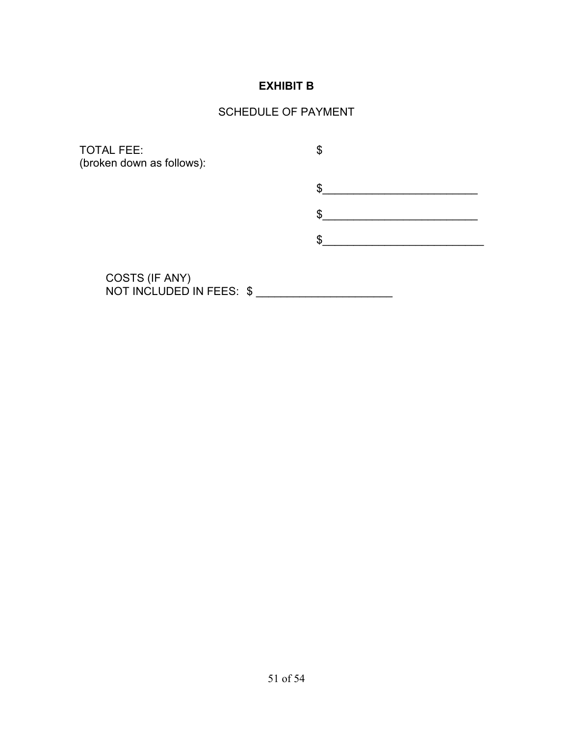## EXHIBIT B

SCHEDULE OF PAYMENT

TOTAL FEE: $
(broken down as follows):

$___________________________

$___________________________

$____________________________

COSTS (IF ANY)
NOT INCLUDED IN FEES: $ _______________________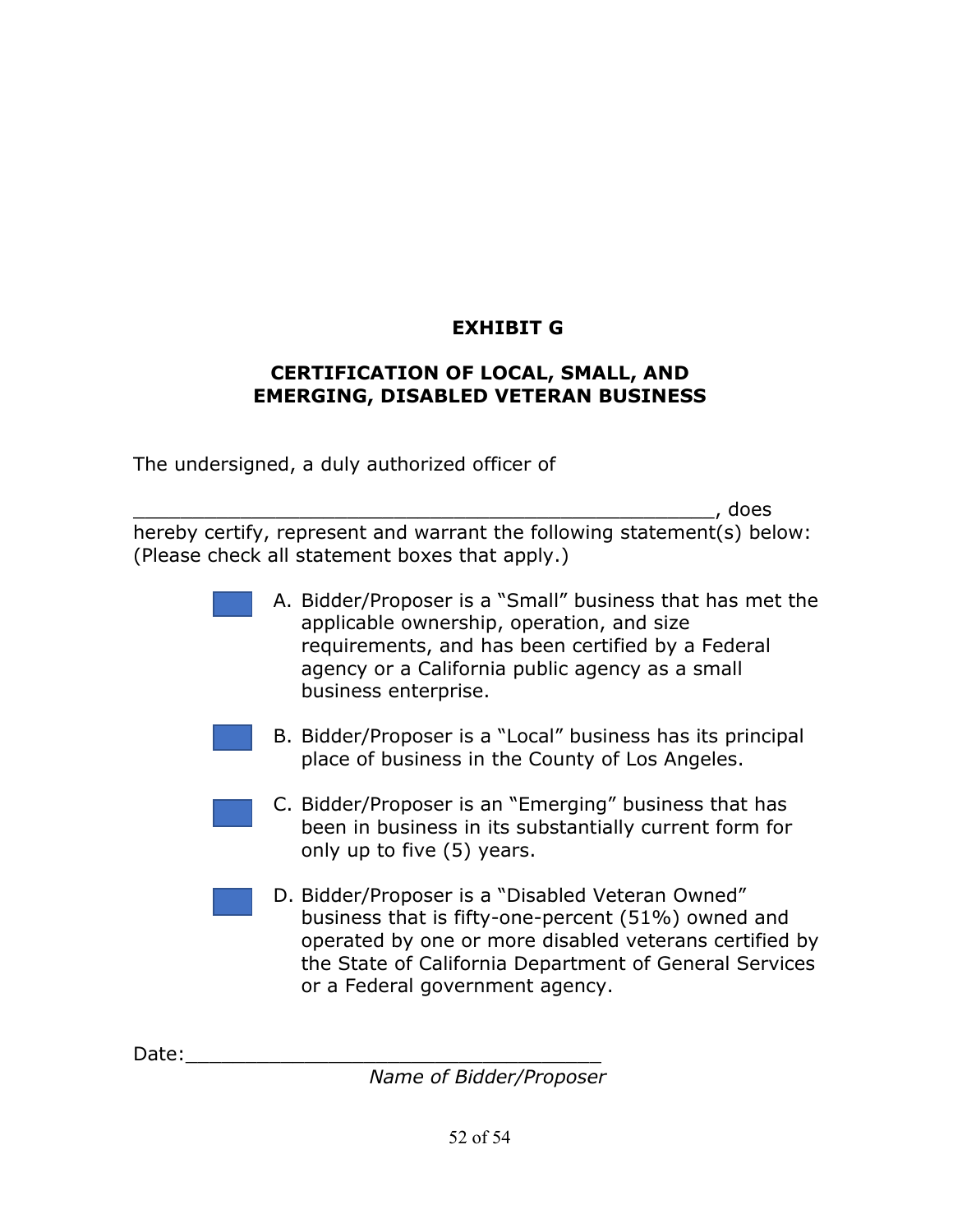**EXHIBIT G**

**CERTIFICATION OF LOCAL, SMALL, AND EMERGING, DISABLED VETERAN BUSINESS**

The undersigned, a duly authorized officer of

____________________________________________________, does hereby certify, represent and warrant the following statement(s) below: (Please check all statement boxes that apply.)

- ☐ A. Bidder/Proposer is a "Small" business that has met the applicable ownership, operation, and size requirements, and has been certified by a Federal agency or a California public agency as a small business enterprise.

- ☐ B. Bidder/Proposer is a "Local" business has its principal place of business in the County of Los Angeles.

- ☐ C. Bidder/Proposer is an "Emerging" business that has been in business in its substantially current form for only up to five (5) years.

- ☐ D. Bidder/Proposer is a "Disabled Veteran Owned" business that is fifty-one-percent (51%) owned and operated by one or more disabled veterans certified by the State of California Department of General Services or a Federal government agency.

Date:____________________________________

*Name of Bidder/Proposer*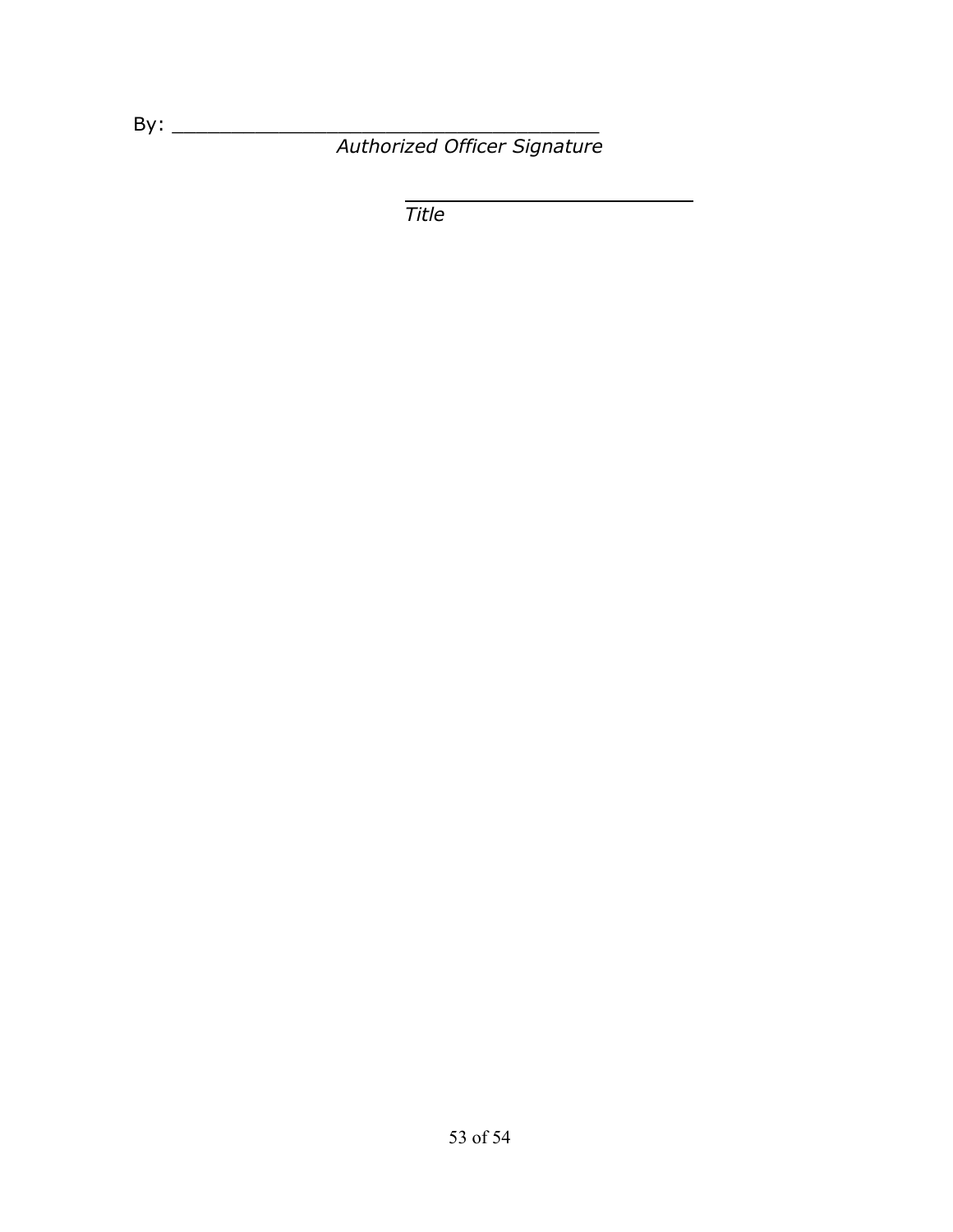By: ______________________________________

*Authorized Officer Signature*

_________________________

*Title*